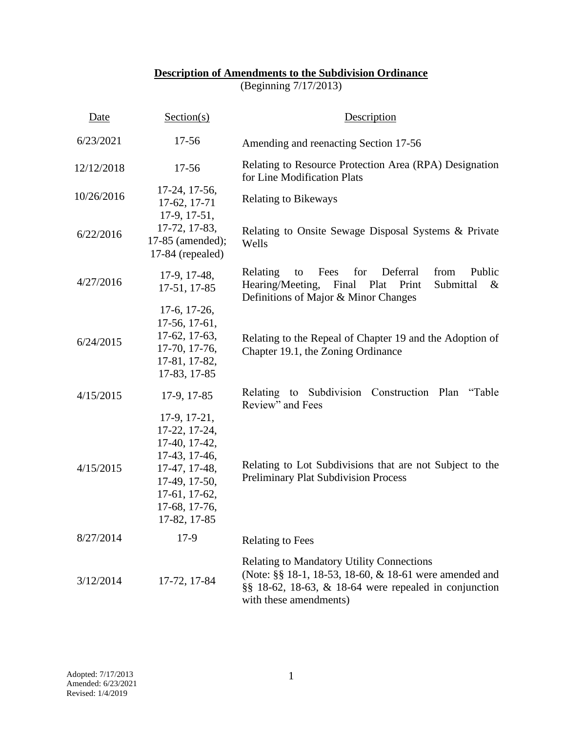**Description of Amendments to the Subdivision Ordinance**

(Beginning 7/17/2013)

| Date | Section(s) | Description |
|---|---|---|
| 6/23/2021 | 17-56 | Amending and reenacting Section 17-56 |
| 12/12/2018 | 17-56 | Relating to Resource Protection Area (RPA) Designation for Line Modification Plats |
| 10/26/2016 | 17-24, 17-56, 17-62, 17-71 | Relating to Bikeways |
| 6/22/2016 | 17-9, 17-51, 17-72, 17-83, 17-85 (amended); 17-84 (repealed) | Relating to Onsite Sewage Disposal Systems & Private Wells |
| 4/27/2016 | 17-9, 17-48, 17-51, 17-85 | Relating to Fees for Deferral from Public Hearing/Meeting, Final Plat Print Submittal & Definitions of Major & Minor Changes |
| 6/24/2015 | 17-6, 17-26, 17-56, 17-61, 17-62, 17-63, 17-70, 17-76, 17-81, 17-82, 17-83, 17-85 | Relating to the Repeal of Chapter 19 and the Adoption of Chapter 19.1, the Zoning Ordinance |
| 4/15/2015 | 17-9, 17-85 | Relating to Subdivision Construction Plan "Table Review" and Fees |
| 4/15/2015 | 17-9, 17-21, 17-22, 17-24, 17-40, 17-42, 17-43, 17-46, 17-47, 17-48, 17-49, 17-50, 17-61, 17-62, 17-68, 17-76, 17-82, 17-85 | Relating to Lot Subdivisions that are not Subject to the Preliminary Plat Subdivision Process |
| 8/27/2014 | 17-9 | Relating to Fees |
| 3/12/2014 | 17-72, 17-84 | Relating to Mandatory Utility Connections (Note: §§ 18-1, 18-53, 18-60, & 18-61 were amended and §§ 18-62, 18-63, & 18-64 were repealed in conjunction with these amendments) |

Adopted: 7/17/2013
Amended: 6/23/2021
Revised: 1/4/2019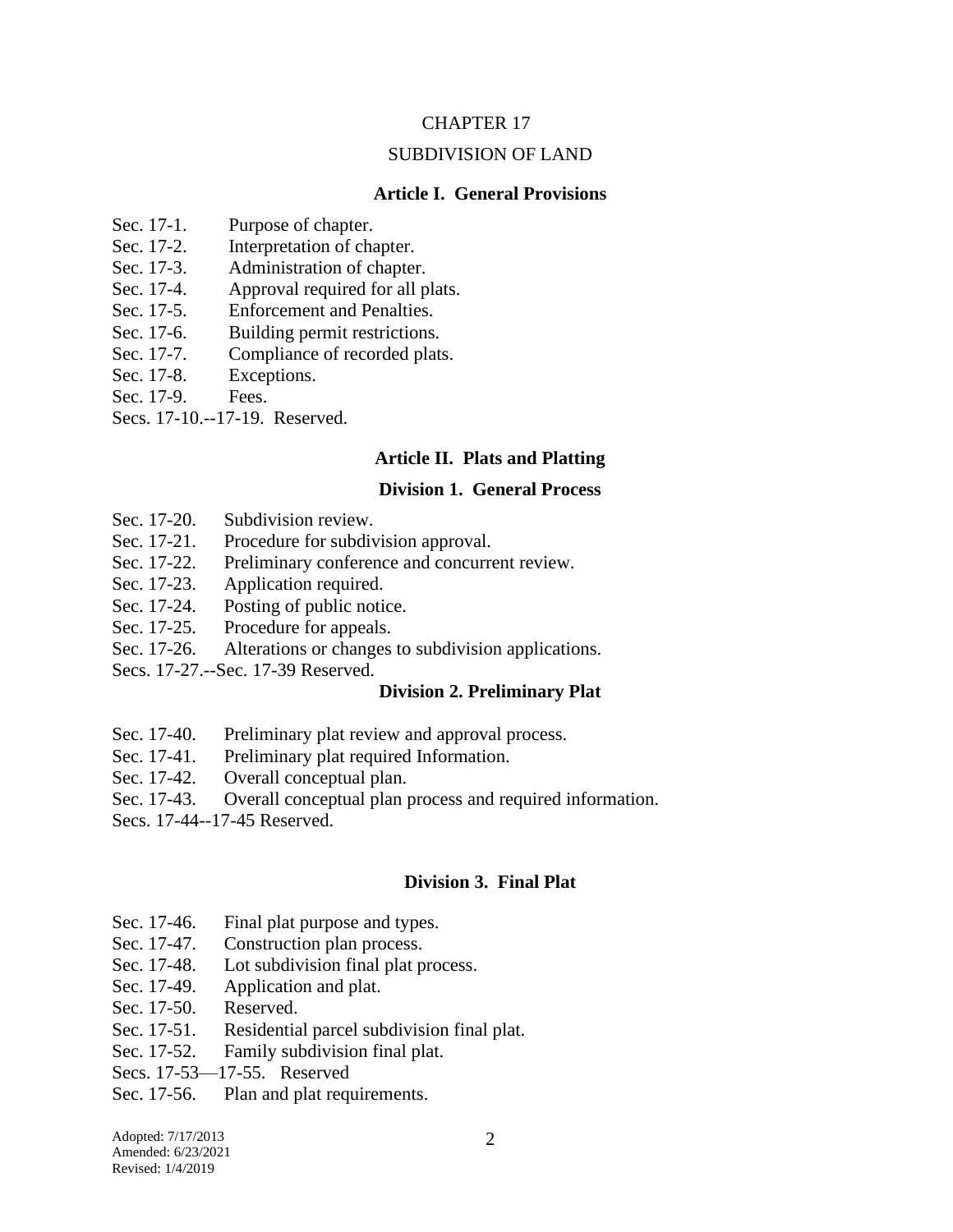CHAPTER 17

SUBDIVISION OF LAND

## Article I. General Provisions

Sec. 17-1. Purpose of chapter.
Sec. 17-2. Interpretation of chapter.
Sec. 17-3. Administration of chapter.
Sec. 17-4. Approval required for all plats.
Sec. 17-5. Enforcement and Penalties.
Sec. 17-6. Building permit restrictions.
Sec. 17-7. Compliance of recorded plats.
Sec. 17-8. Exceptions.
Sec. 17-9. Fees.
Secs. 17-10.--17-19. Reserved.

## Article II. Plats and Platting

### Division 1. General Process

Sec. 17-20. Subdivision review.
Sec. 17-21. Procedure for subdivision approval.
Sec. 17-22. Preliminary conference and concurrent review.
Sec. 17-23. Application required.
Sec. 17-24. Posting of public notice.
Sec. 17-25. Procedure for appeals.
Sec. 17-26. Alterations or changes to subdivision applications.
Secs. 17-27.--Sec. 17-39 Reserved.

### Division 2. Preliminary Plat

Sec. 17-40. Preliminary plat review and approval process.
Sec. 17-41. Preliminary plat required Information.
Sec. 17-42. Overall conceptual plan.
Sec. 17-43. Overall conceptual plan process and required information.
Secs. 17-44--17-45 Reserved.

### Division 3. Final Plat

Sec. 17-46. Final plat purpose and types.
Sec. 17-47. Construction plan process.
Sec. 17-48. Lot subdivision final plat process.
Sec. 17-49. Application and plat.
Sec. 17-50. Reserved.
Sec. 17-51. Residential parcel subdivision final plat.
Sec. 17-52. Family subdivision final plat.
Secs. 17-53—17-55. Reserved
Sec. 17-56. Plan and plat requirements.

Adopted: 7/17/2013
Amended: 6/23/2021
Revised: 1/4/2019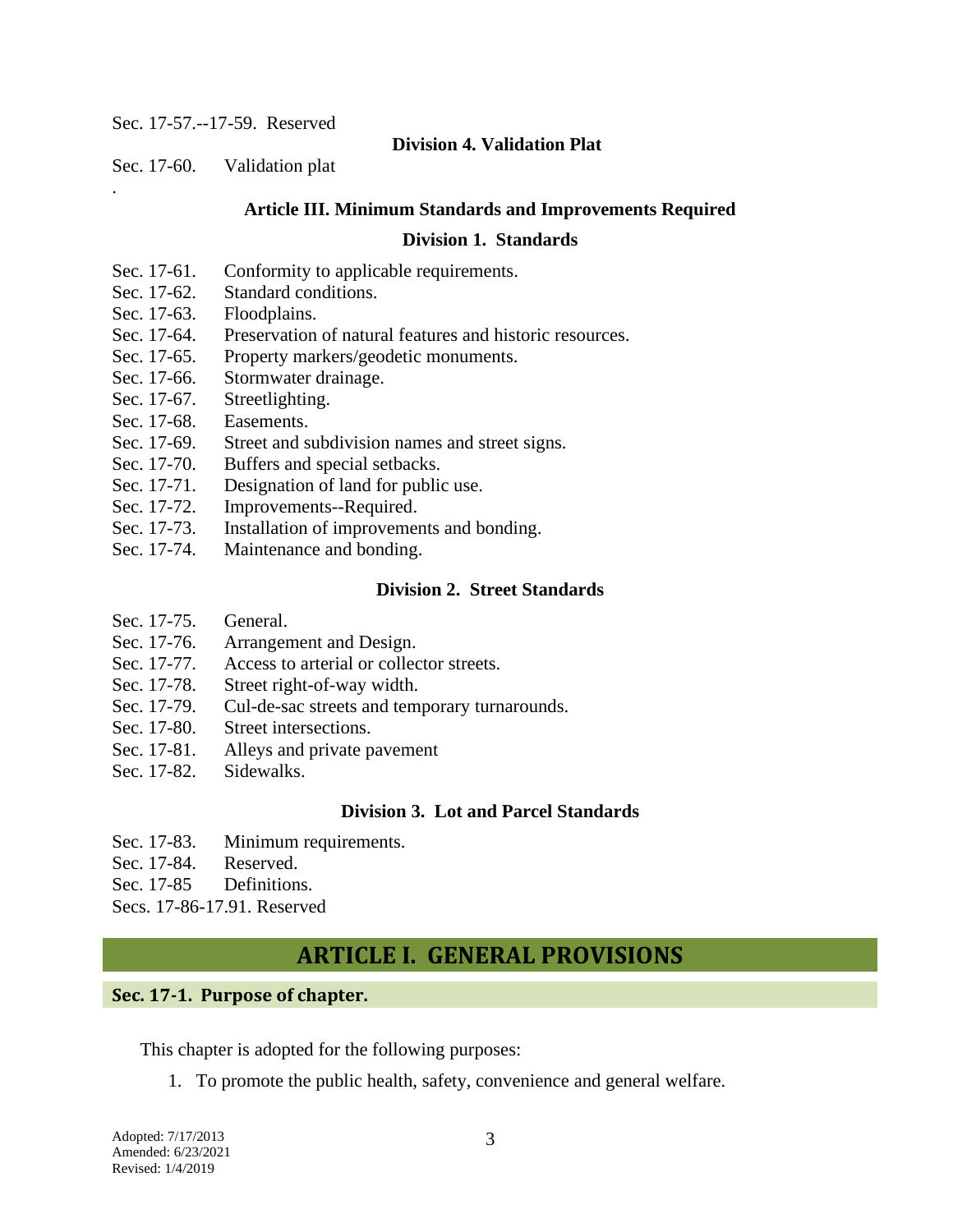Sec. 17-57.--17-59. Reserved

**Division 4. Validation Plat**

Sec. 17-60. Validation plat

.

**Article III. Minimum Standards and Improvements Required**

**Division 1. Standards**

Sec. 17-61. Conformity to applicable requirements.
Sec. 17-62. Standard conditions.
Sec. 17-63. Floodplains.
Sec. 17-64. Preservation of natural features and historic resources.
Sec. 17-65. Property markers/geodetic monuments.
Sec. 17-66. Stormwater drainage.
Sec. 17-67. Streetlighting.
Sec. 17-68. Easements.
Sec. 17-69. Street and subdivision names and street signs.
Sec. 17-70. Buffers and special setbacks.
Sec. 17-71. Designation of land for public use.
Sec. 17-72. Improvements--Required.
Sec. 17-73. Installation of improvements and bonding.
Sec. 17-74. Maintenance and bonding.

**Division 2. Street Standards**

Sec. 17-75. General.
Sec. 17-76. Arrangement and Design.
Sec. 17-77. Access to arterial or collector streets.
Sec. 17-78. Street right-of-way width.
Sec. 17-79. Cul-de-sac streets and temporary turnarounds.
Sec. 17-80. Street intersections.
Sec. 17-81. Alleys and private pavement
Sec. 17-82. Sidewalks.

**Division 3. Lot and Parcel Standards**

Sec. 17-83. Minimum requirements.
Sec. 17-84. Reserved.
Sec. 17-85 Definitions.
Secs. 17-86-17.91. Reserved

# ARTICLE I. GENERAL PROVISIONS

## Sec. 17-1. Purpose of chapter.

This chapter is adopted for the following purposes:

1. To promote the public health, safety, convenience and general welfare.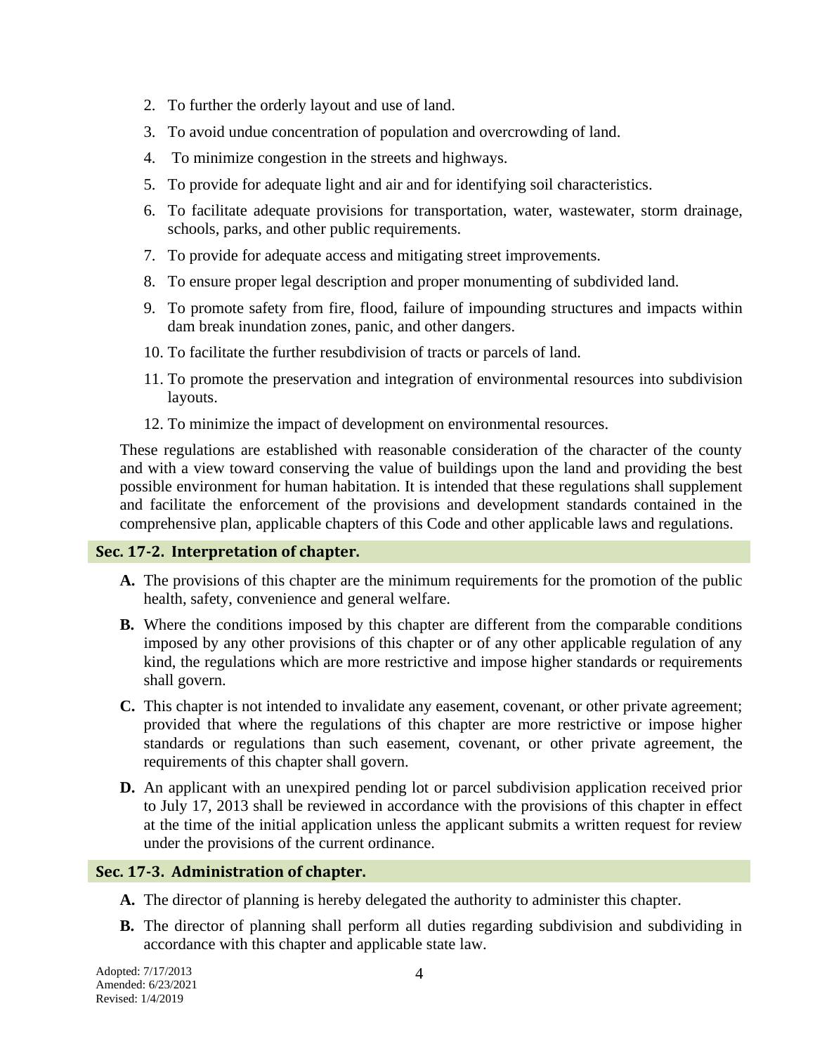2. To further the orderly layout and use of land.
3. To avoid undue concentration of population and overcrowding of land.
4. To minimize congestion in the streets and highways.
5. To provide for adequate light and air and for identifying soil characteristics.
6. To facilitate adequate provisions for transportation, water, wastewater, storm drainage, schools, parks, and other public requirements.
7. To provide for adequate access and mitigating street improvements.
8. To ensure proper legal description and proper monumenting of subdivided land.
9. To promote safety from fire, flood, failure of impounding structures and impacts within dam break inundation zones, panic, and other dangers.
10. To facilitate the further resubdivision of tracts or parcels of land.
11. To promote the preservation and integration of environmental resources into subdivision layouts.
12. To minimize the impact of development on environmental resources.

These regulations are established with reasonable consideration of the character of the county and with a view toward conserving the value of buildings upon the land and providing the best possible environment for human habitation. It is intended that these regulations shall supplement and facilitate the enforcement of the provisions and development standards contained in the comprehensive plan, applicable chapters of this Code and other applicable laws and regulations.

## Sec. 17-2. Interpretation of chapter.

**A.** The provisions of this chapter are the minimum requirements for the promotion of the public health, safety, convenience and general welfare.

**B.** Where the conditions imposed by this chapter are different from the comparable conditions imposed by any other provisions of this chapter or of any other applicable regulation of any kind, the regulations which are more restrictive and impose higher standards or requirements shall govern.

**C.** This chapter is not intended to invalidate any easement, covenant, or other private agreement; provided that where the regulations of this chapter are more restrictive or impose higher standards or regulations than such easement, covenant, or other private agreement, the requirements of this chapter shall govern.

**D.** An applicant with an unexpired pending lot or parcel subdivision application received prior to July 17, 2013 shall be reviewed in accordance with the provisions of this chapter in effect at the time of the initial application unless the applicant submits a written request for review under the provisions of the current ordinance.

## Sec. 17-3. Administration of chapter.

**A.** The director of planning is hereby delegated the authority to administer this chapter.

**B.** The director of planning shall perform all duties regarding subdivision and subdividing in accordance with this chapter and applicable state law.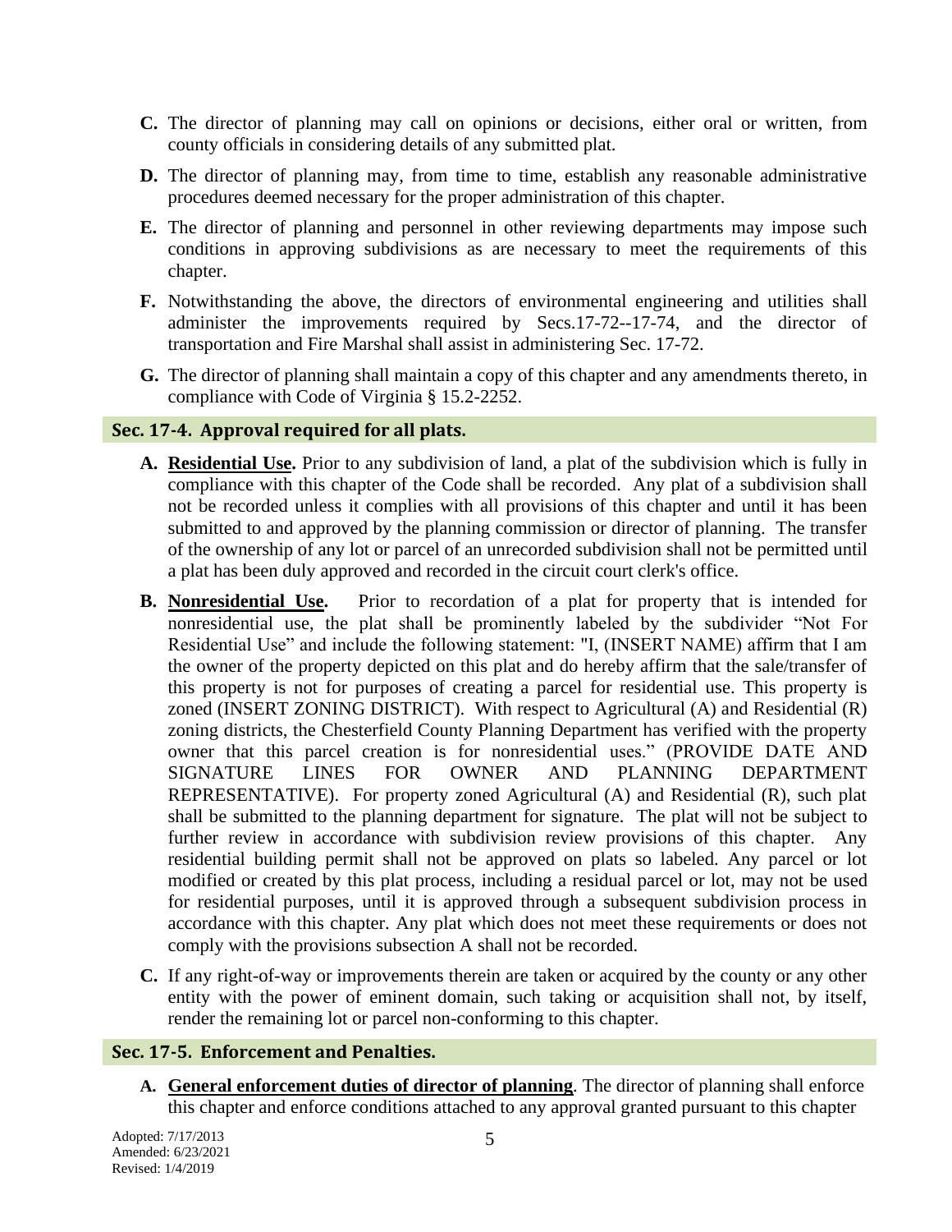**C.** The director of planning may call on opinions or decisions, either oral or written, from county officials in considering details of any submitted plat.

**D.** The director of planning may, from time to time, establish any reasonable administrative procedures deemed necessary for the proper administration of this chapter.

**E.** The director of planning and personnel in other reviewing departments may impose such conditions in approving subdivisions as are necessary to meet the requirements of this chapter.

**F.** Notwithstanding the above, the directors of environmental engineering and utilities shall administer the improvements required by Secs.17-72--17-74, and the director of transportation and Fire Marshal shall assist in administering Sec. 17-72.

**G.** The director of planning shall maintain a copy of this chapter and any amendments thereto, in compliance with Code of Virginia § 15.2-2252.

## Sec. 17-4. Approval required for all plats.

**A. Residential Use.** Prior to any subdivision of land, a plat of the subdivision which is fully in compliance with this chapter of the Code shall be recorded. Any plat of a subdivision shall not be recorded unless it complies with all provisions of this chapter and until it has been submitted to and approved by the planning commission or director of planning. The transfer of the ownership of any lot or parcel of an unrecorded subdivision shall not be permitted until a plat has been duly approved and recorded in the circuit court clerk's office.

**B. Nonresidential Use.** Prior to recordation of a plat for property that is intended for nonresidential use, the plat shall be prominently labeled by the subdivider "Not For Residential Use" and include the following statement: "I, (INSERT NAME) affirm that I am the owner of the property depicted on this plat and do hereby affirm that the sale/transfer of this property is not for purposes of creating a parcel for residential use. This property is zoned (INSERT ZONING DISTRICT). With respect to Agricultural (A) and Residential (R) zoning districts, the Chesterfield County Planning Department has verified with the property owner that this parcel creation is for nonresidential uses." (PROVIDE DATE AND SIGNATURE LINES FOR OWNER AND PLANNING DEPARTMENT REPRESENTATIVE). For property zoned Agricultural (A) and Residential (R), such plat shall be submitted to the planning department for signature. The plat will not be subject to further review in accordance with subdivision review provisions of this chapter. Any residential building permit shall not be approved on plats so labeled. Any parcel or lot modified or created by this plat process, including a residual parcel or lot, may not be used for residential purposes, until it is approved through a subsequent subdivision process in accordance with this chapter. Any plat which does not meet these requirements or does not comply with the provisions subsection A shall not be recorded.

**C.** If any right-of-way or improvements therein are taken or acquired by the county or any other entity with the power of eminent domain, such taking or acquisition shall not, by itself, render the remaining lot or parcel non-conforming to this chapter.

## Sec. 17-5. Enforcement and Penalties.

**A. General enforcement duties of director of planning**. The director of planning shall enforce this chapter and enforce conditions attached to any approval granted pursuant to this chapter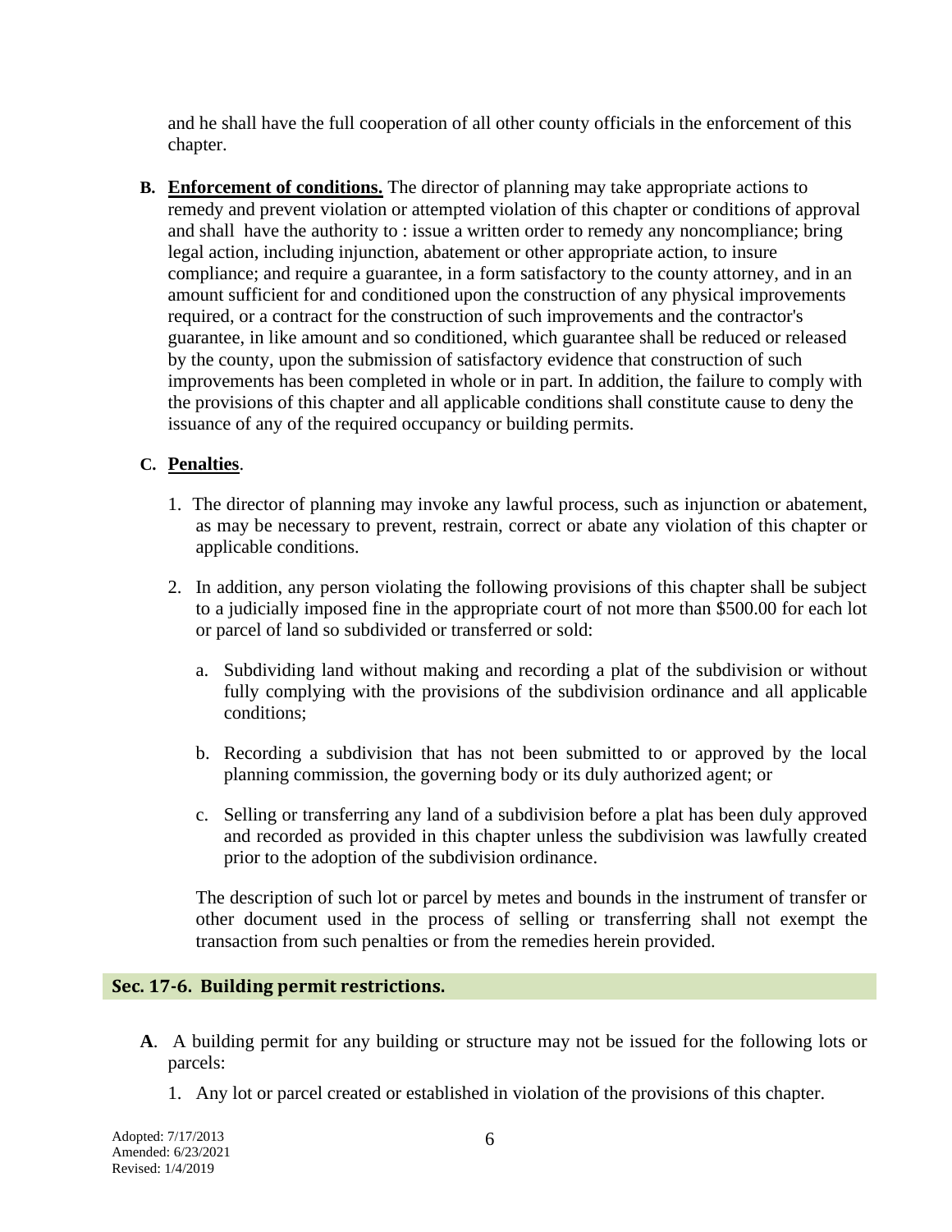and he shall have the full cooperation of all other county officials in the enforcement of this chapter.

**B. Enforcement of conditions.** The director of planning may take appropriate actions to remedy and prevent violation or attempted violation of this chapter or conditions of approval and shall have the authority to : issue a written order to remedy any noncompliance; bring legal action, including injunction, abatement or other appropriate action, to insure compliance; and require a guarantee, in a form satisfactory to the county attorney, and in an amount sufficient for and conditioned upon the construction of any physical improvements required, or a contract for the construction of such improvements and the contractor's guarantee, in like amount and so conditioned, which guarantee shall be reduced or released by the county, upon the submission of satisfactory evidence that construction of such improvements has been completed in whole or in part. In addition, the failure to comply with the provisions of this chapter and all applicable conditions shall constitute cause to deny the issuance of any of the required occupancy or building permits.

**C. Penalties**.

1. The director of planning may invoke any lawful process, such as injunction or abatement, as may be necessary to prevent, restrain, correct or abate any violation of this chapter or applicable conditions.

2. In addition, any person violating the following provisions of this chapter shall be subject to a judicially imposed fine in the appropriate court of not more than $500.00 for each lot or parcel of land so subdivided or transferred or sold:

   a. Subdividing land without making and recording a plat of the subdivision or without fully complying with the provisions of the subdivision ordinance and all applicable conditions;

   b. Recording a subdivision that has not been submitted to or approved by the local planning commission, the governing body or its duly authorized agent; or

   c. Selling or transferring any land of a subdivision before a plat has been duly approved and recorded as provided in this chapter unless the subdivision was lawfully created prior to the adoption of the subdivision ordinance.

   The description of such lot or parcel by metes and bounds in the instrument of transfer or other document used in the process of selling or transferring shall not exempt the transaction from such penalties or from the remedies herein provided.

## Sec. 17-6. Building permit restrictions.

**A**. A building permit for any building or structure may not be issued for the following lots or parcels:

1. Any lot or parcel created or established in violation of the provisions of this chapter.

Adopted: 7/17/2013
Amended: 6/23/2021
Revised: 1/4/2019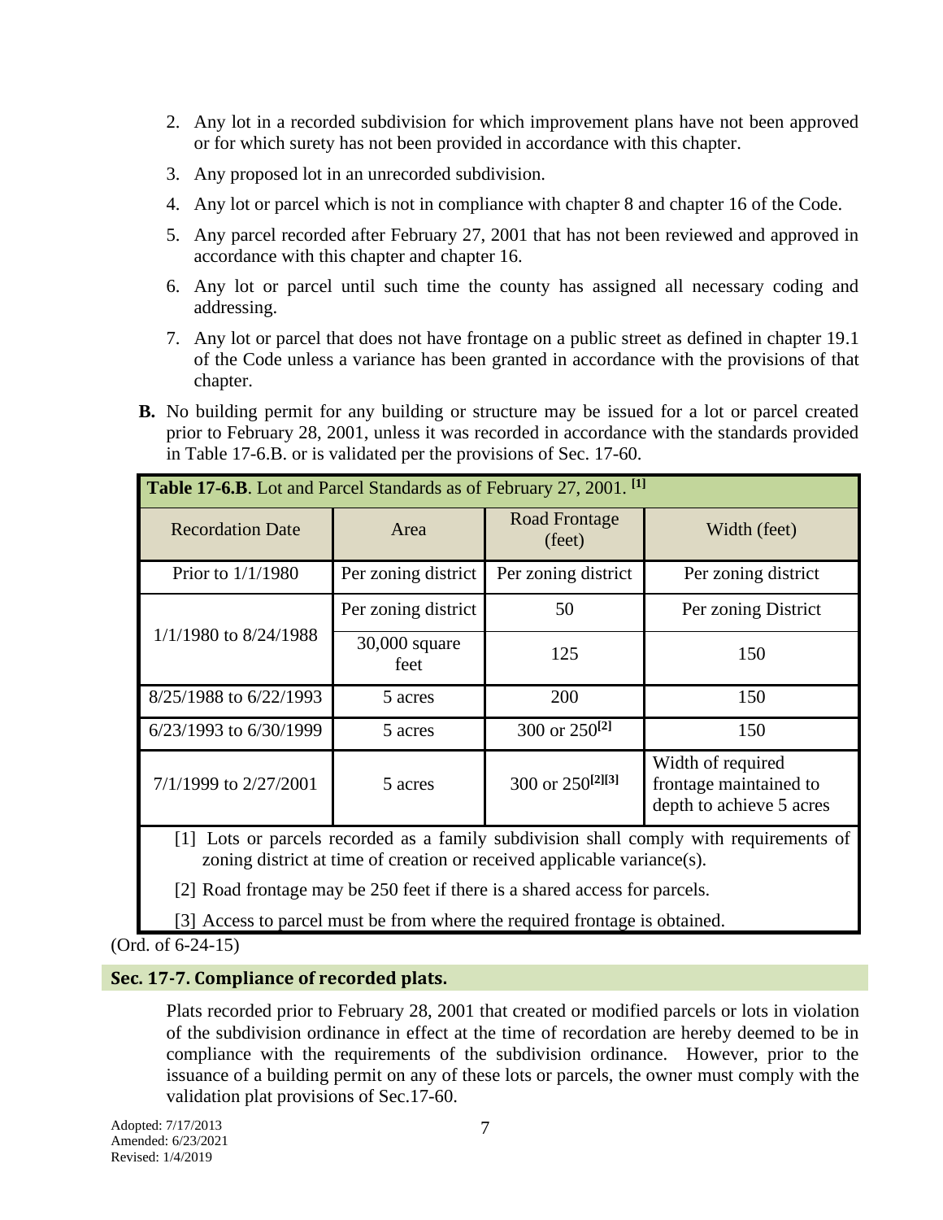2. Any lot in a recorded subdivision for which improvement plans have not been approved or for which surety has not been provided in accordance with this chapter.

3. Any proposed lot in an unrecorded subdivision.

4. Any lot or parcel which is not in compliance with chapter 8 and chapter 16 of the Code.

5. Any parcel recorded after February 27, 2001 that has not been reviewed and approved in accordance with this chapter and chapter 16.

6. Any lot or parcel until such time the county has assigned all necessary coding and addressing.

7. Any lot or parcel that does not have frontage on a public street as defined in chapter 19.1 of the Code unless a variance has been granted in accordance with the provisions of that chapter.

**B.** No building permit for any building or structure may be issued for a lot or parcel created prior to February 28, 2001, unless it was recorded in accordance with the standards provided in Table 17-6.B. or is validated per the provisions of Sec. 17-60.

**Table 17-6.B**. Lot and Parcel Standards as of February 27, 2001. [1]

| Recordation Date | Area | Road Frontage (feet) | Width (feet) |
|---|---|---|---|
| Prior to 1/1/1980 | Per zoning district | Per zoning district | Per zoning district |
| 1/1/1980 to 8/24/1988 | Per zoning district | 50 | Per zoning District |
| | 30,000 square feet | 125 | 150 |
| 8/25/1988 to 6/22/1993 | 5 acres | 200 | 150 |
| 6/23/1993 to 6/30/1999 | 5 acres | 300 or 250[2] | 150 |
| 7/1/1999 to 2/27/2001 | 5 acres | 300 or 250[2][3] | Width of required frontage maintained to depth to achieve 5 acres |

[1] Lots or parcels recorded as a family subdivision shall comply with requirements of zoning district at time of creation or received applicable variance(s).

[2] Road frontage may be 250 feet if there is a shared access for parcels.

[3] Access to parcel must be from where the required frontage is obtained.

(Ord. of 6-24-15)

## Sec. 17-7. Compliance of recorded plats.

Plats recorded prior to February 28, 2001 that created or modified parcels or lots in violation of the subdivision ordinance in effect at the time of recordation are hereby deemed to be in compliance with the requirements of the subdivision ordinance. However, prior to the issuance of a building permit on any of these lots or parcels, the owner must comply with the validation plat provisions of Sec.17-60.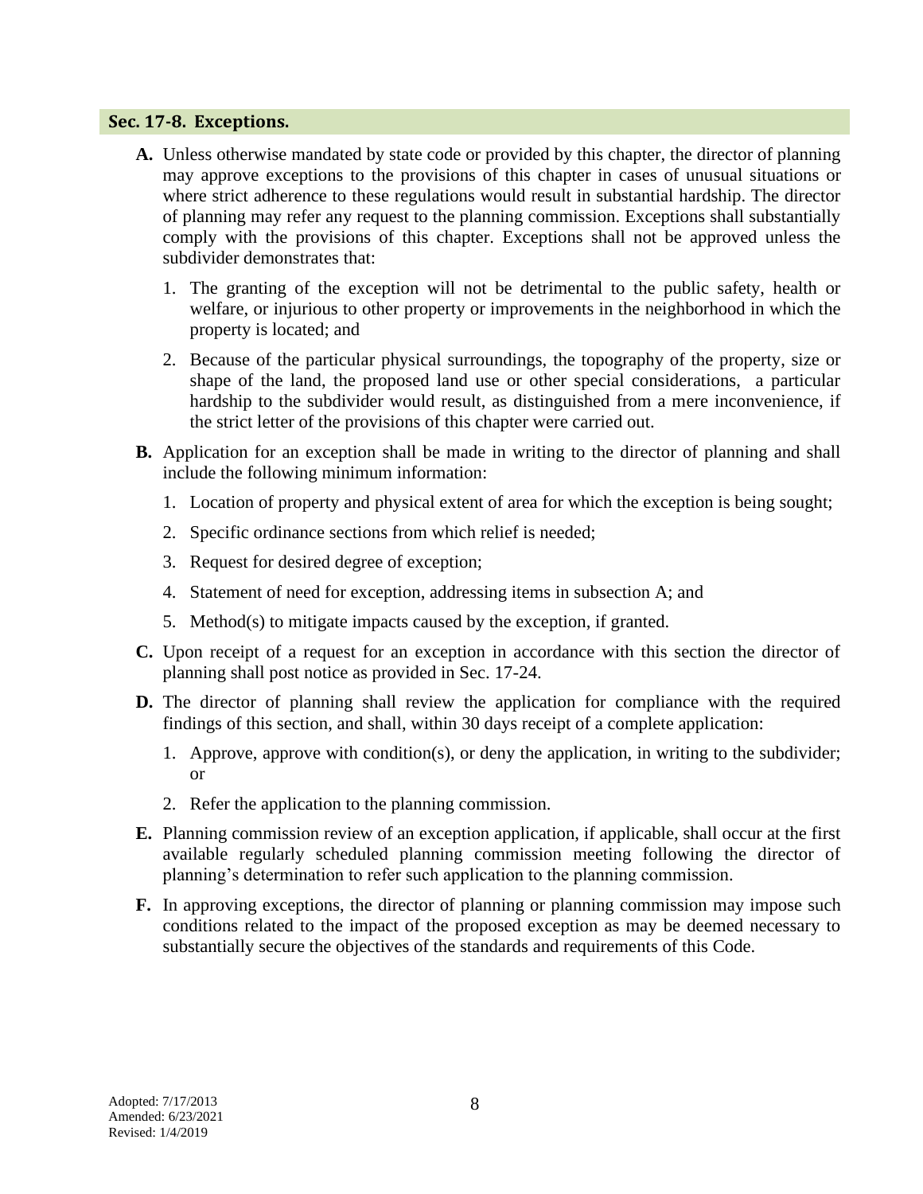## Sec. 17-8. Exceptions.

**A.** Unless otherwise mandated by state code or provided by this chapter, the director of planning may approve exceptions to the provisions of this chapter in cases of unusual situations or where strict adherence to these regulations would result in substantial hardship. The director of planning may refer any request to the planning commission. Exceptions shall substantially comply with the provisions of this chapter. Exceptions shall not be approved unless the subdivider demonstrates that:

1. The granting of the exception will not be detrimental to the public safety, health or welfare, or injurious to other property or improvements in the neighborhood in which the property is located; and
2. Because of the particular physical surroundings, the topography of the property, size or shape of the land, the proposed land use or other special considerations, a particular hardship to the subdivider would result, as distinguished from a mere inconvenience, if the strict letter of the provisions of this chapter were carried out.

**B.** Application for an exception shall be made in writing to the director of planning and shall include the following minimum information:

1. Location of property and physical extent of area for which the exception is being sought;
2. Specific ordinance sections from which relief is needed;
3. Request for desired degree of exception;
4. Statement of need for exception, addressing items in subsection A; and
5. Method(s) to mitigate impacts caused by the exception, if granted.

**C.** Upon receipt of a request for an exception in accordance with this section the director of planning shall post notice as provided in Sec. 17-24.

**D.** The director of planning shall review the application for compliance with the required findings of this section, and shall, within 30 days receipt of a complete application:

1. Approve, approve with condition(s), or deny the application, in writing to the subdivider; or
2. Refer the application to the planning commission.

**E.** Planning commission review of an exception application, if applicable, shall occur at the first available regularly scheduled planning commission meeting following the director of planning's determination to refer such application to the planning commission.

**F.** In approving exceptions, the director of planning or planning commission may impose such conditions related to the impact of the proposed exception as may be deemed necessary to substantially secure the objectives of the standards and requirements of this Code.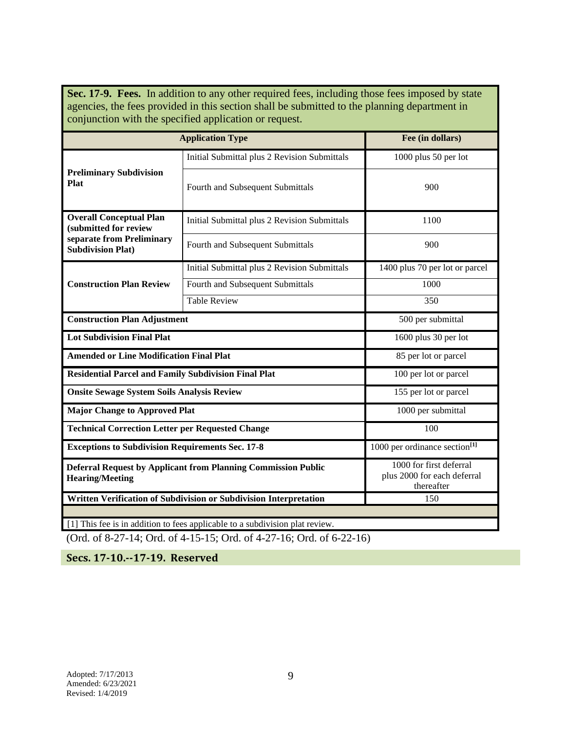**Sec. 17-9. Fees.** In addition to any other required fees, including those fees imposed by state agencies, the fees provided in this section shall be submitted to the planning department in conjunction with the specified application or request.

| Application Type | | Fee (in dollars) |
|---|---|---|
| **Preliminary Subdivision Plat** | Initial Submittal plus 2 Revision Submittals | 1000 plus 50 per lot |
| | Fourth and Subsequent Submittals | 900 |
| **Overall Conceptual Plan (submitted for review separate from Preliminary Subdivision Plat)** | Initial Submittal plus 2 Revision Submittals | 1100 |
| | Fourth and Subsequent Submittals | 900 |
| **Construction Plan Review** | Initial Submittal plus 2 Revision Submittals | 1400 plus 70 per lot or parcel |
| | Fourth and Subsequent Submittals | 1000 |
| | Table Review | 350 |
| **Construction Plan Adjustment** | | 500 per submittal |
| **Lot Subdivision Final Plat** | | 1600 plus 30 per lot |
| **Amended or Line Modification Final Plat** | | 85 per lot or parcel |
| **Residential Parcel and Family Subdivision Final Plat** | | 100 per lot or parcel |
| **Onsite Sewage System Soils Analysis Review** | | 155 per lot or parcel |
| **Major Change to Approved Plat** | | 1000 per submittal |
| **Technical Correction Letter per Requested Change** | | 100 |
| **Exceptions to Subdivision Requirements Sec. 17-8** | | 1000 per ordinance section[1] |
| **Deferral Request by Applicant from Planning Commission Public Hearing/Meeting** | | 1000 for first deferral plus 2000 for each deferral thereafter |
| **Written Verification of Subdivision or Subdivision Interpretation** | | 150 |

[1] This fee is in addition to fees applicable to a subdivision plat review.

(Ord. of 8-27-14; Ord. of 4-15-15; Ord. of 4-27-16; Ord. of 6-22-16)

### Secs. 17-10.--17-19. Reserved

Adopted: 7/17/2013
Amended: 6/23/2021
Revised: 1/4/2019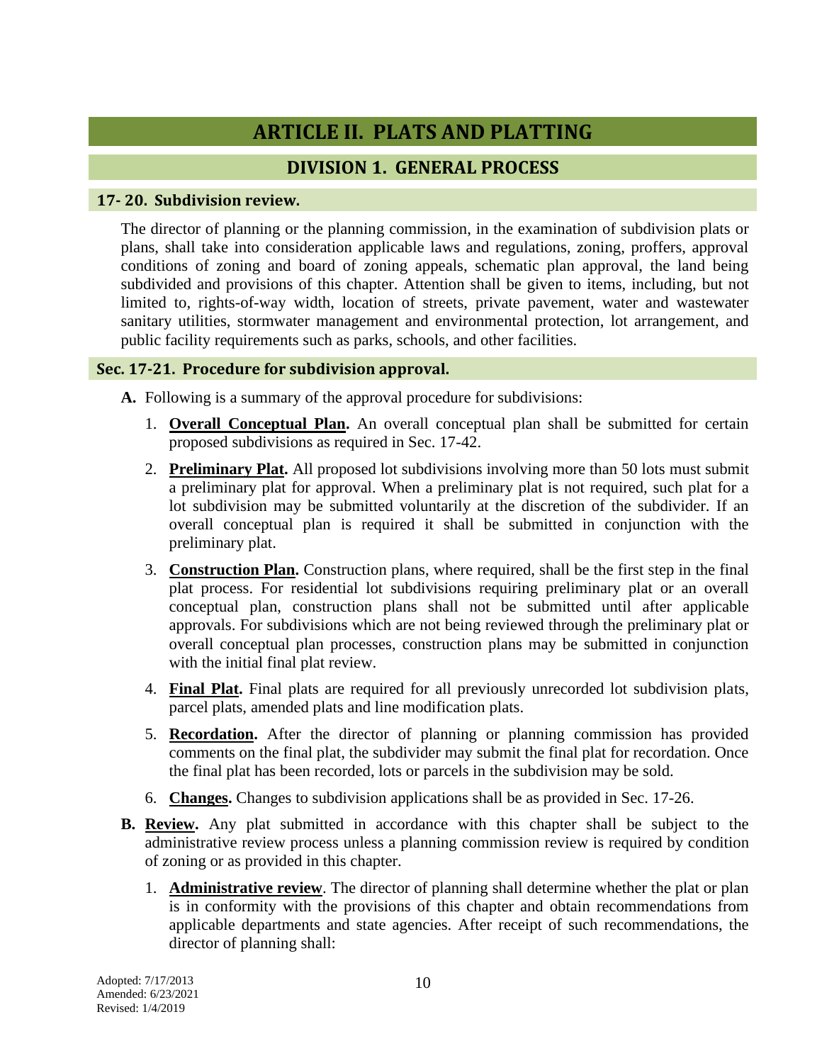# ARTICLE II. PLATS AND PLATTING

## DIVISION 1. GENERAL PROCESS

### 17- 20. Subdivision review.

The director of planning or the planning commission, in the examination of subdivision plats or plans, shall take into consideration applicable laws and regulations, zoning, proffers, approval conditions of zoning and board of zoning appeals, schematic plan approval, the land being subdivided and provisions of this chapter. Attention shall be given to items, including, but not limited to, rights-of-way width, location of streets, private pavement, water and wastewater sanitary utilities, stormwater management and environmental protection, lot arrangement, and public facility requirements such as parks, schools, and other facilities.

### Sec. 17-21. Procedure for subdivision approval.

**A.** Following is a summary of the approval procedure for subdivisions:

1. **Overall Conceptual Plan.** An overall conceptual plan shall be submitted for certain proposed subdivisions as required in Sec. 17-42.
2. **Preliminary Plat.** All proposed lot subdivisions involving more than 50 lots must submit a preliminary plat for approval. When a preliminary plat is not required, such plat for a lot subdivision may be submitted voluntarily at the discretion of the subdivider. If an overall conceptual plan is required it shall be submitted in conjunction with the preliminary plat.
3. **Construction Plan.** Construction plans, where required, shall be the first step in the final plat process. For residential lot subdivisions requiring preliminary plat or an overall conceptual plan, construction plans shall not be submitted until after applicable approvals. For subdivisions which are not being reviewed through the preliminary plat or overall conceptual plan processes, construction plans may be submitted in conjunction with the initial final plat review.
4. **Final Plat.** Final plats are required for all previously unrecorded lot subdivision plats, parcel plats, amended plats and line modification plats.
5. **Recordation.** After the director of planning or planning commission has provided comments on the final plat, the subdivider may submit the final plat for recordation. Once the final plat has been recorded, lots or parcels in the subdivision may be sold.
6. **Changes.** Changes to subdivision applications shall be as provided in Sec. 17-26.

**B.** **Review.** Any plat submitted in accordance with this chapter shall be subject to the administrative review process unless a planning commission review is required by condition of zoning or as provided in this chapter.

1. **Administrative review**. The director of planning shall determine whether the plat or plan is in conformity with the provisions of this chapter and obtain recommendations from applicable departments and state agencies. After receipt of such recommendations, the director of planning shall: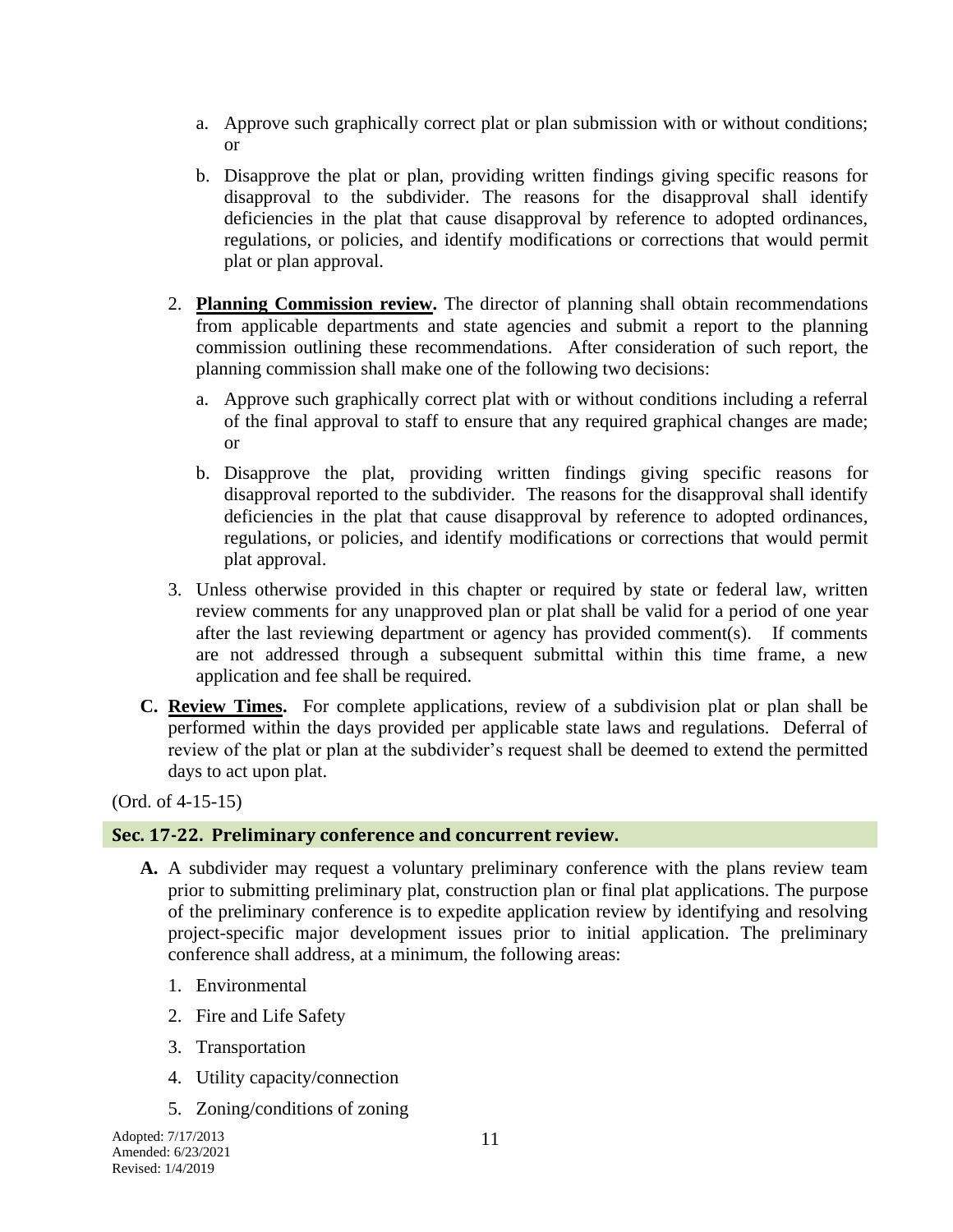a. Approve such graphically correct plat or plan submission with or without conditions; or

b. Disapprove the plat or plan, providing written findings giving specific reasons for disapproval to the subdivider. The reasons for the disapproval shall identify deficiencies in the plat that cause disapproval by reference to adopted ordinances, regulations, or policies, and identify modifications or corrections that would permit plat or plan approval.

2. **Planning Commission review.** The director of planning shall obtain recommendations from applicable departments and state agencies and submit a report to the planning commission outlining these recommendations. After consideration of such report, the planning commission shall make one of the following two decisions:

   a. Approve such graphically correct plat with or without conditions including a referral of the final approval to staff to ensure that any required graphical changes are made; or

   b. Disapprove the plat, providing written findings giving specific reasons for disapproval reported to the subdivider. The reasons for the disapproval shall identify deficiencies in the plat that cause disapproval by reference to adopted ordinances, regulations, or policies, and identify modifications or corrections that would permit plat approval.

3. Unless otherwise provided in this chapter or required by state or federal law, written review comments for any unapproved plan or plat shall be valid for a period of one year after the last reviewing department or agency has provided comment(s). If comments are not addressed through a subsequent submittal within this time frame, a new application and fee shall be required.

**C. Review Times.** For complete applications, review of a subdivision plat or plan shall be performed within the days provided per applicable state laws and regulations. Deferral of review of the plat or plan at the subdivider's request shall be deemed to extend the permitted days to act upon plat.

(Ord. of 4-15-15)

## Sec. 17-22. Preliminary conference and concurrent review.

**A.** A subdivider may request a voluntary preliminary conference with the plans review team prior to submitting preliminary plat, construction plan or final plat applications. The purpose of the preliminary conference is to expedite application review by identifying and resolving project-specific major development issues prior to initial application. The preliminary conference shall address, at a minimum, the following areas:

1. Environmental
2. Fire and Life Safety
3. Transportation
4. Utility capacity/connection
5. Zoning/conditions of zoning

Adopted: 7/17/2013
Amended: 6/23/2021
Revised: 1/4/2019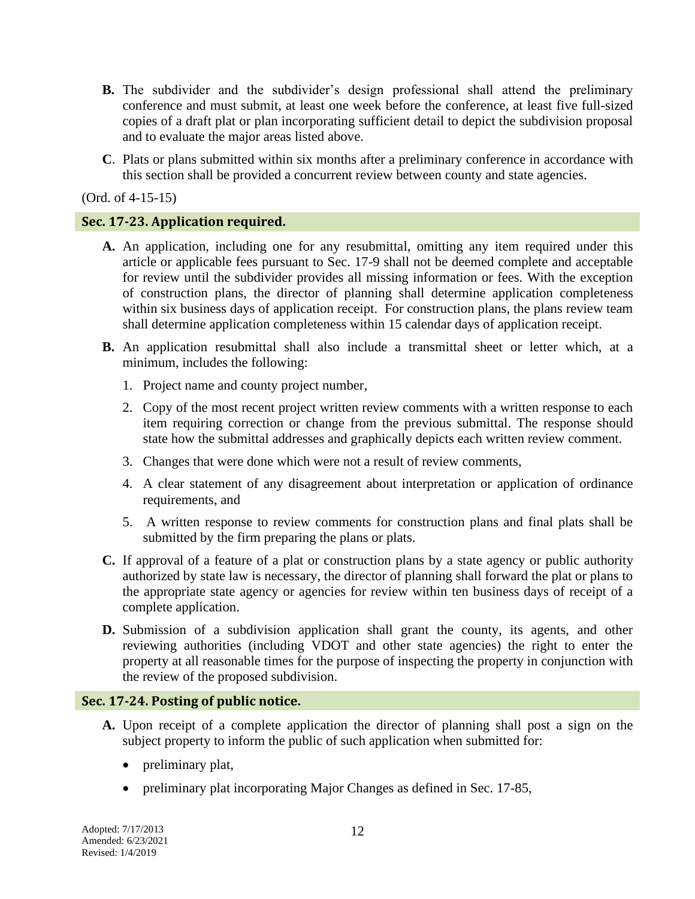**B.** The subdivider and the subdivider's design professional shall attend the preliminary conference and must submit, at least one week before the conference, at least five full-sized copies of a draft plat or plan incorporating sufficient detail to depict the subdivision proposal and to evaluate the major areas listed above.

**C**. Plats or plans submitted within six months after a preliminary conference in accordance with this section shall be provided a concurrent review between county and state agencies.

(Ord. of 4-15-15)

### Sec. 17-23. Application required.

**A.** An application, including one for any resubmittal, omitting any item required under this article or applicable fees pursuant to Sec. 17-9 shall not be deemed complete and acceptable for review until the subdivider provides all missing information or fees. With the exception of construction plans, the director of planning shall determine application completeness within six business days of application receipt. For construction plans, the plans review team shall determine application completeness within 15 calendar days of application receipt.

**B.** An application resubmittal shall also include a transmittal sheet or letter which, at a minimum, includes the following:

1. Project name and county project number,
2. Copy of the most recent project written review comments with a written response to each item requiring correction or change from the previous submittal. The response should state how the submittal addresses and graphically depicts each written review comment.
3. Changes that were done which were not a result of review comments,
4. A clear statement of any disagreement about interpretation or application of ordinance requirements, and
5. A written response to review comments for construction plans and final plats shall be submitted by the firm preparing the plans or plats.

**C.** If approval of a feature of a plat or construction plans by a state agency or public authority authorized by state law is necessary, the director of planning shall forward the plat or plans to the appropriate state agency or agencies for review within ten business days of receipt of a complete application.

**D.** Submission of a subdivision application shall grant the county, its agents, and other reviewing authorities (including VDOT and other state agencies) the right to enter the property at all reasonable times for the purpose of inspecting the property in conjunction with the review of the proposed subdivision.

### Sec. 17-24. Posting of public notice.

**A.** Upon receipt of a complete application the director of planning shall post a sign on the subject property to inform the public of such application when submitted for:

- preliminary plat,
- preliminary plat incorporating Major Changes as defined in Sec. 17-85,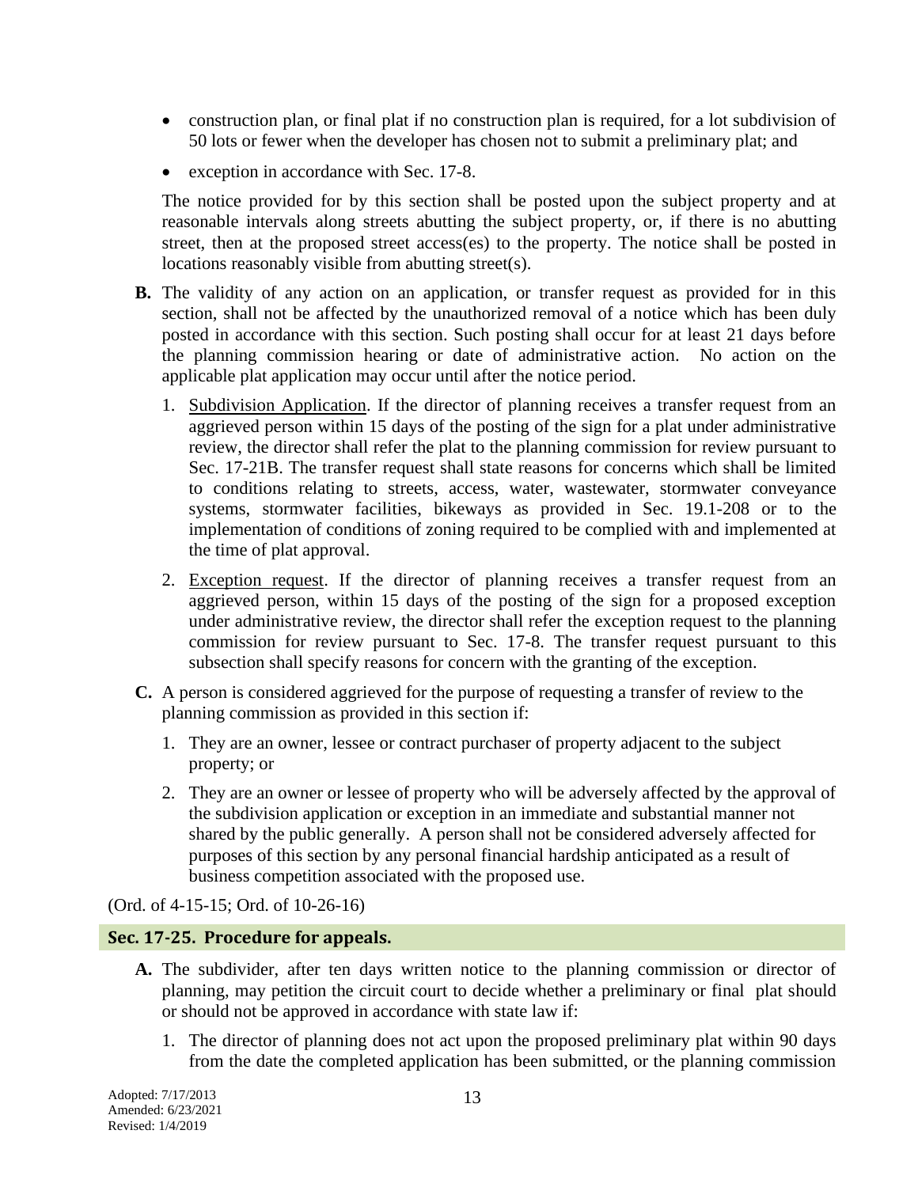- construction plan, or final plat if no construction plan is required, for a lot subdivision of 50 lots or fewer when the developer has chosen not to submit a preliminary plat; and
- exception in accordance with Sec. 17-8.

The notice provided for by this section shall be posted upon the subject property and at reasonable intervals along streets abutting the subject property, or, if there is no abutting street, then at the proposed street access(es) to the property. The notice shall be posted in locations reasonably visible from abutting street(s).

**B.** The validity of any action on an application, or transfer request as provided for in this section, shall not be affected by the unauthorized removal of a notice which has been duly posted in accordance with this section. Such posting shall occur for at least 21 days before the planning commission hearing or date of administrative action. No action on the applicable plat application may occur until after the notice period.

1. Subdivision Application. If the director of planning receives a transfer request from an aggrieved person within 15 days of the posting of the sign for a plat under administrative review, the director shall refer the plat to the planning commission for review pursuant to Sec. 17-21B. The transfer request shall state reasons for concerns which shall be limited to conditions relating to streets, access, water, wastewater, stormwater conveyance systems, stormwater facilities, bikeways as provided in Sec. 19.1-208 or to the implementation of conditions of zoning required to be complied with and implemented at the time of plat approval.
2. Exception request. If the director of planning receives a transfer request from an aggrieved person, within 15 days of the posting of the sign for a proposed exception under administrative review, the director shall refer the exception request to the planning commission for review pursuant to Sec. 17-8. The transfer request pursuant to this subsection shall specify reasons for concern with the granting of the exception.

**C.** A person is considered aggrieved for the purpose of requesting a transfer of review to the planning commission as provided in this section if:

1. They are an owner, lessee or contract purchaser of property adjacent to the subject property; or
2. They are an owner or lessee of property who will be adversely affected by the approval of the subdivision application or exception in an immediate and substantial manner not shared by the public generally. A person shall not be considered adversely affected for purposes of this section by any personal financial hardship anticipated as a result of business competition associated with the proposed use.

(Ord. of 4-15-15; Ord. of 10-26-16)

## Sec. 17-25. Procedure for appeals.

**A.** The subdivider, after ten days written notice to the planning commission or director of planning, may petition the circuit court to decide whether a preliminary or final plat should or should not be approved in accordance with state law if:

1. The director of planning does not act upon the proposed preliminary plat within 90 days from the date the completed application has been submitted, or the planning commission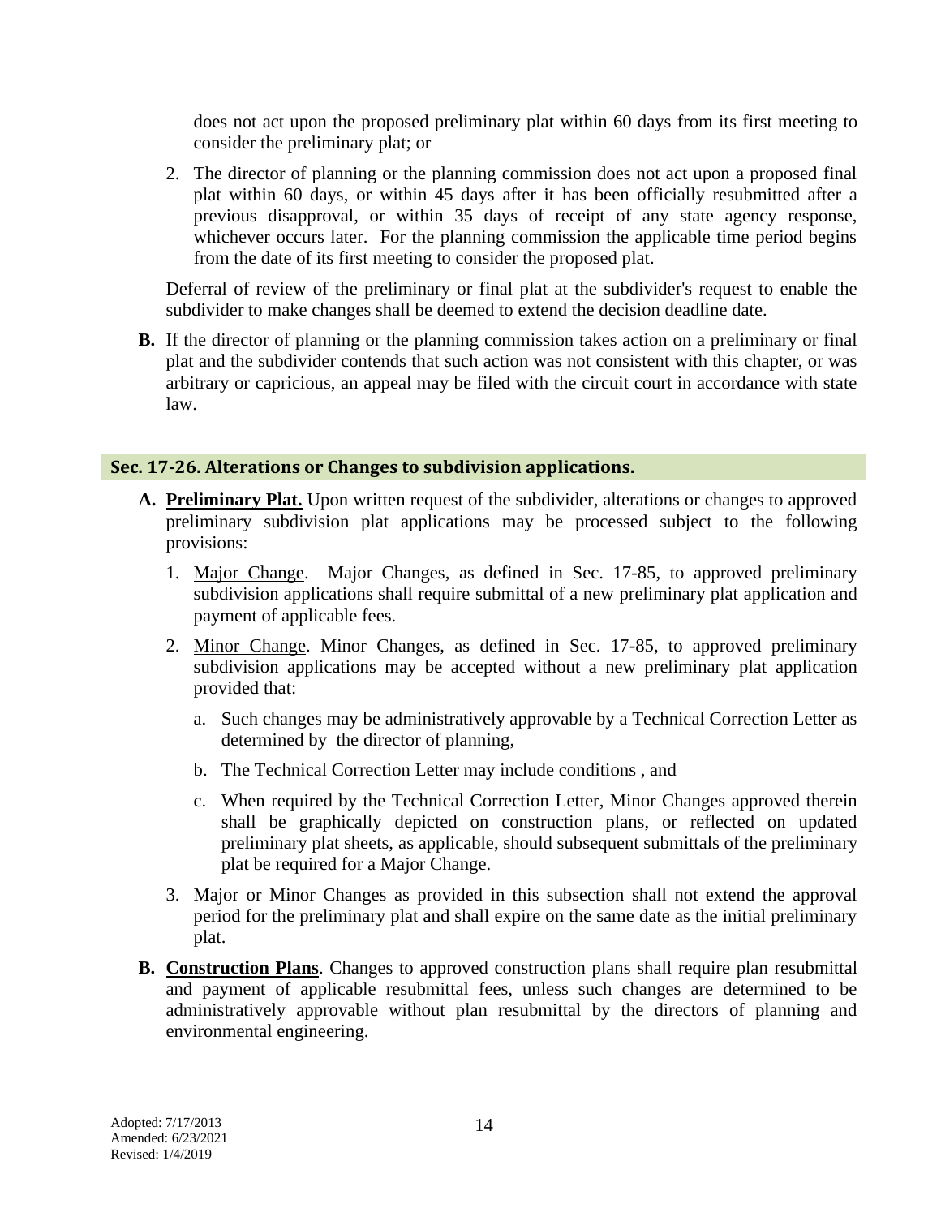does not act upon the proposed preliminary plat within 60 days from its first meeting to consider the preliminary plat; or

2. The director of planning or the planning commission does not act upon a proposed final plat within 60 days, or within 45 days after it has been officially resubmitted after a previous disapproval, or within 35 days of receipt of any state agency response, whichever occurs later. For the planning commission the applicable time period begins from the date of its first meeting to consider the proposed plat.

Deferral of review of the preliminary or final plat at the subdivider's request to enable the subdivider to make changes shall be deemed to extend the decision deadline date.

**B.** If the director of planning or the planning commission takes action on a preliminary or final plat and the subdivider contends that such action was not consistent with this chapter, or was arbitrary or capricious, an appeal may be filed with the circuit court in accordance with state law.

## Sec. 17-26. Alterations or Changes to subdivision applications.

**A. Preliminary Plat.** Upon written request of the subdivider, alterations or changes to approved preliminary subdivision plat applications may be processed subject to the following provisions:

1. Major Change. Major Changes, as defined in Sec. 17-85, to approved preliminary subdivision applications shall require submittal of a new preliminary plat application and payment of applicable fees.

2. Minor Change. Minor Changes, as defined in Sec. 17-85, to approved preliminary subdivision applications may be accepted without a new preliminary plat application provided that:

   a. Such changes may be administratively approvable by a Technical Correction Letter as determined by the director of planning,

   b. The Technical Correction Letter may include conditions , and

   c. When required by the Technical Correction Letter, Minor Changes approved therein shall be graphically depicted on construction plans, or reflected on updated preliminary plat sheets, as applicable, should subsequent submittals of the preliminary plat be required for a Major Change.

3. Major or Minor Changes as provided in this subsection shall not extend the approval period for the preliminary plat and shall expire on the same date as the initial preliminary plat.

**B. Construction Plans**. Changes to approved construction plans shall require plan resubmittal and payment of applicable resubmittal fees, unless such changes are determined to be administratively approvable without plan resubmittal by the directors of planning and environmental engineering.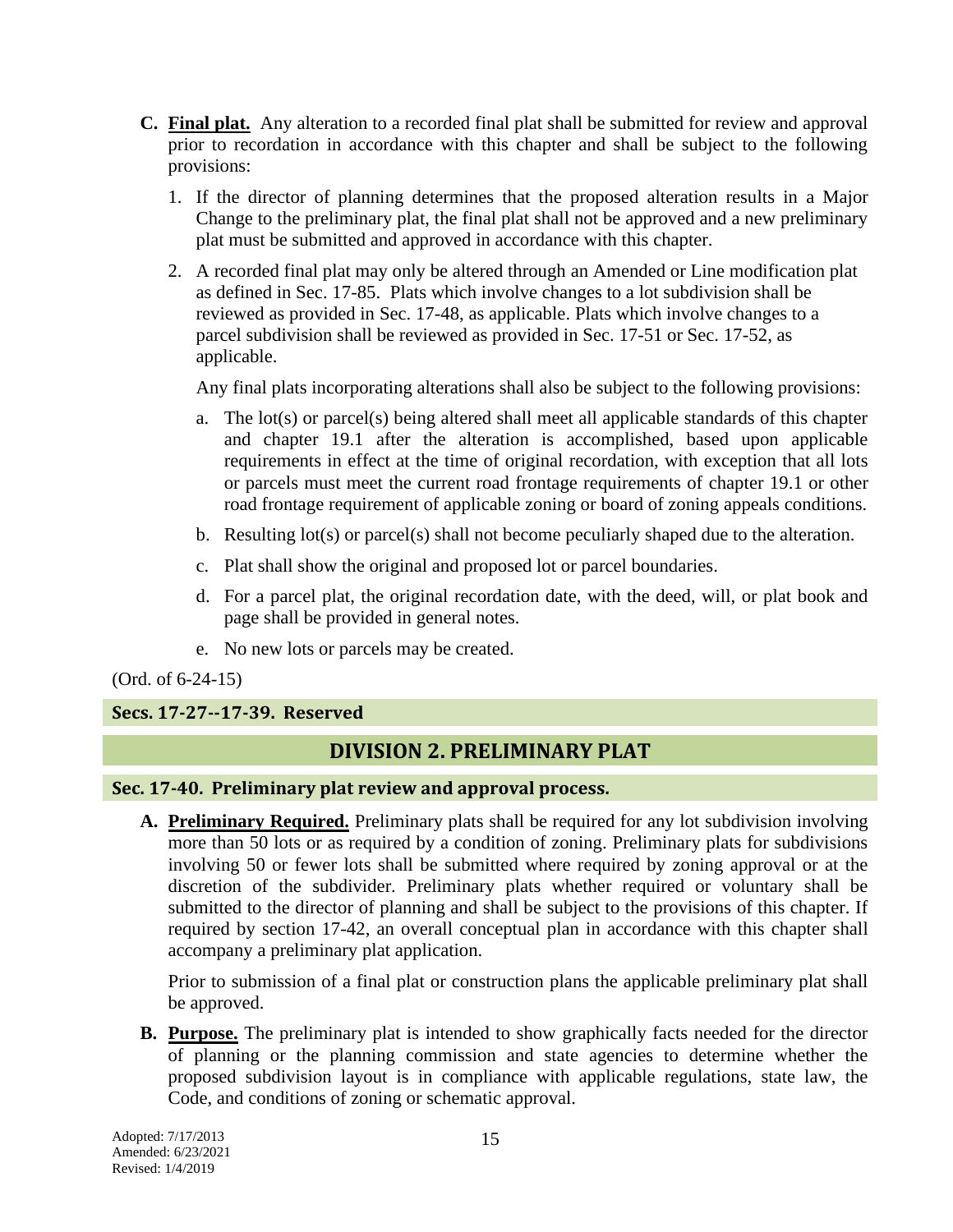**C. Final plat.** Any alteration to a recorded final plat shall be submitted for review and approval prior to recordation in accordance with this chapter and shall be subject to the following provisions:

1. If the director of planning determines that the proposed alteration results in a Major Change to the preliminary plat, the final plat shall not be approved and a new preliminary plat must be submitted and approved in accordance with this chapter.

2. A recorded final plat may only be altered through an Amended or Line modification plat as defined in Sec. 17-85. Plats which involve changes to a lot subdivision shall be reviewed as provided in Sec. 17-48, as applicable. Plats which involve changes to a parcel subdivision shall be reviewed as provided in Sec. 17-51 or Sec. 17-52, as applicable.

   Any final plats incorporating alterations shall also be subject to the following provisions:

   a. The lot(s) or parcel(s) being altered shall meet all applicable standards of this chapter and chapter 19.1 after the alteration is accomplished, based upon applicable requirements in effect at the time of original recordation, with exception that all lots or parcels must meet the current road frontage requirements of chapter 19.1 or other road frontage requirement of applicable zoning or board of zoning appeals conditions.

   b. Resulting lot(s) or parcel(s) shall not become peculiarly shaped due to the alteration.

   c. Plat shall show the original and proposed lot or parcel boundaries.

   d. For a parcel plat, the original recordation date, with the deed, will, or plat book and page shall be provided in general notes.

   e. No new lots or parcels may be created.

(Ord. of 6-24-15)

### Secs. 17-27--17-39. Reserved

## DIVISION 2. PRELIMINARY PLAT

### Sec. 17-40. Preliminary plat review and approval process.

**A. Preliminary Required.** Preliminary plats shall be required for any lot subdivision involving more than 50 lots or as required by a condition of zoning. Preliminary plats for subdivisions involving 50 or fewer lots shall be submitted where required by zoning approval or at the discretion of the subdivider. Preliminary plats whether required or voluntary shall be submitted to the director of planning and shall be subject to the provisions of this chapter. If required by section 17-42, an overall conceptual plan in accordance with this chapter shall accompany a preliminary plat application.

Prior to submission of a final plat or construction plans the applicable preliminary plat shall be approved.

**B. Purpose.** The preliminary plat is intended to show graphically facts needed for the director of planning or the planning commission and state agencies to determine whether the proposed subdivision layout is in compliance with applicable regulations, state law, the Code, and conditions of zoning or schematic approval.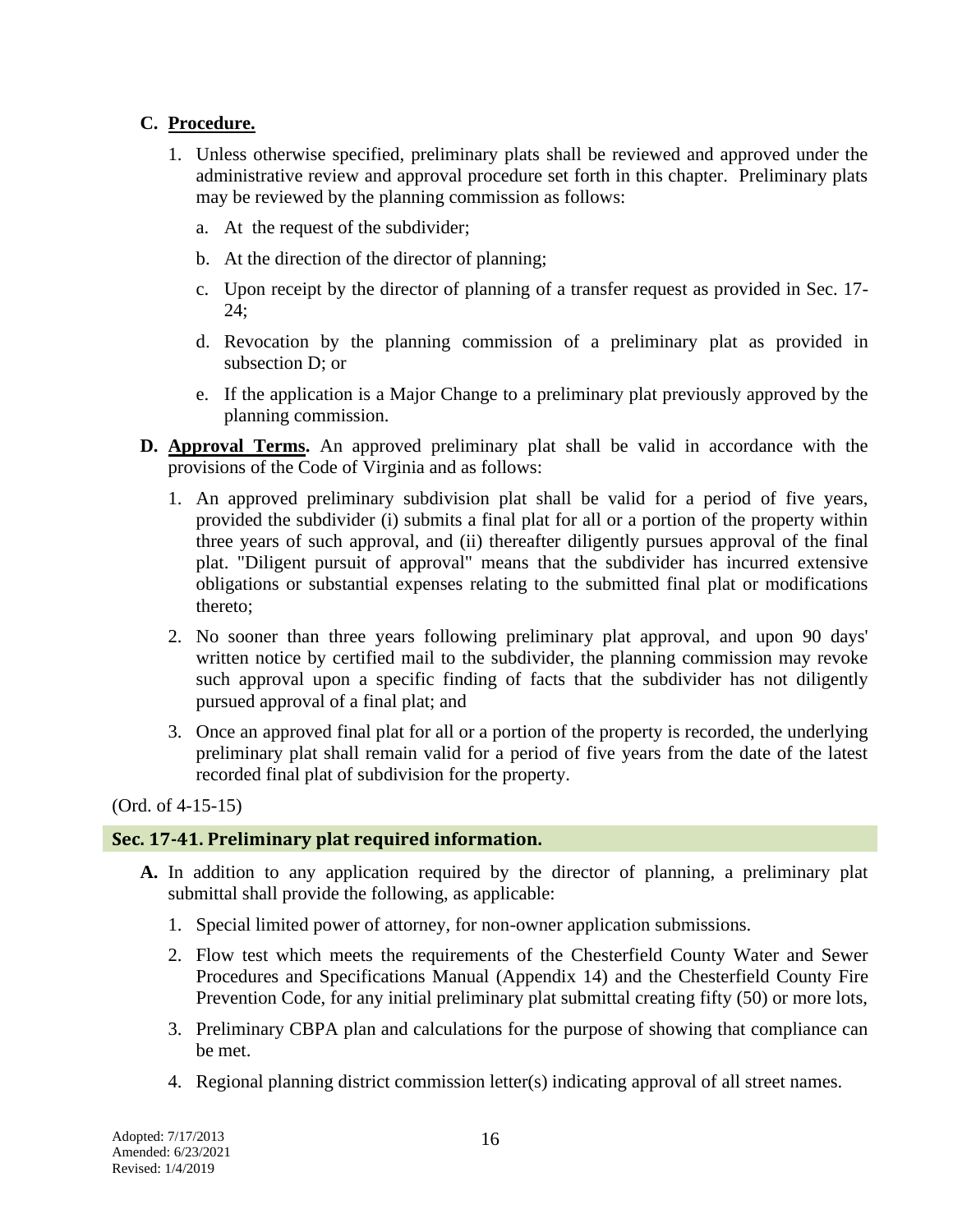**C. Procedure.**

1. Unless otherwise specified, preliminary plats shall be reviewed and approved under the administrative review and approval procedure set forth in this chapter. Preliminary plats may be reviewed by the planning commission as follows:

   a. At the request of the subdivider;

   b. At the direction of the director of planning;

   c. Upon receipt by the director of planning of a transfer request as provided in Sec. 17-24;

   d. Revocation by the planning commission of a preliminary plat as provided in subsection D; or

   e. If the application is a Major Change to a preliminary plat previously approved by the planning commission.

**D. Approval Terms.** An approved preliminary plat shall be valid in accordance with the provisions of the Code of Virginia and as follows:

1. An approved preliminary subdivision plat shall be valid for a period of five years, provided the subdivider (i) submits a final plat for all or a portion of the property within three years of such approval, and (ii) thereafter diligently pursues approval of the final plat. "Diligent pursuit of approval" means that the subdivider has incurred extensive obligations or substantial expenses relating to the submitted final plat or modifications thereto;

2. No sooner than three years following preliminary plat approval, and upon 90 days' written notice by certified mail to the subdivider, the planning commission may revoke such approval upon a specific finding of facts that the subdivider has not diligently pursued approval of a final plat; and

3. Once an approved final plat for all or a portion of the property is recorded, the underlying preliminary plat shall remain valid for a period of five years from the date of the latest recorded final plat of subdivision for the property.

(Ord. of 4-15-15)

## Sec. 17-41. Preliminary plat required information.

**A.** In addition to any application required by the director of planning, a preliminary plat submittal shall provide the following, as applicable:

1. Special limited power of attorney, for non-owner application submissions.

2. Flow test which meets the requirements of the Chesterfield County Water and Sewer Procedures and Specifications Manual (Appendix 14) and the Chesterfield County Fire Prevention Code, for any initial preliminary plat submittal creating fifty (50) or more lots,

3. Preliminary CBPA plan and calculations for the purpose of showing that compliance can be met.

4. Regional planning district commission letter(s) indicating approval of all street names.

Adopted: 7/17/2013
Amended: 6/23/2021
Revised: 1/4/2019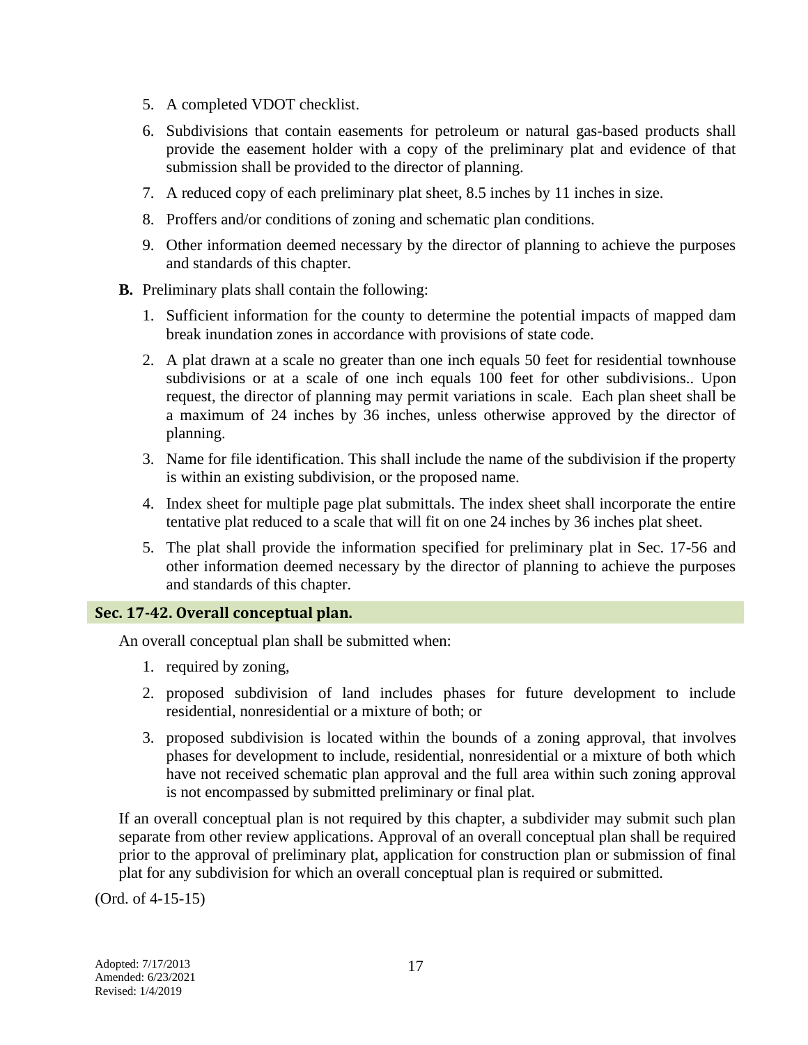5. A completed VDOT checklist.
6. Subdivisions that contain easements for petroleum or natural gas-based products shall provide the easement holder with a copy of the preliminary plat and evidence of that submission shall be provided to the director of planning.
7. A reduced copy of each preliminary plat sheet, 8.5 inches by 11 inches in size.
8. Proffers and/or conditions of zoning and schematic plan conditions.
9. Other information deemed necessary by the director of planning to achieve the purposes and standards of this chapter.

**B.** Preliminary plats shall contain the following:

1. Sufficient information for the county to determine the potential impacts of mapped dam break inundation zones in accordance with provisions of state code.
2. A plat drawn at a scale no greater than one inch equals 50 feet for residential townhouse subdivisions or at a scale of one inch equals 100 feet for other subdivisions.. Upon request, the director of planning may permit variations in scale. Each plan sheet shall be a maximum of 24 inches by 36 inches, unless otherwise approved by the director of planning.
3. Name for file identification. This shall include the name of the subdivision if the property is within an existing subdivision, or the proposed name.
4. Index sheet for multiple page plat submittals. The index sheet shall incorporate the entire tentative plat reduced to a scale that will fit on one 24 inches by 36 inches plat sheet.
5. The plat shall provide the information specified for preliminary plat in Sec. 17-56 and other information deemed necessary by the director of planning to achieve the purposes and standards of this chapter.

## Sec. 17-42. Overall conceptual plan.

An overall conceptual plan shall be submitted when:

1. required by zoning,
2. proposed subdivision of land includes phases for future development to include residential, nonresidential or a mixture of both; or
3. proposed subdivision is located within the bounds of a zoning approval, that involves phases for development to include, residential, nonresidential or a mixture of both which have not received schematic plan approval and the full area within such zoning approval is not encompassed by submitted preliminary or final plat.

If an overall conceptual plan is not required by this chapter, a subdivider may submit such plan separate from other review applications. Approval of an overall conceptual plan shall be required prior to the approval of preliminary plat, application for construction plan or submission of final plat for any subdivision for which an overall conceptual plan is required or submitted.

(Ord. of 4-15-15)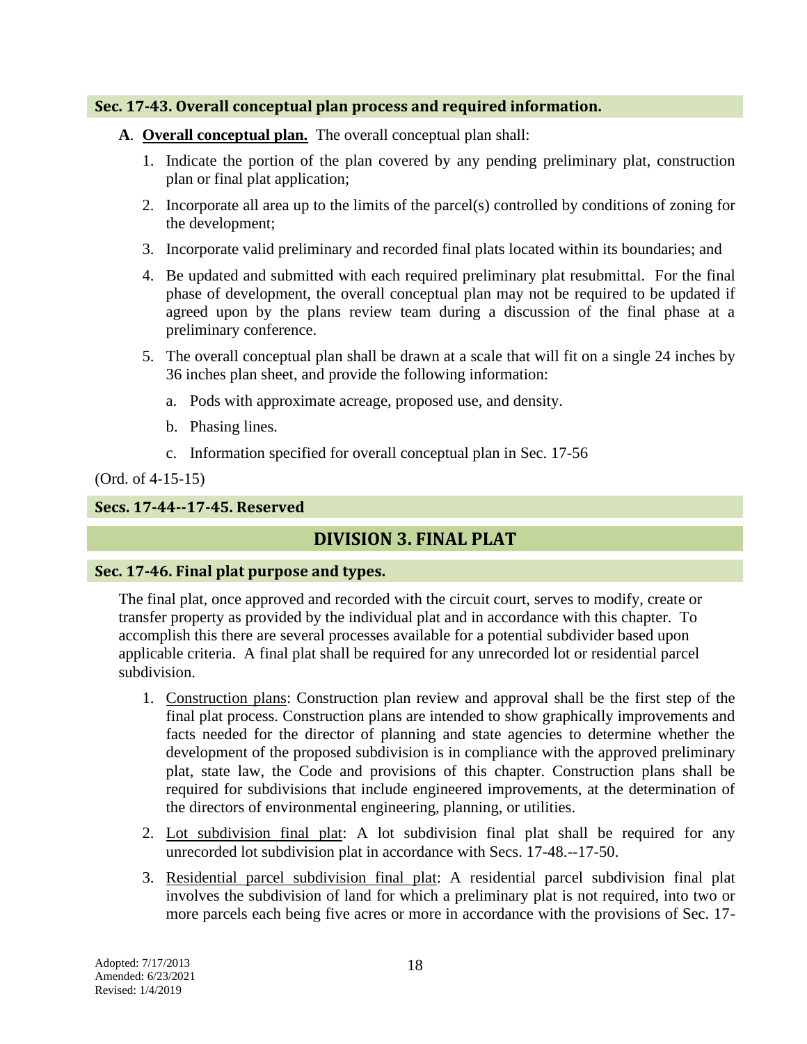### Sec. 17-43. Overall conceptual plan process and required information.

**A**. **Overall conceptual plan.** The overall conceptual plan shall:

1. Indicate the portion of the plan covered by any pending preliminary plat, construction plan or final plat application;
2. Incorporate all area up to the limits of the parcel(s) controlled by conditions of zoning for the development;
3. Incorporate valid preliminary and recorded final plats located within its boundaries; and
4. Be updated and submitted with each required preliminary plat resubmittal. For the final phase of development, the overall conceptual plan may not be required to be updated if agreed upon by the plans review team during a discussion of the final phase at a preliminary conference.
5. The overall conceptual plan shall be drawn at a scale that will fit on a single 24 inches by 36 inches plan sheet, and provide the following information:
   a. Pods with approximate acreage, proposed use, and density.
   b. Phasing lines.
   c. Information specified for overall conceptual plan in Sec. 17-56

(Ord. of 4-15-15)

### Secs. 17-44--17-45. Reserved

## DIVISION 3. FINAL PLAT

### Sec. 17-46. Final plat purpose and types.

The final plat, once approved and recorded with the circuit court, serves to modify, create or transfer property as provided by the individual plat and in accordance with this chapter. To accomplish this there are several processes available for a potential subdivider based upon applicable criteria. A final plat shall be required for any unrecorded lot or residential parcel subdivision.

1. Construction plans: Construction plan review and approval shall be the first step of the final plat process. Construction plans are intended to show graphically improvements and facts needed for the director of planning and state agencies to determine whether the development of the proposed subdivision is in compliance with the approved preliminary plat, state law, the Code and provisions of this chapter. Construction plans shall be required for subdivisions that include engineered improvements, at the determination of the directors of environmental engineering, planning, or utilities.
2. Lot subdivision final plat: A lot subdivision final plat shall be required for any unrecorded lot subdivision plat in accordance with Secs. 17-48.--17-50.
3. Residential parcel subdivision final plat: A residential parcel subdivision final plat involves the subdivision of land for which a preliminary plat is not required, into two or more parcels each being five acres or more in accordance with the provisions of Sec. 17-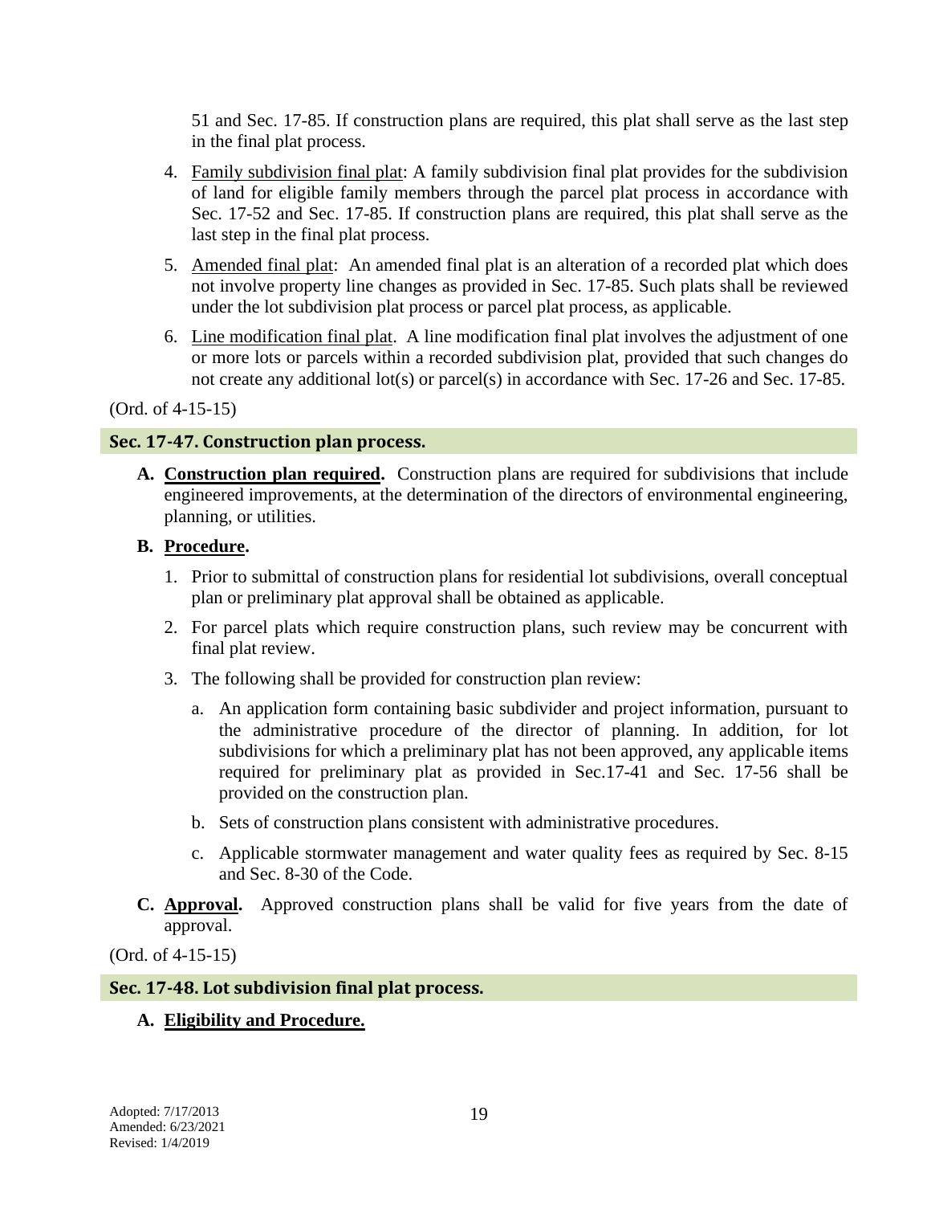51 and Sec. 17-85. If construction plans are required, this plat shall serve as the last step in the final plat process.

4. Family subdivision final plat: A family subdivision final plat provides for the subdivision of land for eligible family members through the parcel plat process in accordance with Sec. 17-52 and Sec. 17-85. If construction plans are required, this plat shall serve as the last step in the final plat process.

5. Amended final plat: An amended final plat is an alteration of a recorded plat which does not involve property line changes as provided in Sec. 17-85. Such plats shall be reviewed under the lot subdivision plat process or parcel plat process, as applicable.

6. Line modification final plat. A line modification final plat involves the adjustment of one or more lots or parcels within a recorded subdivision plat, provided that such changes do not create any additional lot(s) or parcel(s) in accordance with Sec. 17-26 and Sec. 17-85.

(Ord. of 4-15-15)

## Sec. 17-47. Construction plan process.

**A. Construction plan required.** Construction plans are required for subdivisions that include engineered improvements, at the determination of the directors of environmental engineering, planning, or utilities.

**B. Procedure.**

1. Prior to submittal of construction plans for residential lot subdivisions, overall conceptual plan or preliminary plat approval shall be obtained as applicable.

2. For parcel plats which require construction plans, such review may be concurrent with final plat review.

3. The following shall be provided for construction plan review:

   a. An application form containing basic subdivider and project information, pursuant to the administrative procedure of the director of planning. In addition, for lot subdivisions for which a preliminary plat has not been approved, any applicable items required for preliminary plat as provided in Sec.17-41 and Sec. 17-56 shall be provided on the construction plan.

   b. Sets of construction plans consistent with administrative procedures.

   c. Applicable stormwater management and water quality fees as required by Sec. 8-15 and Sec. 8-30 of the Code.

**C. Approval.** Approved construction plans shall be valid for five years from the date of approval.

(Ord. of 4-15-15)

## Sec. 17-48. Lot subdivision final plat process.

**A. Eligibility and Procedure.**

Adopted: 7/17/2013
Amended: 6/23/2021
Revised: 1/4/2019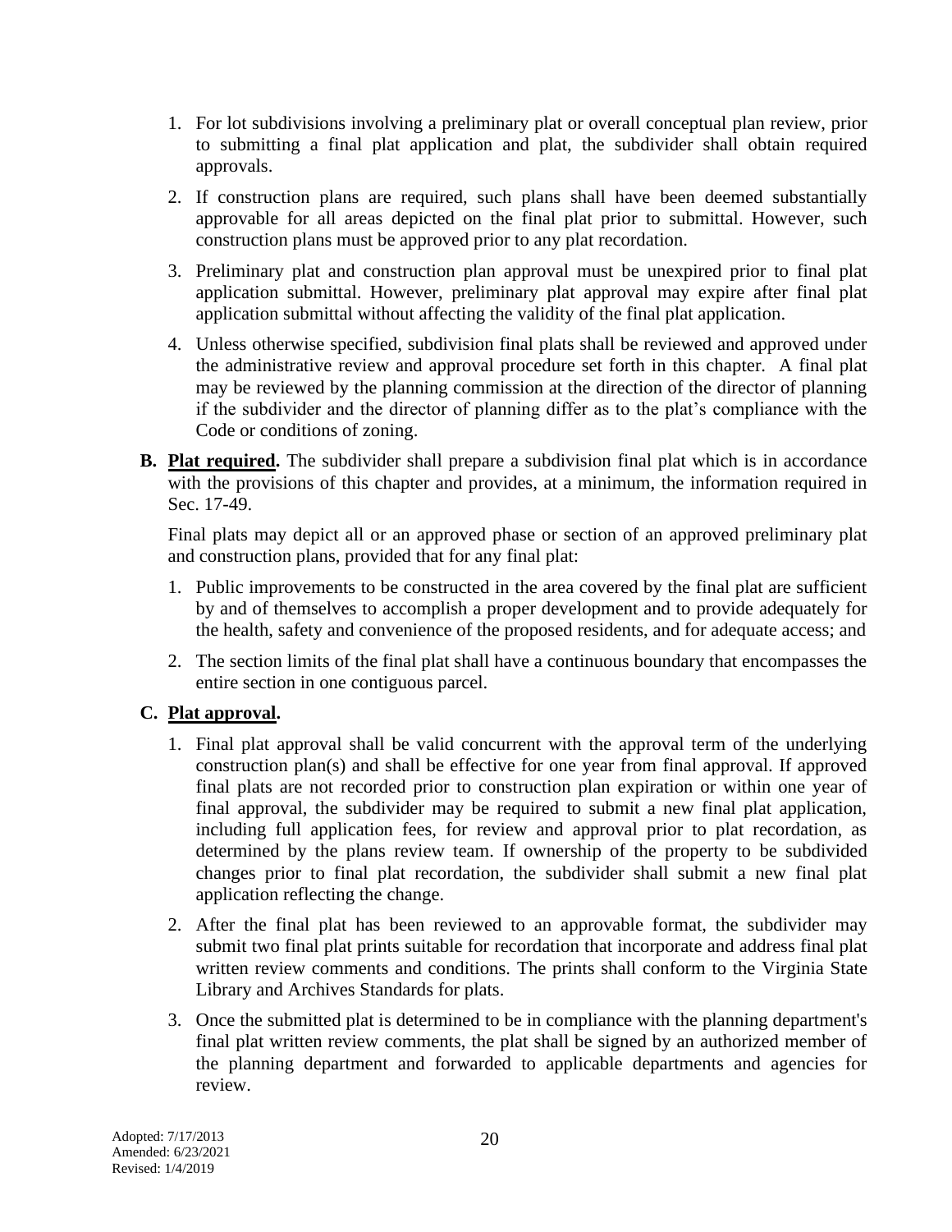1. For lot subdivisions involving a preliminary plat or overall conceptual plan review, prior to submitting a final plat application and plat, the subdivider shall obtain required approvals.

2. If construction plans are required, such plans shall have been deemed substantially approvable for all areas depicted on the final plat prior to submittal. However, such construction plans must be approved prior to any plat recordation.

3. Preliminary plat and construction plan approval must be unexpired prior to final plat application submittal. However, preliminary plat approval may expire after final plat application submittal without affecting the validity of the final plat application.

4. Unless otherwise specified, subdivision final plats shall be reviewed and approved under the administrative review and approval procedure set forth in this chapter. A final plat may be reviewed by the planning commission at the direction of the director of planning if the subdivider and the director of planning differ as to the plat's compliance with the Code or conditions of zoning.

**B. Plat required.** The subdivider shall prepare a subdivision final plat which is in accordance with the provisions of this chapter and provides, at a minimum, the information required in Sec. 17-49.

Final plats may depict all or an approved phase or section of an approved preliminary plat and construction plans, provided that for any final plat:

1. Public improvements to be constructed in the area covered by the final plat are sufficient by and of themselves to accomplish a proper development and to provide adequately for the health, safety and convenience of the proposed residents, and for adequate access; and

2. The section limits of the final plat shall have a continuous boundary that encompasses the entire section in one contiguous parcel.

**C. Plat approval.**

1. Final plat approval shall be valid concurrent with the approval term of the underlying construction plan(s) and shall be effective for one year from final approval. If approved final plats are not recorded prior to construction plan expiration or within one year of final approval, the subdivider may be required to submit a new final plat application, including full application fees, for review and approval prior to plat recordation, as determined by the plans review team. If ownership of the property to be subdivided changes prior to final plat recordation, the subdivider shall submit a new final plat application reflecting the change.

2. After the final plat has been reviewed to an approvable format, the subdivider may submit two final plat prints suitable for recordation that incorporate and address final plat written review comments and conditions. The prints shall conform to the Virginia State Library and Archives Standards for plats.

3. Once the submitted plat is determined to be in compliance with the planning department's final plat written review comments, the plat shall be signed by an authorized member of the planning department and forwarded to applicable departments and agencies for review.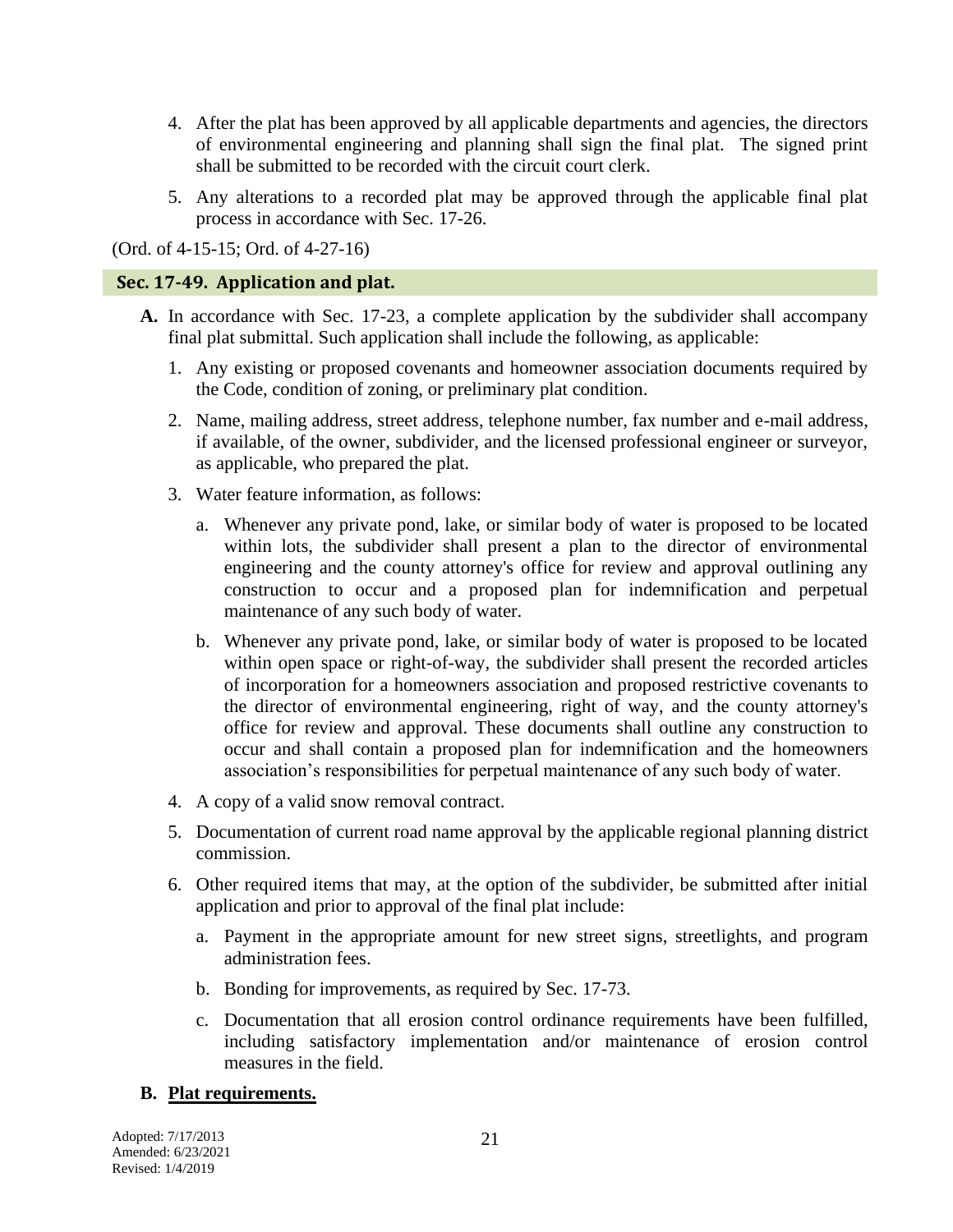4. After the plat has been approved by all applicable departments and agencies, the directors of environmental engineering and planning shall sign the final plat. The signed print shall be submitted to be recorded with the circuit court clerk.

5. Any alterations to a recorded plat may be approved through the applicable final plat process in accordance with Sec. 17-26.

(Ord. of 4-15-15; Ord. of 4-27-16)

### Sec. 17-49. Application and plat.

**A.** In accordance with Sec. 17-23, a complete application by the subdivider shall accompany final plat submittal. Such application shall include the following, as applicable:

1. Any existing or proposed covenants and homeowner association documents required by the Code, condition of zoning, or preliminary plat condition.

2. Name, mailing address, street address, telephone number, fax number and e-mail address, if available, of the owner, subdivider, and the licensed professional engineer or surveyor, as applicable, who prepared the plat.

3. Water feature information, as follows:

   a. Whenever any private pond, lake, or similar body of water is proposed to be located within lots, the subdivider shall present a plan to the director of environmental engineering and the county attorney's office for review and approval outlining any construction to occur and a proposed plan for indemnification and perpetual maintenance of any such body of water.

   b. Whenever any private pond, lake, or similar body of water is proposed to be located within open space or right-of-way, the subdivider shall present the recorded articles of incorporation for a homeowners association and proposed restrictive covenants to the director of environmental engineering, right of way, and the county attorney's office for review and approval. These documents shall outline any construction to occur and shall contain a proposed plan for indemnification and the homeowners association's responsibilities for perpetual maintenance of any such body of water.

4. A copy of a valid snow removal contract.

5. Documentation of current road name approval by the applicable regional planning district commission.

6. Other required items that may, at the option of the subdivider, be submitted after initial application and prior to approval of the final plat include:

   a. Payment in the appropriate amount for new street signs, streetlights, and program administration fees.

   b. Bonding for improvements, as required by Sec. 17-73.

   c. Documentation that all erosion control ordinance requirements have been fulfilled, including satisfactory implementation and/or maintenance of erosion control measures in the field.

**B.** **<u>Plat requirements.</u>**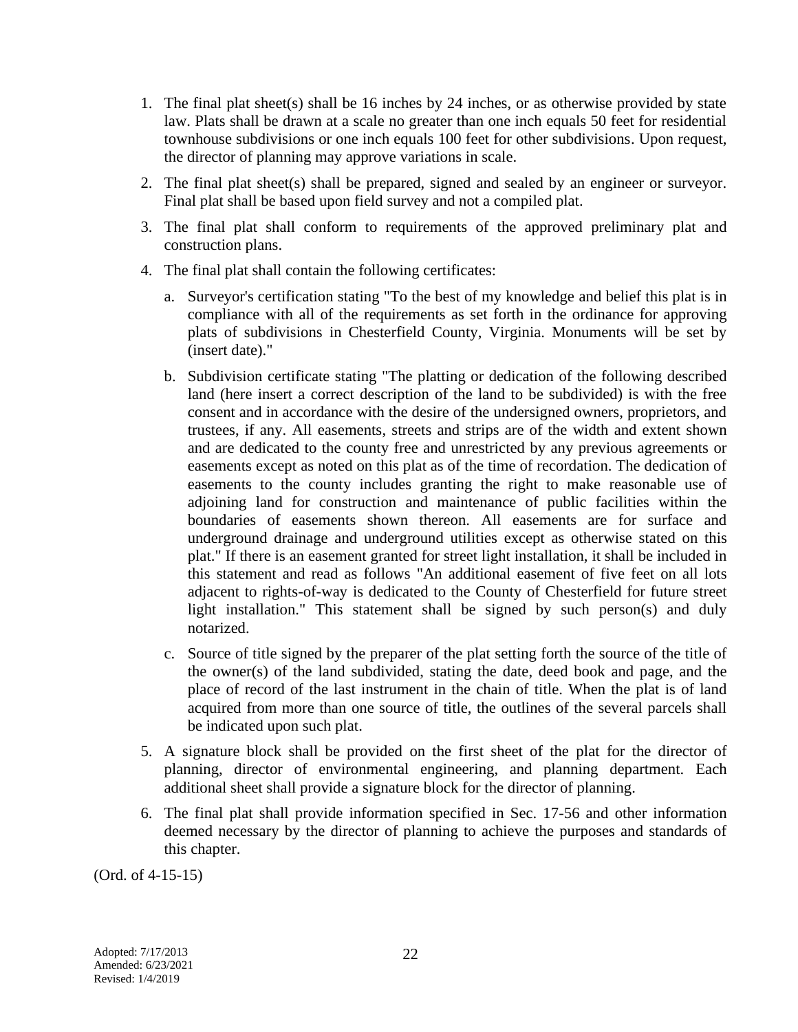1. The final plat sheet(s) shall be 16 inches by 24 inches, or as otherwise provided by state law. Plats shall be drawn at a scale no greater than one inch equals 50 feet for residential townhouse subdivisions or one inch equals 100 feet for other subdivisions. Upon request, the director of planning may approve variations in scale.
2. The final plat sheet(s) shall be prepared, signed and sealed by an engineer or surveyor. Final plat shall be based upon field survey and not a compiled plat.
3. The final plat shall conform to requirements of the approved preliminary plat and construction plans.
4. The final plat shall contain the following certificates:
   a. Surveyor's certification stating "To the best of my knowledge and belief this plat is in compliance with all of the requirements as set forth in the ordinance for approving plats of subdivisions in Chesterfield County, Virginia. Monuments will be set by (insert date)."
   b. Subdivision certificate stating "The platting or dedication of the following described land (here insert a correct description of the land to be subdivided) is with the free consent and in accordance with the desire of the undersigned owners, proprietors, and trustees, if any. All easements, streets and strips are of the width and extent shown and are dedicated to the county free and unrestricted by any previous agreements or easements except as noted on this plat as of the time of recordation. The dedication of easements to the county includes granting the right to make reasonable use of adjoining land for construction and maintenance of public facilities within the boundaries of easements shown thereon. All easements are for surface and underground drainage and underground utilities except as otherwise stated on this plat." If there is an easement granted for street light installation, it shall be included in this statement and read as follows "An additional easement of five feet on all lots adjacent to rights-of-way is dedicated to the County of Chesterfield for future street light installation." This statement shall be signed by such person(s) and duly notarized.
   c. Source of title signed by the preparer of the plat setting forth the source of the title of the owner(s) of the land subdivided, stating the date, deed book and page, and the place of record of the last instrument in the chain of title. When the plat is of land acquired from more than one source of title, the outlines of the several parcels shall be indicated upon such plat.
5. A signature block shall be provided on the first sheet of the plat for the director of planning, director of environmental engineering, and planning department. Each additional sheet shall provide a signature block for the director of planning.
6. The final plat shall provide information specified in Sec. 17-56 and other information deemed necessary by the director of planning to achieve the purposes and standards of this chapter.

(Ord. of 4-15-15)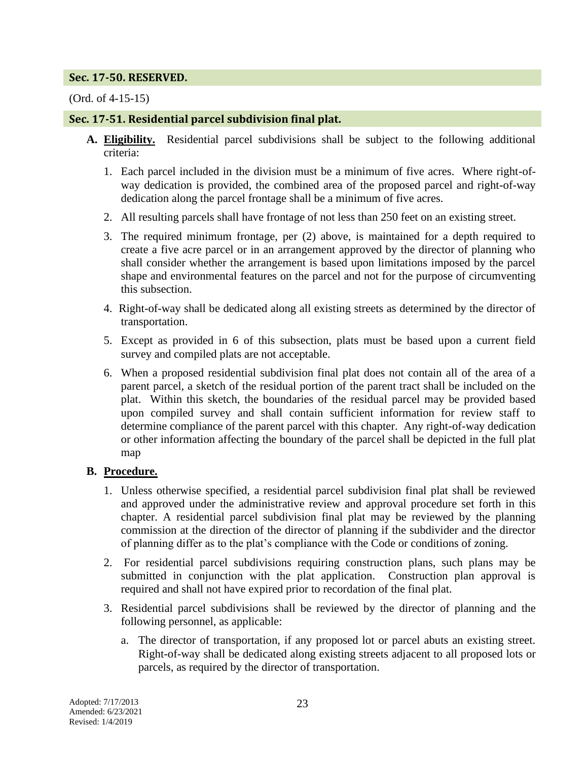## Sec. 17-50. RESERVED.

(Ord. of 4-15-15)

## Sec. 17-51. Residential parcel subdivision final plat.

**A. <u>Eligibility.</u>** Residential parcel subdivisions shall be subject to the following additional criteria:

1. Each parcel included in the division must be a minimum of five acres. Where right-of-way dedication is provided, the combined area of the proposed parcel and right-of-way dedication along the parcel frontage shall be a minimum of five acres.
2. All resulting parcels shall have frontage of not less than 250 feet on an existing street.
3. The required minimum frontage, per (2) above, is maintained for a depth required to create a five acre parcel or in an arrangement approved by the director of planning who shall consider whether the arrangement is based upon limitations imposed by the parcel shape and environmental features on the parcel and not for the purpose of circumventing this subsection.
4. Right-of-way shall be dedicated along all existing streets as determined by the director of transportation.
5. Except as provided in 6 of this subsection, plats must be based upon a current field survey and compiled plats are not acceptable.
6. When a proposed residential subdivision final plat does not contain all of the area of a parent parcel, a sketch of the residual portion of the parent tract shall be included on the plat. Within this sketch, the boundaries of the residual parcel may be provided based upon compiled survey and shall contain sufficient information for review staff to determine compliance of the parent parcel with this chapter. Any right-of-way dedication or other information affecting the boundary of the parcel shall be depicted in the full plat map

**B. <u>Procedure.</u>**

1. Unless otherwise specified, a residential parcel subdivision final plat shall be reviewed and approved under the administrative review and approval procedure set forth in this chapter. A residential parcel subdivision final plat may be reviewed by the planning commission at the direction of the director of planning if the subdivider and the director of planning differ as to the plat's compliance with the Code or conditions of zoning.
2. For residential parcel subdivisions requiring construction plans, such plans may be submitted in conjunction with the plat application. Construction plan approval is required and shall not have expired prior to recordation of the final plat.
3. Residential parcel subdivisions shall be reviewed by the director of planning and the following personnel, as applicable:
   a. The director of transportation, if any proposed lot or parcel abuts an existing street. Right-of-way shall be dedicated along existing streets adjacent to all proposed lots or parcels, as required by the director of transportation.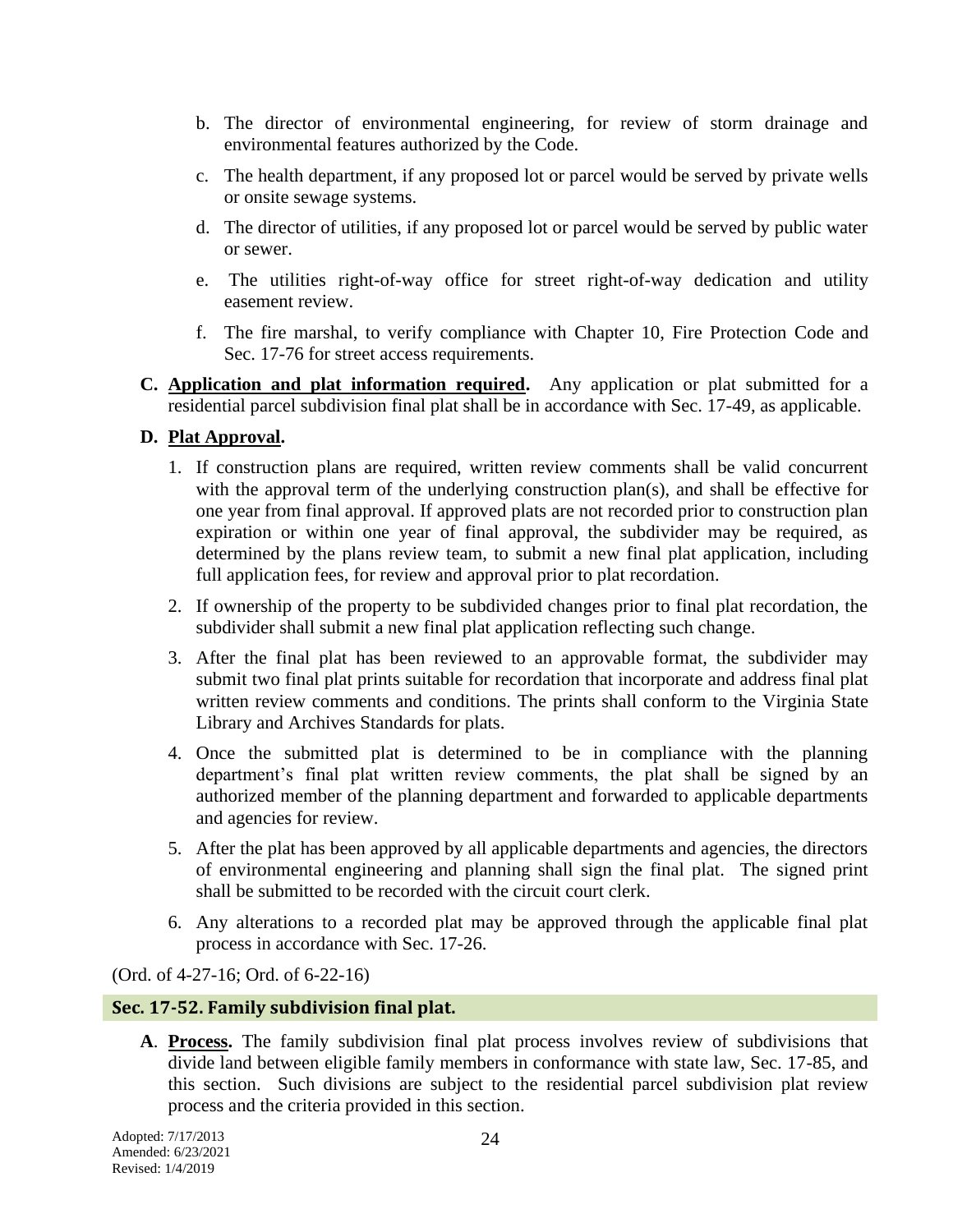b. The director of environmental engineering, for review of storm drainage and environmental features authorized by the Code.

c. The health department, if any proposed lot or parcel would be served by private wells or onsite sewage systems.

d. The director of utilities, if any proposed lot or parcel would be served by public water or sewer.

e. The utilities right-of-way office for street right-of-way dedication and utility easement review.

f. The fire marshal, to verify compliance with Chapter 10, Fire Protection Code and Sec. 17-76 for street access requirements.

**C. <u>Application and plat information required</u>.** Any application or plat submitted for a residential parcel subdivision final plat shall be in accordance with Sec. 17-49, as applicable.

**D. <u>Plat Approval</u>.**

1. If construction plans are required, written review comments shall be valid concurrent with the approval term of the underlying construction plan(s), and shall be effective for one year from final approval. If approved plats are not recorded prior to construction plan expiration or within one year of final approval, the subdivider may be required, as determined by the plans review team, to submit a new final plat application, including full application fees, for review and approval prior to plat recordation.
2. If ownership of the property to be subdivided changes prior to final plat recordation, the subdivider shall submit a new final plat application reflecting such change.
3. After the final plat has been reviewed to an approvable format, the subdivider may submit two final plat prints suitable for recordation that incorporate and address final plat written review comments and conditions. The prints shall conform to the Virginia State Library and Archives Standards for plats.
4. Once the submitted plat is determined to be in compliance with the planning department's final plat written review comments, the plat shall be signed by an authorized member of the planning department and forwarded to applicable departments and agencies for review.
5. After the plat has been approved by all applicable departments and agencies, the directors of environmental engineering and planning shall sign the final plat. The signed print shall be submitted to be recorded with the circuit court clerk.
6. Any alterations to a recorded plat may be approved through the applicable final plat process in accordance with Sec. 17-26.

(Ord. of 4-27-16; Ord. of 6-22-16)

## Sec. 17-52. Family subdivision final plat.

**A**. **<u>Process</u>.** The family subdivision final plat process involves review of subdivisions that divide land between eligible family members in conformance with state law, Sec. 17-85, and this section. Such divisions are subject to the residential parcel subdivision plat review process and the criteria provided in this section.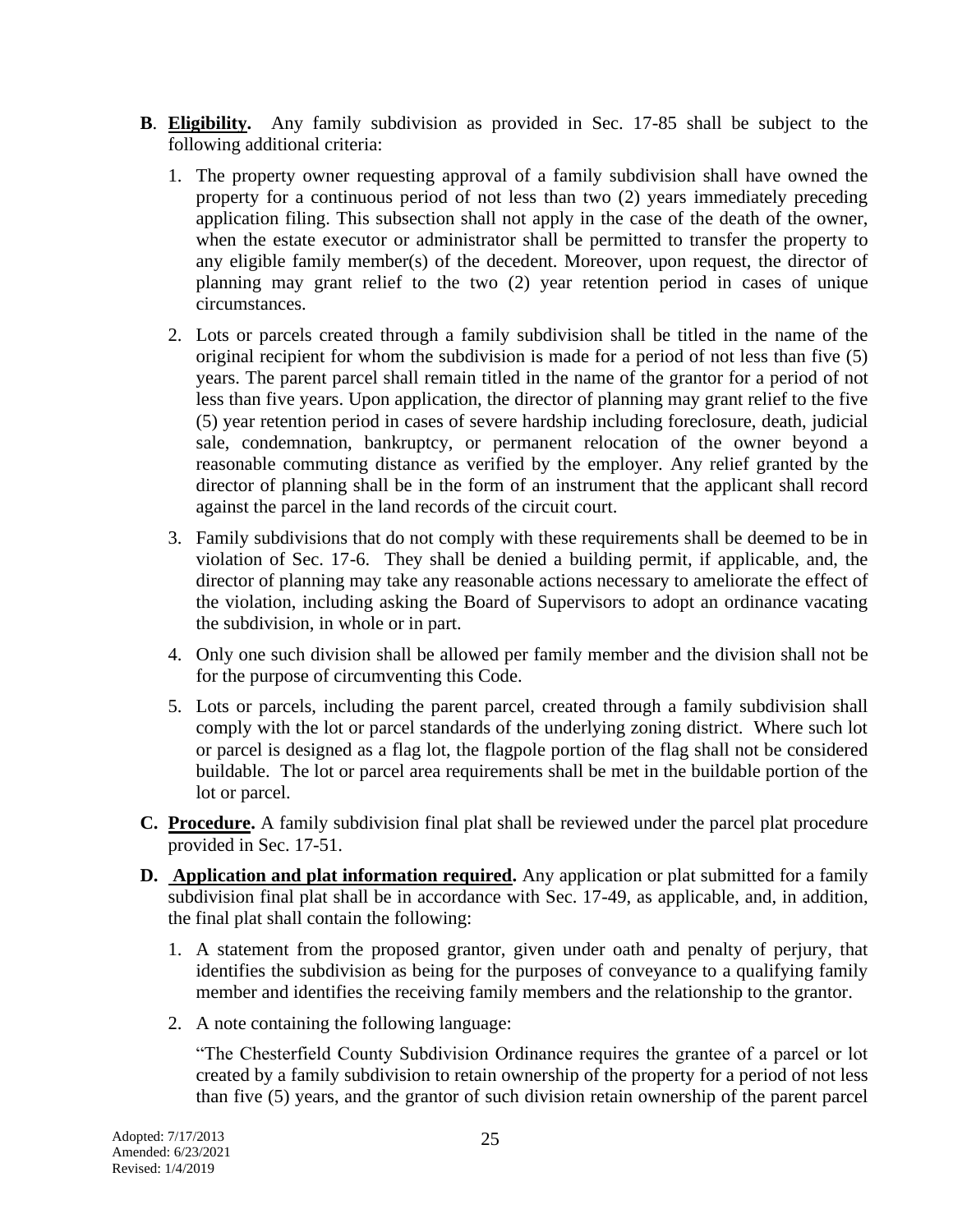**B**. **Eligibility.** Any family subdivision as provided in Sec. 17-85 shall be subject to the following additional criteria:

1. The property owner requesting approval of a family subdivision shall have owned the property for a continuous period of not less than two (2) years immediately preceding application filing. This subsection shall not apply in the case of the death of the owner, when the estate executor or administrator shall be permitted to transfer the property to any eligible family member(s) of the decedent. Moreover, upon request, the director of planning may grant relief to the two (2) year retention period in cases of unique circumstances.

2. Lots or parcels created through a family subdivision shall be titled in the name of the original recipient for whom the subdivision is made for a period of not less than five (5) years. The parent parcel shall remain titled in the name of the grantor for a period of not less than five years. Upon application, the director of planning may grant relief to the five (5) year retention period in cases of severe hardship including foreclosure, death, judicial sale, condemnation, bankruptcy, or permanent relocation of the owner beyond a reasonable commuting distance as verified by the employer. Any relief granted by the director of planning shall be in the form of an instrument that the applicant shall record against the parcel in the land records of the circuit court.

3. Family subdivisions that do not comply with these requirements shall be deemed to be in violation of Sec. 17-6. They shall be denied a building permit, if applicable, and, the director of planning may take any reasonable actions necessary to ameliorate the effect of the violation, including asking the Board of Supervisors to adopt an ordinance vacating the subdivision, in whole or in part.

4. Only one such division shall be allowed per family member and the division shall not be for the purpose of circumventing this Code.

5. Lots or parcels, including the parent parcel, created through a family subdivision shall comply with the lot or parcel standards of the underlying zoning district. Where such lot or parcel is designed as a flag lot, the flagpole portion of the flag shall not be considered buildable. The lot or parcel area requirements shall be met in the buildable portion of the lot or parcel.

**C. Procedure.** A family subdivision final plat shall be reviewed under the parcel plat procedure provided in Sec. 17-51.

**D. Application and plat information required.** Any application or plat submitted for a family subdivision final plat shall be in accordance with Sec. 17-49, as applicable, and, in addition, the final plat shall contain the following:

1. A statement from the proposed grantor, given under oath and penalty of perjury, that identifies the subdivision as being for the purposes of conveyance to a qualifying family member and identifies the receiving family members and the relationship to the grantor.

2. A note containing the following language:

   "The Chesterfield County Subdivision Ordinance requires the grantee of a parcel or lot created by a family subdivision to retain ownership of the property for a period of not less than five (5) years, and the grantor of such division retain ownership of the parent parcel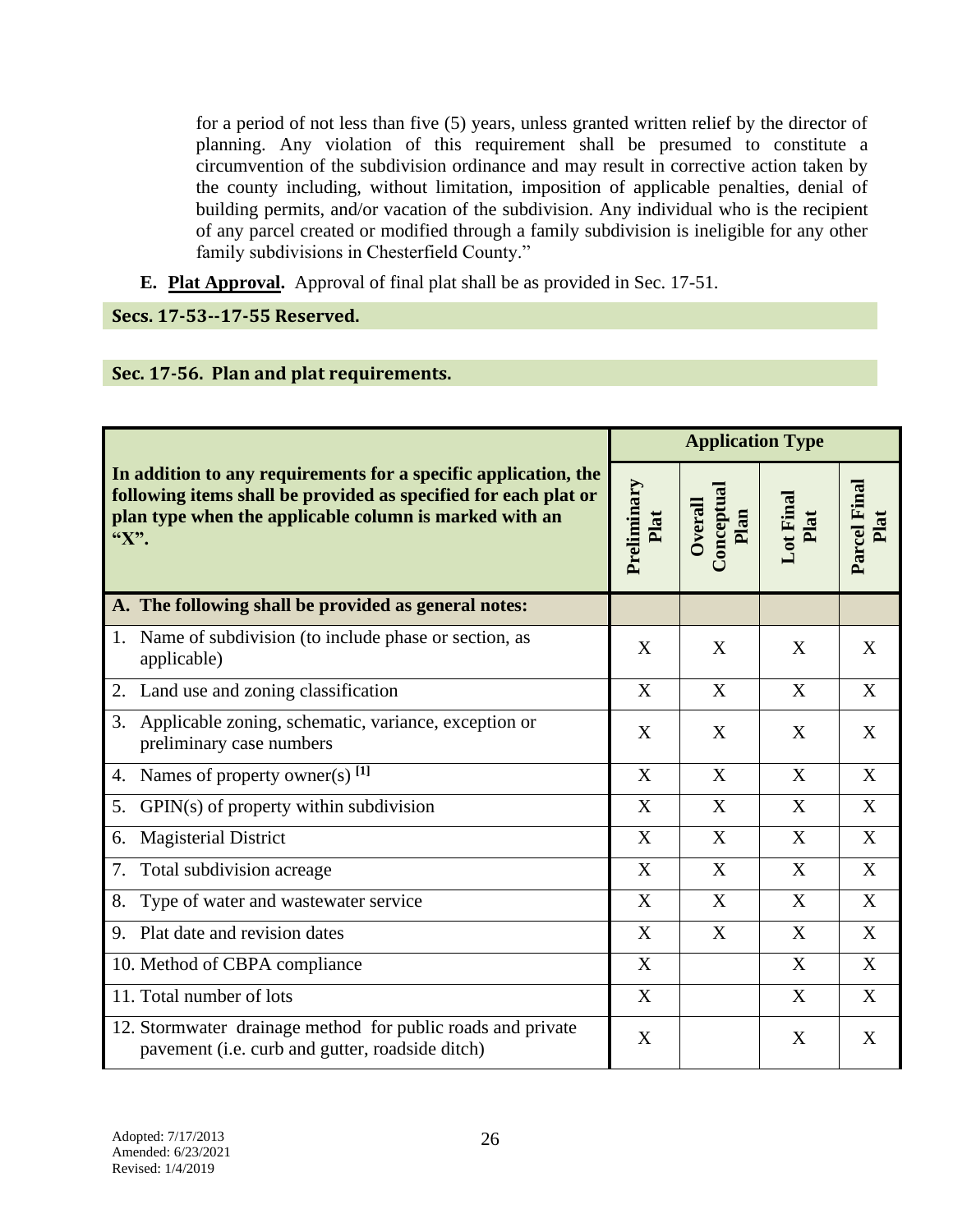for a period of not less than five (5) years, unless granted written relief by the director of planning. Any violation of this requirement shall be presumed to constitute a circumvention of the subdivision ordinance and may result in corrective action taken by the county including, without limitation, imposition of applicable penalties, denial of building permits, and/or vacation of the subdivision. Any individual who is the recipient of any parcel created or modified through a family subdivision is ineligible for any other family subdivisions in Chesterfield County."

**E. Plat Approval.** Approval of final plat shall be as provided in Sec. 17-51.

## Secs. 17-53--17-55 Reserved.

## Sec. 17-56. Plan and plat requirements.

| In addition to any requirements for a specific application, the following items shall be provided as specified for each plat or plan type when the applicable column is marked with an "X". | Application Type | | | |
|---|---|---|---|---|
| | Preliminary Plat | Overall Conceptual Plan | Lot Final Plat | Parcel Final Plat |
| **A. The following shall be provided as general notes:** | | | | |
| 1. Name of subdivision (to include phase or section, as applicable) | X | X | X | X |
| 2. Land use and zoning classification | X | X | X | X |
| 3. Applicable zoning, schematic, variance, exception or preliminary case numbers | X | X | X | X |
| 4. Names of property owner(s) [1] | X | X | X | X |
| 5. GPIN(s) of property within subdivision | X | X | X | X |
| 6. Magisterial District | X | X | X | X |
| 7. Total subdivision acreage | X | X | X | X |
| 8. Type of water and wastewater service | X | X | X | X |
| 9. Plat date and revision dates | X | X | X | X |
| 10. Method of CBPA compliance | X | | X | X |
| 11. Total number of lots | X | | X | X |
| 12. Stormwater drainage method for public roads and private pavement (i.e. curb and gutter, roadside ditch) | X | | X | X |

Adopted: 7/17/2013
Amended: 6/23/2021
Revised: 1/4/2019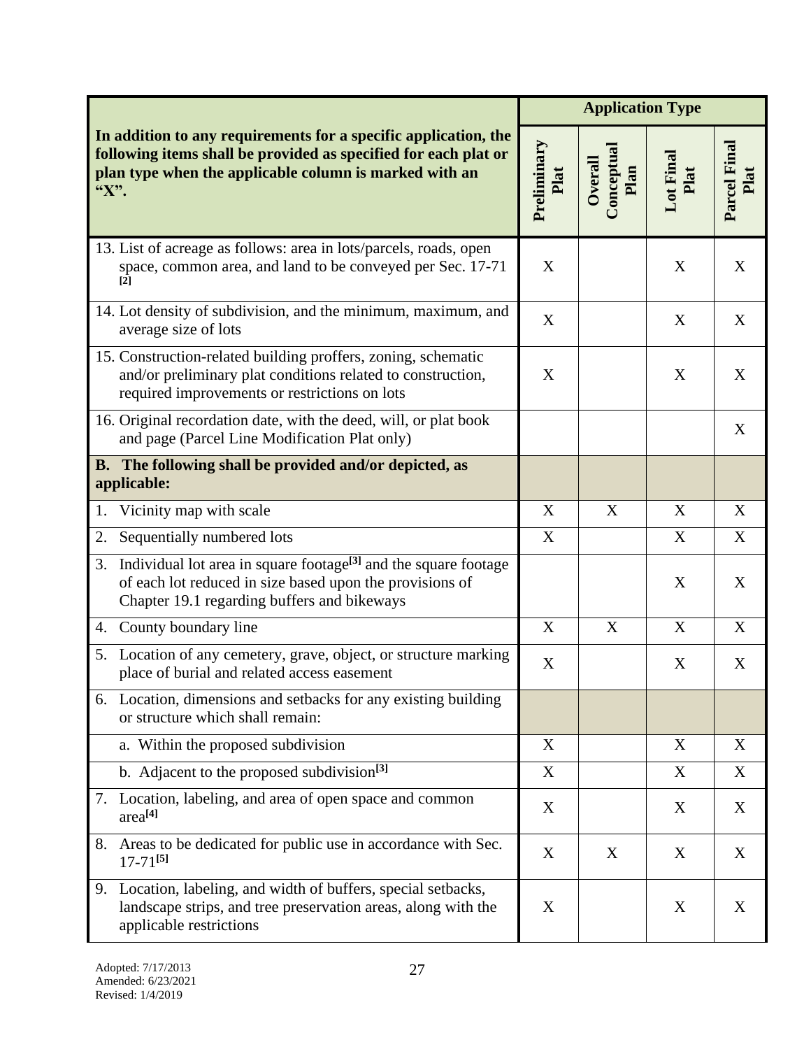| In addition to any requirements for a specific application, the following items shall be provided as specified for each plat or plan type when the applicable column is marked with an "X". | Application Type | | | |
|---|---|---|---|---|
| | Preliminary Plat | Overall Conceptual Plan | Lot Final Plat | Parcel Final Plat |
| 13. List of acreage as follows: area in lots/parcels, roads, open space, common area, and land to be conveyed per Sec. 17-71 [2] | X | | X | X |
| 14. Lot density of subdivision, and the minimum, maximum, and average size of lots | X | | X | X |
| 15. Construction-related building proffers, zoning, schematic and/or preliminary plat conditions related to construction, required improvements or restrictions on lots | X | | X | X |
| 16. Original recordation date, with the deed, will, or plat book and page (Parcel Line Modification Plat only) | | | | X |
| **B. The following shall be provided and/or depicted, as applicable:** | | | | |
| 1. Vicinity map with scale | X | X | X | X |
| 2. Sequentially numbered lots | X | | X | X |
| 3. Individual lot area in square footage[3] and the square footage of each lot reduced in size based upon the provisions of Chapter 19.1 regarding buffers and bikeways | | | X | X |
| 4. County boundary line | X | X | X | X |
| 5. Location of any cemetery, grave, object, or structure marking place of burial and related access easement | X | | X | X |
| 6. Location, dimensions and setbacks for any existing building or structure which shall remain: | | | | |
| a. Within the proposed subdivision | X | | X | X |
| b. Adjacent to the proposed subdivision[3] | X | | X | X |
| 7. Location, labeling, and area of open space and common area[4] | X | | X | X |
| 8. Areas to be dedicated for public use in accordance with Sec. 17-71[5] | X | X | X | X |
| 9. Location, labeling, and width of buffers, special setbacks, landscape strips, and tree preservation areas, along with the applicable restrictions | X | | X | X |

Adopted: 7/17/2013
Amended: 6/23/2021
Revised: 1/4/2019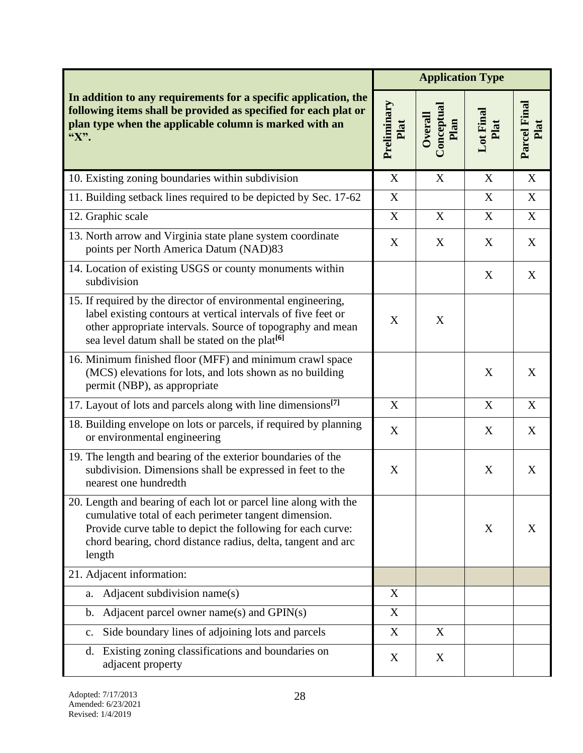| In addition to any requirements for a specific application, the following items shall be provided as specified for each plat or plan type when the applicable column is marked with an "X". | Application Type | | | |
|---|---|---|---|---|
| | Preliminary Plat | Overall Conceptual Plan | Lot Final Plat | Parcel Final Plat |
| 10. Existing zoning boundaries within subdivision | X | X | X | X |
| 11. Building setback lines required to be depicted by Sec. 17-62 | X | | X | X |
| 12. Graphic scale | X | X | X | X |
| 13. North arrow and Virginia state plane system coordinate points per North America Datum (NAD)83 | X | X | X | X |
| 14. Location of existing USGS or county monuments within subdivision | | | X | X |
| 15. If required by the director of environmental engineering, label existing contours at vertical intervals of five feet or other appropriate intervals. Source of topography and mean sea level datum shall be stated on the plat[6] | X | X | | |
| 16. Minimum finished floor (MFF) and minimum crawl space (MCS) elevations for lots, and lots shown as no building permit (NBP), as appropriate | | | X | X |
| 17. Layout of lots and parcels along with line dimensions[7] | X | | X | X |
| 18. Building envelope on lots or parcels, if required by planning or environmental engineering | X | | X | X |
| 19. The length and bearing of the exterior boundaries of the subdivision. Dimensions shall be expressed in feet to the nearest one hundredth | X | | X | X |
| 20. Length and bearing of each lot or parcel line along with the cumulative total of each perimeter tangent dimension. Provide curve table to depict the following for each curve: chord bearing, chord distance radius, delta, tangent and arc length | | | X | X |
| 21. Adjacent information: | | | | |
| a. Adjacent subdivision name(s) | X | | | |
| b. Adjacent parcel owner name(s) and GPIN(s) | X | | | |
| c. Side boundary lines of adjoining lots and parcels | X | X | | |
| d. Existing zoning classifications and boundaries on adjacent property | X | X | | |

Adopted: 7/17/2013
Amended: 6/23/2021
Revised: 1/4/2019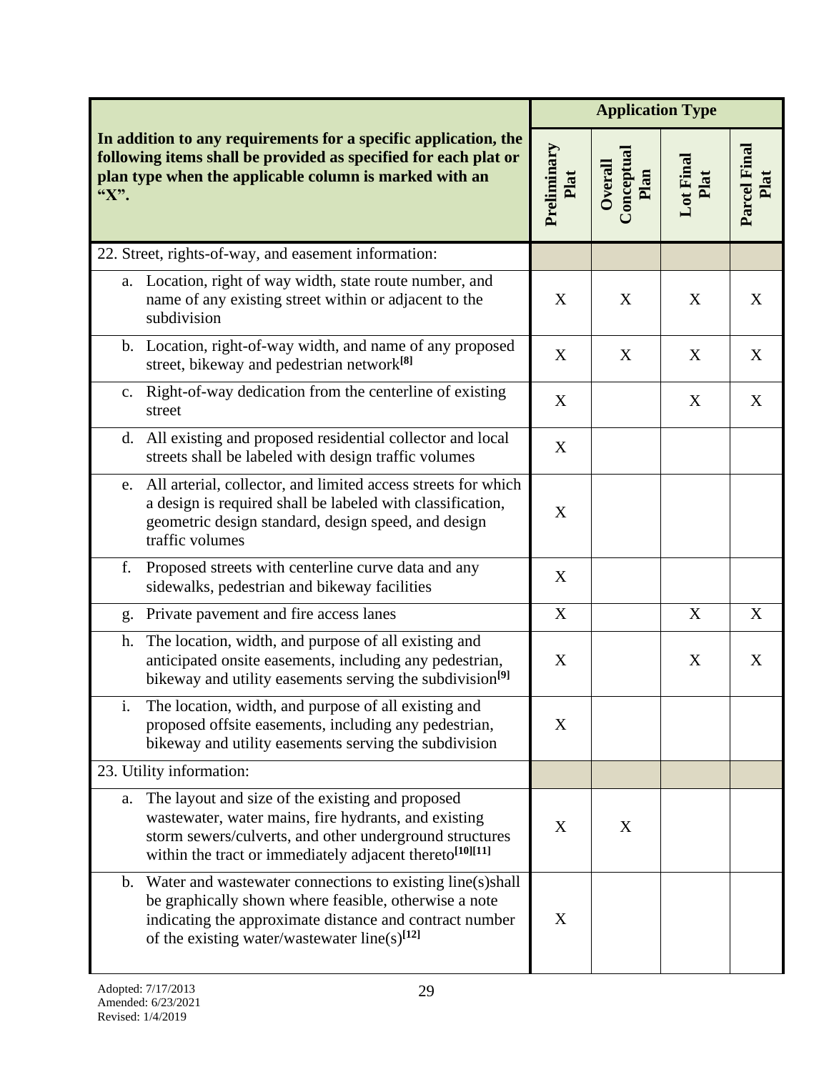| In addition to any requirements for a specific application, the following items shall be provided as specified for each plat or plan type when the applicable column is marked with an "X". | Application Type | | | |
|---|---|---|---|---|
| | Preliminary Plat | Overall Conceptual Plan | Lot Final Plat | Parcel Final Plat |
| 22. Street, rights-of-way, and easement information: | | | | |
| a. Location, right of way width, state route number, and name of any existing street within or adjacent to the subdivision | X | X | X | X |
| b. Location, right-of-way width, and name of any proposed street, bikeway and pedestrian network[8] | X | X | X | X |
| c. Right-of-way dedication from the centerline of existing street | X | | X | X |
| d. All existing and proposed residential collector and local streets shall be labeled with design traffic volumes | X | | | |
| e. All arterial, collector, and limited access streets for which a design is required shall be labeled with classification, geometric design standard, design speed, and design traffic volumes | X | | | |
| f. Proposed streets with centerline curve data and any sidewalks, pedestrian and bikeway facilities | X | | | |
| g. Private pavement and fire access lanes | X | | X | X |
| h. The location, width, and purpose of all existing and anticipated onsite easements, including any pedestrian, bikeway and utility easements serving the subdivision[9] | X | | X | X |
| i. The location, width, and purpose of all existing and proposed offsite easements, including any pedestrian, bikeway and utility easements serving the subdivision | X | | | |
| 23. Utility information: | | | | |
| a. The layout and size of the existing and proposed wastewater, water mains, fire hydrants, and existing storm sewers/culverts, and other underground structures within the tract or immediately adjacent thereto[10][11] | X | X | | |
| b. Water and wastewater connections to existing line(s)shall be graphically shown where feasible, otherwise a note indicating the approximate distance and contract number of the existing water/wastewater line(s)[12] | X | | | |

Adopted: 7/17/2013
Amended: 6/23/2021
Revised: 1/4/2019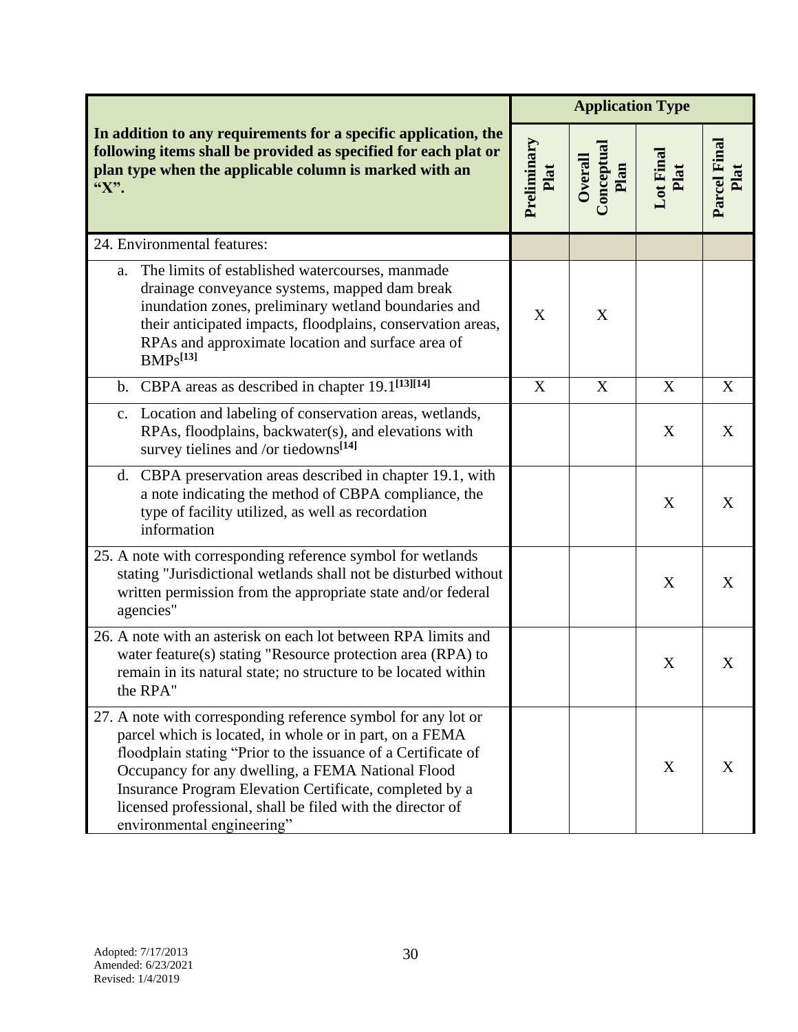| In addition to any requirements for a specific application, the following items shall be provided as specified for each plat or plan type when the applicable column is marked with an "X". | Application Type | | | |
|---|---|---|---|---|
| | Preliminary Plat | Overall Conceptual Plan | Lot Final Plat | Parcel Final Plat |
| 24. Environmental features: | | | | |
| a. The limits of established watercourses, manmade drainage conveyance systems, mapped dam break inundation zones, preliminary wetland boundaries and their anticipated impacts, floodplains, conservation areas, RPAs and approximate location and surface area of BMPs[13] | X | X | | |
| b. CBPA areas as described in chapter 19.1[13][14] | X | X | X | X |
| c. Location and labeling of conservation areas, wetlands, RPAs, floodplains, backwater(s), and elevations with survey tielines and /or tiedowns[14] | | | X | X |
| d. CBPA preservation areas described in chapter 19.1, with a note indicating the method of CBPA compliance, the type of facility utilized, as well as recordation information | | | X | X |
| 25. A note with corresponding reference symbol for wetlands stating "Jurisdictional wetlands shall not be disturbed without written permission from the appropriate state and/or federal agencies" | | | X | X |
| 26. A note with an asterisk on each lot between RPA limits and water feature(s) stating "Resource protection area (RPA) to remain in its natural state; no structure to be located within the RPA" | | | X | X |
| 27. A note with corresponding reference symbol for any lot or parcel which is located, in whole or in part, on a FEMA floodplain stating "Prior to the issuance of a Certificate of Occupancy for any dwelling, a FEMA National Flood Insurance Program Elevation Certificate, completed by a licensed professional, shall be filed with the director of environmental engineering" | | | X | X |

Adopted: 7/17/2013
Amended: 6/23/2021
Revised: 1/4/2019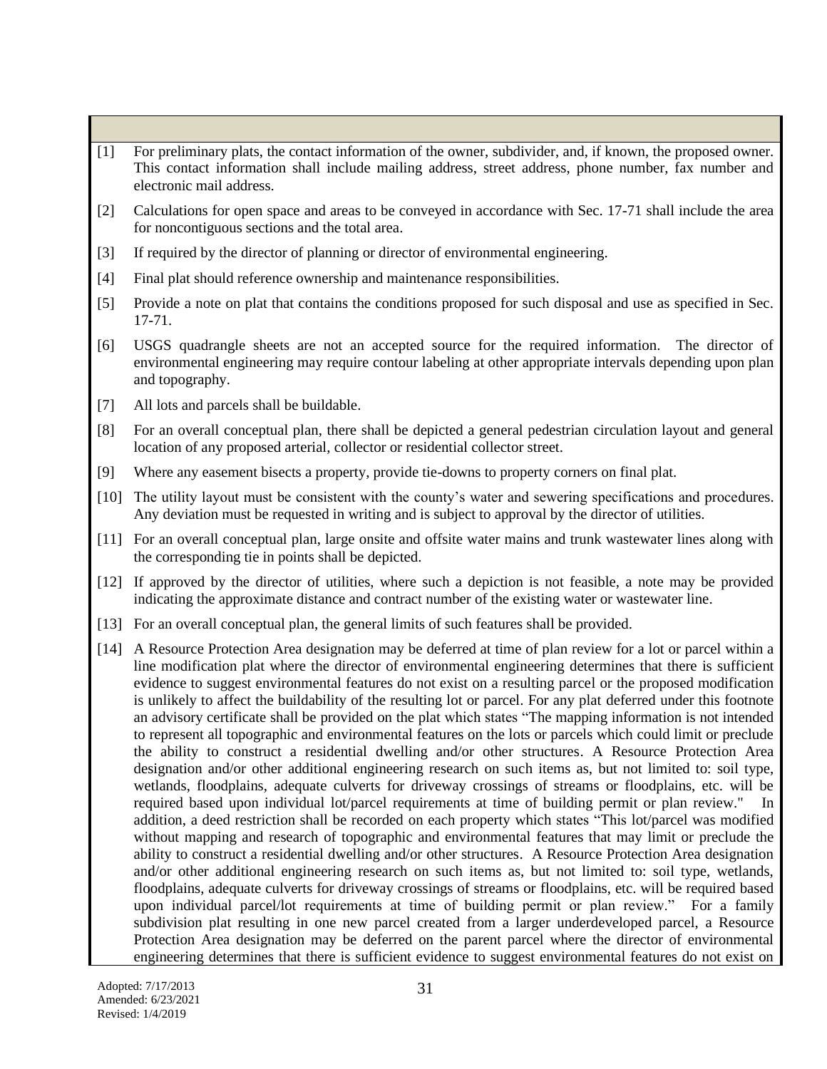[1] For preliminary plats, the contact information of the owner, subdivider, and, if known, the proposed owner. This contact information shall include mailing address, street address, phone number, fax number and electronic mail address.

[2] Calculations for open space and areas to be conveyed in accordance with Sec. 17-71 shall include the area for noncontiguous sections and the total area.

[3] If required by the director of planning or director of environmental engineering.

[4] Final plat should reference ownership and maintenance responsibilities.

[5] Provide a note on plat that contains the conditions proposed for such disposal and use as specified in Sec. 17-71.

[6] USGS quadrangle sheets are not an accepted source for the required information. The director of environmental engineering may require contour labeling at other appropriate intervals depending upon plan and topography.

[7] All lots and parcels shall be buildable.

[8] For an overall conceptual plan, there shall be depicted a general pedestrian circulation layout and general location of any proposed arterial, collector or residential collector street.

[9] Where any easement bisects a property, provide tie-downs to property corners on final plat.

[10] The utility layout must be consistent with the county's water and sewering specifications and procedures. Any deviation must be requested in writing and is subject to approval by the director of utilities.

[11] For an overall conceptual plan, large onsite and offsite water mains and trunk wastewater lines along with the corresponding tie in points shall be depicted.

[12] If approved by the director of utilities, where such a depiction is not feasible, a note may be provided indicating the approximate distance and contract number of the existing water or wastewater line.

[13] For an overall conceptual plan, the general limits of such features shall be provided.

[14] A Resource Protection Area designation may be deferred at time of plan review for a lot or parcel within a line modification plat where the director of environmental engineering determines that there is sufficient evidence to suggest environmental features do not exist on a resulting parcel or the proposed modification is unlikely to affect the buildability of the resulting lot or parcel. For any plat deferred under this footnote an advisory certificate shall be provided on the plat which states "The mapping information is not intended to represent all topographic and environmental features on the lots or parcels which could limit or preclude the ability to construct a residential dwelling and/or other structures. A Resource Protection Area designation and/or other additional engineering research on such items as, but not limited to: soil type, wetlands, floodplains, adequate culverts for driveway crossings of streams or floodplains, etc. will be required based upon individual lot/parcel requirements at time of building permit or plan review." In addition, a deed restriction shall be recorded on each property which states "This lot/parcel was modified without mapping and research of topographic and environmental features that may limit or preclude the ability to construct a residential dwelling and/or other structures. A Resource Protection Area designation and/or other additional engineering research on such items as, but not limited to: soil type, wetlands, floodplains, adequate culverts for driveway crossings of streams or floodplains, etc. will be required based upon individual parcel/lot requirements at time of building permit or plan review." For a family subdivision plat resulting in one new parcel created from a larger underdeveloped parcel, a Resource Protection Area designation may be deferred on the parent parcel where the director of environmental engineering determines that there is sufficient evidence to suggest environmental features do not exist on

Adopted: 7/17/2013
Amended: 6/23/2021
Revised: 1/4/2019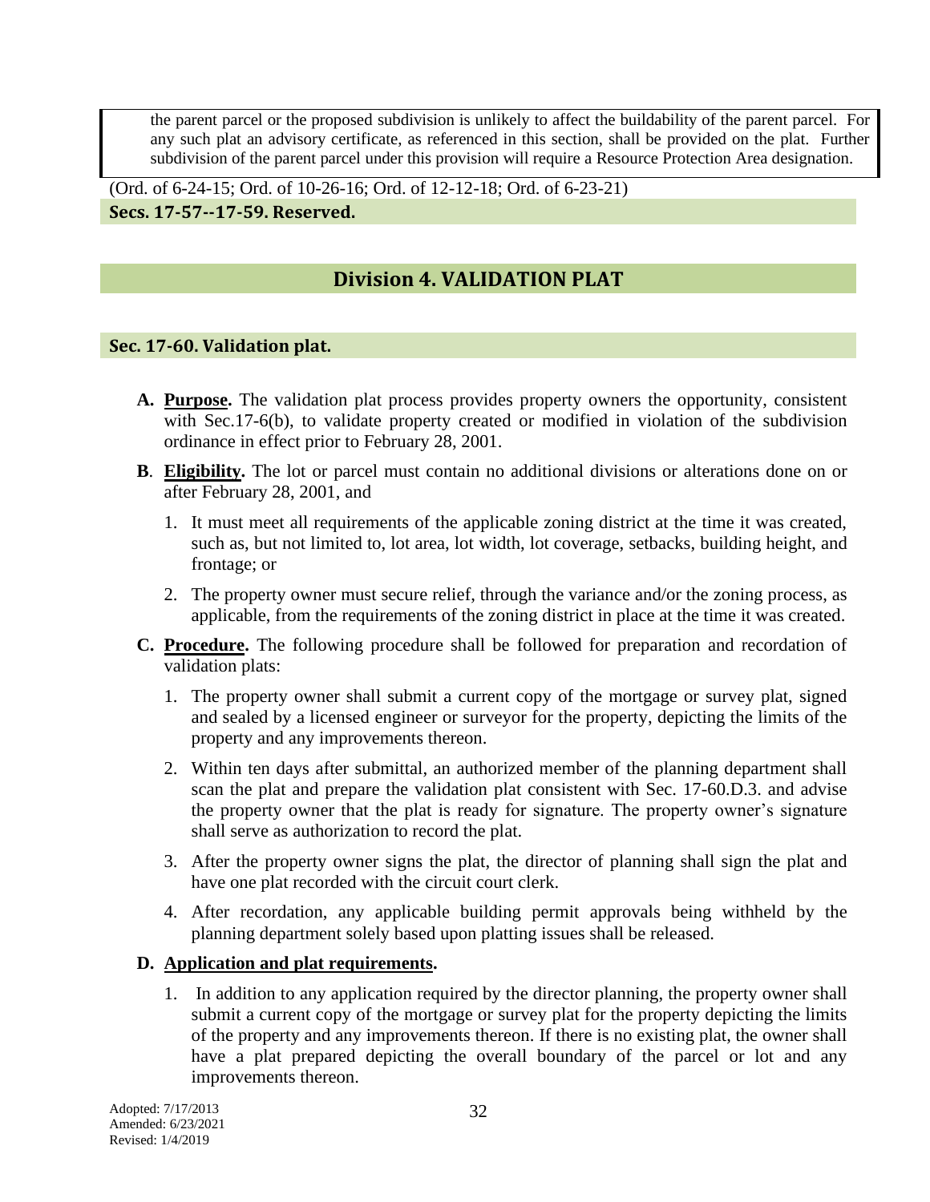the parent parcel or the proposed subdivision is unlikely to affect the buildability of the parent parcel. For any such plat an advisory certificate, as referenced in this section, shall be provided on the plat. Further subdivision of the parent parcel under this provision will require a Resource Protection Area designation.

(Ord. of 6-24-15; Ord. of 10-26-16; Ord. of 12-12-18; Ord. of 6-23-21)

### Secs. 17-57--17-59. Reserved.

## Division 4. VALIDATION PLAT

### Sec. 17-60. Validation plat.

**A. <u>Purpose</u>.** The validation plat process provides property owners the opportunity, consistent with Sec.17-6(b), to validate property created or modified in violation of the subdivision ordinance in effect prior to February 28, 2001.

**B**. **<u>Eligibility</u>.** The lot or parcel must contain no additional divisions or alterations done on or after February 28, 2001, and

1. It must meet all requirements of the applicable zoning district at the time it was created, such as, but not limited to, lot area, lot width, lot coverage, setbacks, building height, and frontage; or
2. The property owner must secure relief, through the variance and/or the zoning process, as applicable, from the requirements of the zoning district in place at the time it was created.

**C. <u>Procedure</u>.** The following procedure shall be followed for preparation and recordation of validation plats:

1. The property owner shall submit a current copy of the mortgage or survey plat, signed and sealed by a licensed engineer or surveyor for the property, depicting the limits of the property and any improvements thereon.
2. Within ten days after submittal, an authorized member of the planning department shall scan the plat and prepare the validation plat consistent with Sec. 17-60.D.3. and advise the property owner that the plat is ready for signature. The property owner's signature shall serve as authorization to record the plat.
3. After the property owner signs the plat, the director of planning shall sign the plat and have one plat recorded with the circuit court clerk.
4. After recordation, any applicable building permit approvals being withheld by the planning department solely based upon platting issues shall be released.

**D. <u>Application and plat requirements</u>.**

1. In addition to any application required by the director planning, the property owner shall submit a current copy of the mortgage or survey plat for the property depicting the limits of the property and any improvements thereon. If there is no existing plat, the owner shall have a plat prepared depicting the overall boundary of the parcel or lot and any improvements thereon.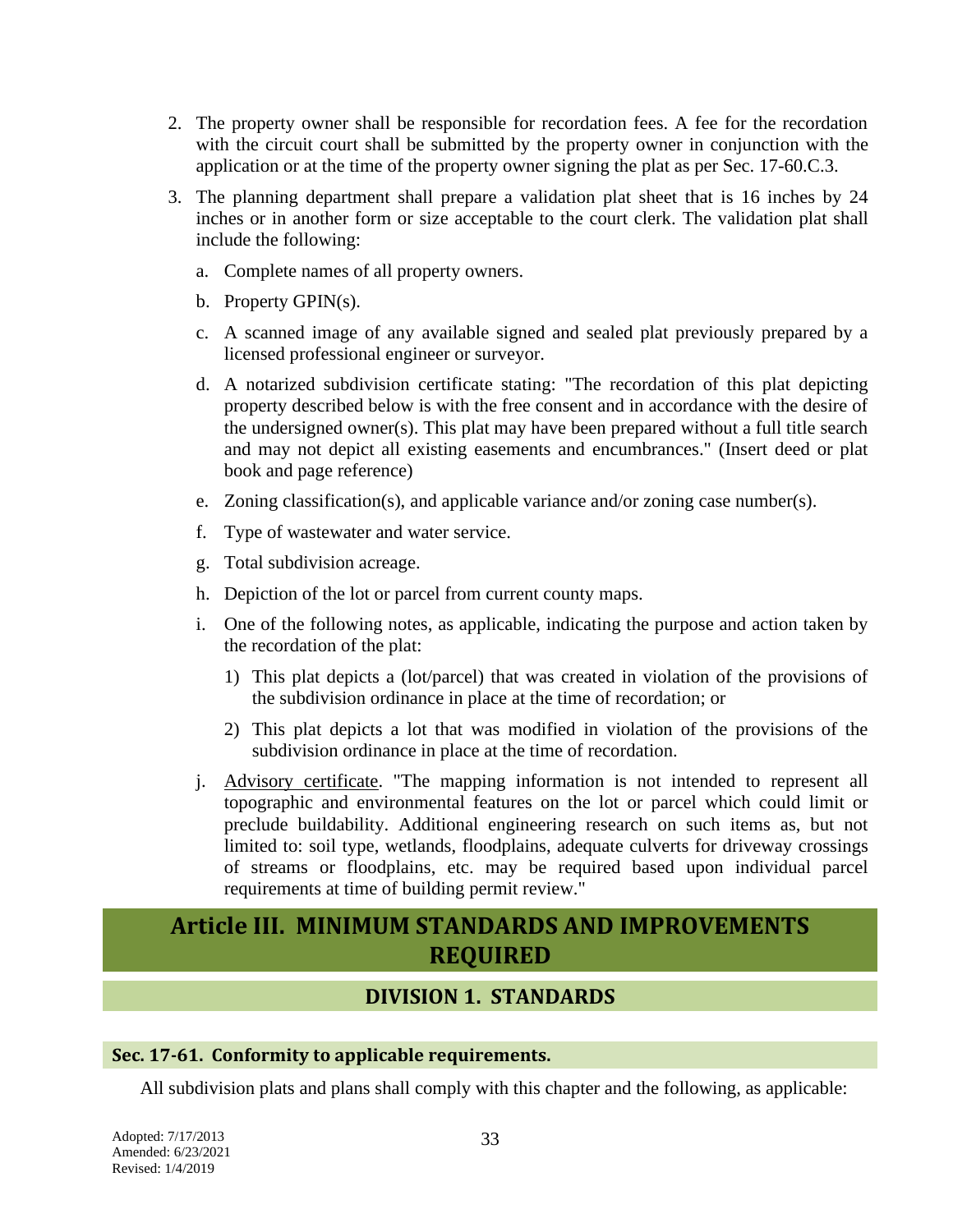2. The property owner shall be responsible for recordation fees. A fee for the recordation with the circuit court shall be submitted by the property owner in conjunction with the application or at the time of the property owner signing the plat as per Sec. 17-60.C.3.

3. The planning department shall prepare a validation plat sheet that is 16 inches by 24 inches or in another form or size acceptable to the court clerk. The validation plat shall include the following:

   a. Complete names of all property owners.

   b. Property GPIN(s).

   c. A scanned image of any available signed and sealed plat previously prepared by a licensed professional engineer or surveyor.

   d. A notarized subdivision certificate stating: "The recordation of this plat depicting property described below is with the free consent and in accordance with the desire of the undersigned owner(s). This plat may have been prepared without a full title search and may not depict all existing easements and encumbrances." (Insert deed or plat book and page reference)

   e. Zoning classification(s), and applicable variance and/or zoning case number(s).

   f. Type of wastewater and water service.

   g. Total subdivision acreage.

   h. Depiction of the lot or parcel from current county maps.

   i. One of the following notes, as applicable, indicating the purpose and action taken by the recordation of the plat:

      1) This plat depicts a (lot/parcel) that was created in violation of the provisions of the subdivision ordinance in place at the time of recordation; or

      2) This plat depicts a lot that was modified in violation of the provisions of the subdivision ordinance in place at the time of recordation.

   j. Advisory certificate. "The mapping information is not intended to represent all topographic and environmental features on the lot or parcel which could limit or preclude buildability. Additional engineering research on such items as, but not limited to: soil type, wetlands, floodplains, adequate culverts for driveway crossings of streams or floodplains, etc. may be required based upon individual parcel requirements at time of building permit review."

# Article III. MINIMUM STANDARDS AND IMPROVEMENTS REQUIRED

## DIVISION 1. STANDARDS

### Sec. 17-61. Conformity to applicable requirements.

All subdivision plats and plans shall comply with this chapter and the following, as applicable: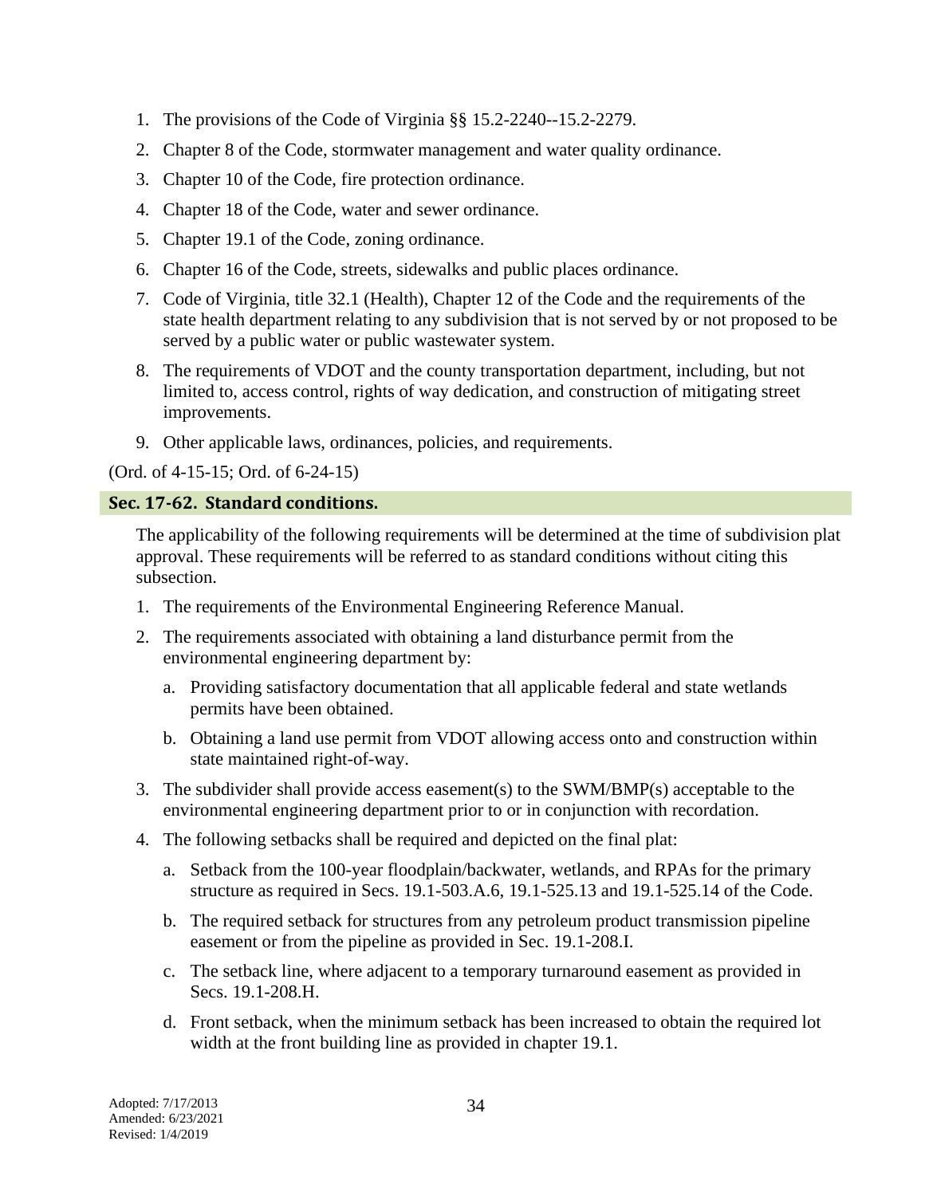1. The provisions of the Code of Virginia §§ 15.2-2240--15.2-2279.
2. Chapter 8 of the Code, stormwater management and water quality ordinance.
3. Chapter 10 of the Code, fire protection ordinance.
4. Chapter 18 of the Code, water and sewer ordinance.
5. Chapter 19.1 of the Code, zoning ordinance.
6. Chapter 16 of the Code, streets, sidewalks and public places ordinance.
7. Code of Virginia, title 32.1 (Health), Chapter 12 of the Code and the requirements of the state health department relating to any subdivision that is not served by or not proposed to be served by a public water or public wastewater system.
8. The requirements of VDOT and the county transportation department, including, but not limited to, access control, rights of way dedication, and construction of mitigating street improvements.
9. Other applicable laws, ordinances, policies, and requirements.

(Ord. of 4-15-15; Ord. of 6-24-15)

### Sec. 17-62. Standard conditions.

The applicability of the following requirements will be determined at the time of subdivision plat approval. These requirements will be referred to as standard conditions without citing this subsection.

1. The requirements of the Environmental Engineering Reference Manual.
2. The requirements associated with obtaining a land disturbance permit from the environmental engineering department by:
    a. Providing satisfactory documentation that all applicable federal and state wetlands permits have been obtained.
    b. Obtaining a land use permit from VDOT allowing access onto and construction within state maintained right-of-way.
3. The subdivider shall provide access easement(s) to the SWM/BMP(s) acceptable to the environmental engineering department prior to or in conjunction with recordation.
4. The following setbacks shall be required and depicted on the final plat:
    a. Setback from the 100-year floodplain/backwater, wetlands, and RPAs for the primary structure as required in Secs. 19.1-503.A.6, 19.1-525.13 and 19.1-525.14 of the Code.
    b. The required setback for structures from any petroleum product transmission pipeline easement or from the pipeline as provided in Sec. 19.1-208.I.
    c. The setback line, where adjacent to a temporary turnaround easement as provided in Secs. 19.1-208.H.
    d. Front setback, when the minimum setback has been increased to obtain the required lot width at the front building line as provided in chapter 19.1.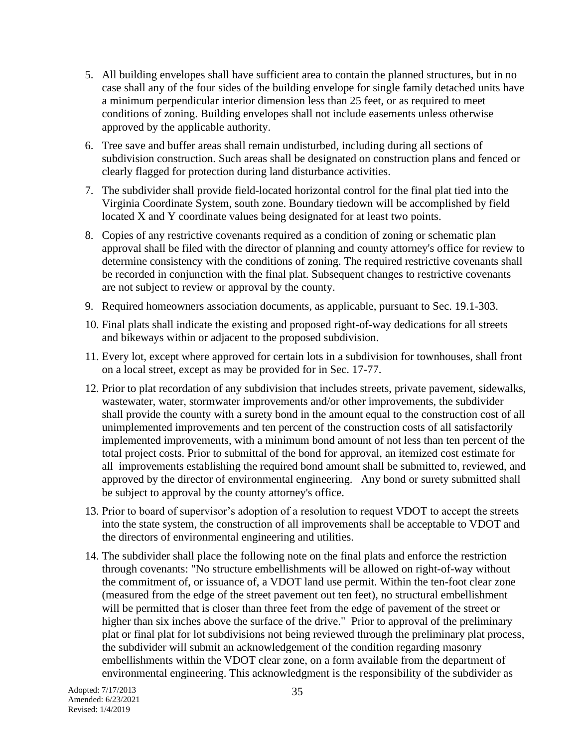5. All building envelopes shall have sufficient area to contain the planned structures, but in no case shall any of the four sides of the building envelope for single family detached units have a minimum perpendicular interior dimension less than 25 feet, or as required to meet conditions of zoning. Building envelopes shall not include easements unless otherwise approved by the applicable authority.

6. Tree save and buffer areas shall remain undisturbed, including during all sections of subdivision construction. Such areas shall be designated on construction plans and fenced or clearly flagged for protection during land disturbance activities.

7. The subdivider shall provide field-located horizontal control for the final plat tied into the Virginia Coordinate System, south zone. Boundary tiedown will be accomplished by field located X and Y coordinate values being designated for at least two points.

8. Copies of any restrictive covenants required as a condition of zoning or schematic plan approval shall be filed with the director of planning and county attorney's office for review to determine consistency with the conditions of zoning. The required restrictive covenants shall be recorded in conjunction with the final plat. Subsequent changes to restrictive covenants are not subject to review or approval by the county.

9. Required homeowners association documents, as applicable, pursuant to Sec. 19.1-303.

10. Final plats shall indicate the existing and proposed right-of-way dedications for all streets and bikeways within or adjacent to the proposed subdivision.

11. Every lot, except where approved for certain lots in a subdivision for townhouses, shall front on a local street, except as may be provided for in Sec. 17-77.

12. Prior to plat recordation of any subdivision that includes streets, private pavement, sidewalks, wastewater, water, stormwater improvements and/or other improvements, the subdivider shall provide the county with a surety bond in the amount equal to the construction cost of all unimplemented improvements and ten percent of the construction costs of all satisfactorily implemented improvements, with a minimum bond amount of not less than ten percent of the total project costs. Prior to submittal of the bond for approval, an itemized cost estimate for all improvements establishing the required bond amount shall be submitted to, reviewed, and approved by the director of environmental engineering. Any bond or surety submitted shall be subject to approval by the county attorney's office.

13. Prior to board of supervisor's adoption of a resolution to request VDOT to accept the streets into the state system, the construction of all improvements shall be acceptable to VDOT and the directors of environmental engineering and utilities.

14. The subdivider shall place the following note on the final plats and enforce the restriction through covenants: "No structure embellishments will be allowed on right-of-way without the commitment of, or issuance of, a VDOT land use permit. Within the ten-foot clear zone (measured from the edge of the street pavement out ten feet), no structural embellishment will be permitted that is closer than three feet from the edge of pavement of the street or higher than six inches above the surface of the drive." Prior to approval of the preliminary plat or final plat for lot subdivisions not being reviewed through the preliminary plat process, the subdivider will submit an acknowledgement of the condition regarding masonry embellishments within the VDOT clear zone, on a form available from the department of environmental engineering. This acknowledgment is the responsibility of the subdivider as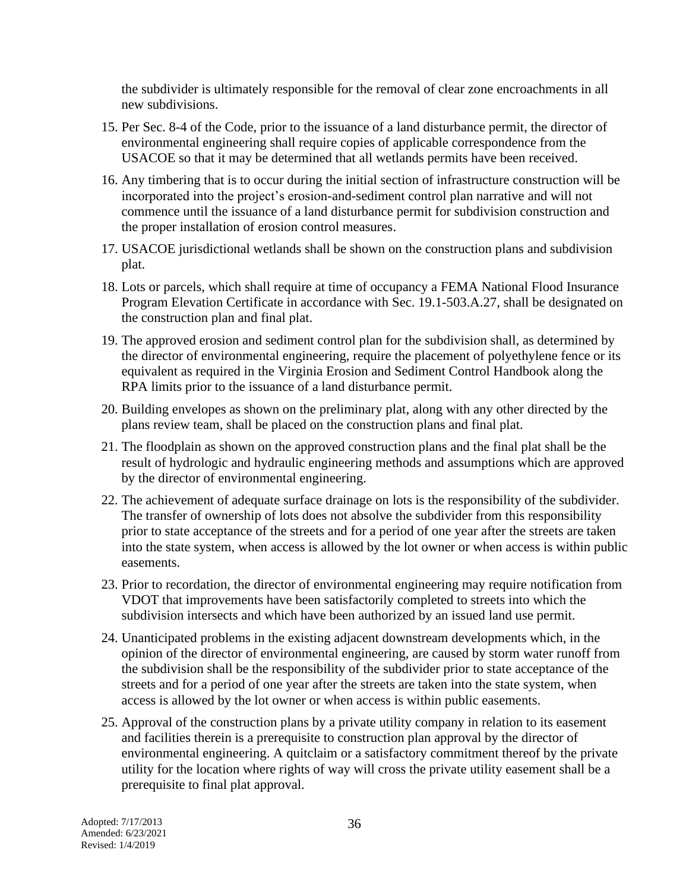the subdivider is ultimately responsible for the removal of clear zone encroachments in all new subdivisions.

15. Per Sec. 8-4 of the Code, prior to the issuance of a land disturbance permit, the director of environmental engineering shall require copies of applicable correspondence from the USACOE so that it may be determined that all wetlands permits have been received.

16. Any timbering that is to occur during the initial section of infrastructure construction will be incorporated into the project's erosion-and-sediment control plan narrative and will not commence until the issuance of a land disturbance permit for subdivision construction and the proper installation of erosion control measures.

17. USACOE jurisdictional wetlands shall be shown on the construction plans and subdivision plat.

18. Lots or parcels, which shall require at time of occupancy a FEMA National Flood Insurance Program Elevation Certificate in accordance with Sec. 19.1-503.A.27, shall be designated on the construction plan and final plat.

19. The approved erosion and sediment control plan for the subdivision shall, as determined by the director of environmental engineering, require the placement of polyethylene fence or its equivalent as required in the Virginia Erosion and Sediment Control Handbook along the RPA limits prior to the issuance of a land disturbance permit.

20. Building envelopes as shown on the preliminary plat, along with any other directed by the plans review team, shall be placed on the construction plans and final plat.

21. The floodplain as shown on the approved construction plans and the final plat shall be the result of hydrologic and hydraulic engineering methods and assumptions which are approved by the director of environmental engineering.

22. The achievement of adequate surface drainage on lots is the responsibility of the subdivider. The transfer of ownership of lots does not absolve the subdivider from this responsibility prior to state acceptance of the streets and for a period of one year after the streets are taken into the state system, when access is allowed by the lot owner or when access is within public easements.

23. Prior to recordation, the director of environmental engineering may require notification from VDOT that improvements have been satisfactorily completed to streets into which the subdivision intersects and which have been authorized by an issued land use permit.

24. Unanticipated problems in the existing adjacent downstream developments which, in the opinion of the director of environmental engineering, are caused by storm water runoff from the subdivision shall be the responsibility of the subdivider prior to state acceptance of the streets and for a period of one year after the streets are taken into the state system, when access is allowed by the lot owner or when access is within public easements.

25. Approval of the construction plans by a private utility company in relation to its easement and facilities therein is a prerequisite to construction plan approval by the director of environmental engineering. A quitclaim or a satisfactory commitment thereof by the private utility for the location where rights of way will cross the private utility easement shall be a prerequisite to final plat approval.

Adopted: 7/17/2013
Amended: 6/23/2021
Revised: 1/4/2019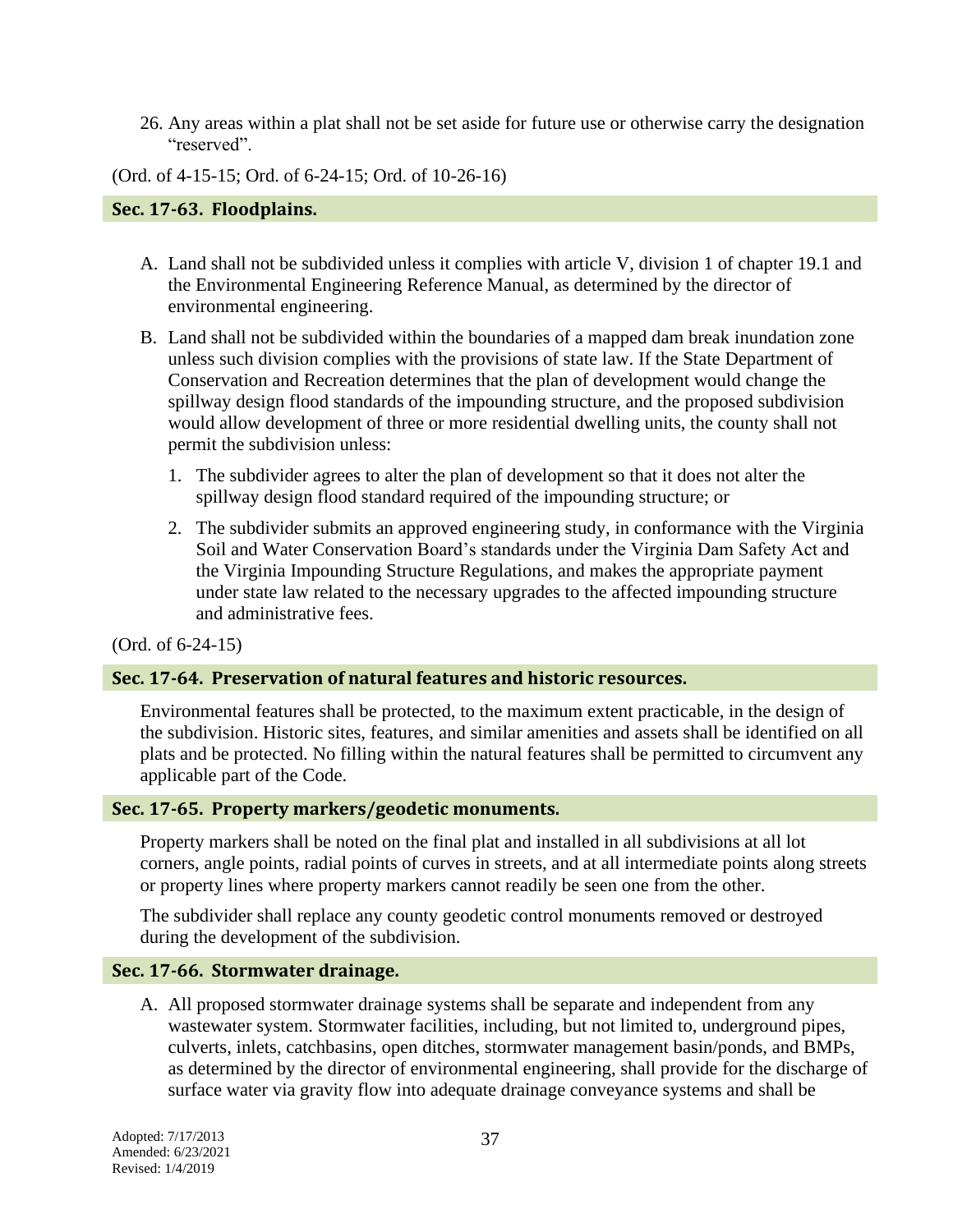26. Any areas within a plat shall not be set aside for future use or otherwise carry the designation "reserved".

(Ord. of 4-15-15; Ord. of 6-24-15; Ord. of 10-26-16)

### Sec. 17-63. Floodplains.

A. Land shall not be subdivided unless it complies with article V, division 1 of chapter 19.1 and the Environmental Engineering Reference Manual, as determined by the director of environmental engineering.

B. Land shall not be subdivided within the boundaries of a mapped dam break inundation zone unless such division complies with the provisions of state law. If the State Department of Conservation and Recreation determines that the plan of development would change the spillway design flood standards of the impounding structure, and the proposed subdivision would allow development of three or more residential dwelling units, the county shall not permit the subdivision unless:

   1. The subdivider agrees to alter the plan of development so that it does not alter the spillway design flood standard required of the impounding structure; or

   2. The subdivider submits an approved engineering study, in conformance with the Virginia Soil and Water Conservation Board's standards under the Virginia Dam Safety Act and the Virginia Impounding Structure Regulations, and makes the appropriate payment under state law related to the necessary upgrades to the affected impounding structure and administrative fees.

(Ord. of 6-24-15)

### Sec. 17-64. Preservation of natural features and historic resources.

Environmental features shall be protected, to the maximum extent practicable, in the design of the subdivision. Historic sites, features, and similar amenities and assets shall be identified on all plats and be protected. No filling within the natural features shall be permitted to circumvent any applicable part of the Code.

### Sec. 17-65. Property markers/geodetic monuments.

Property markers shall be noted on the final plat and installed in all subdivisions at all lot corners, angle points, radial points of curves in streets, and at all intermediate points along streets or property lines where property markers cannot readily be seen one from the other.

The subdivider shall replace any county geodetic control monuments removed or destroyed during the development of the subdivision.

### Sec. 17-66. Stormwater drainage.

A. All proposed stormwater drainage systems shall be separate and independent from any wastewater system. Stormwater facilities, including, but not limited to, underground pipes, culverts, inlets, catchbasins, open ditches, stormwater management basin/ponds, and BMPs, as determined by the director of environmental engineering, shall provide for the discharge of surface water via gravity flow into adequate drainage conveyance systems and shall be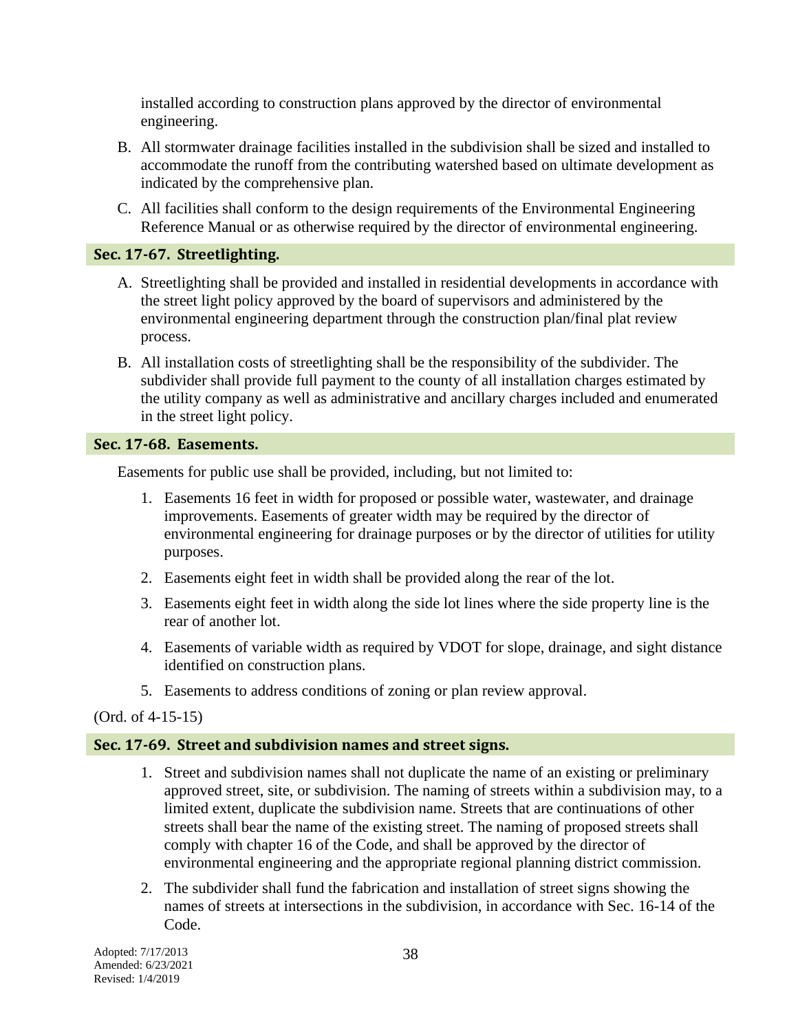installed according to construction plans approved by the director of environmental engineering.

B. All stormwater drainage facilities installed in the subdivision shall be sized and installed to accommodate the runoff from the contributing watershed based on ultimate development as indicated by the comprehensive plan.

C. All facilities shall conform to the design requirements of the Environmental Engineering Reference Manual or as otherwise required by the director of environmental engineering.

### Sec. 17-67. Streetlighting.

A. Streetlighting shall be provided and installed in residential developments in accordance with the street light policy approved by the board of supervisors and administered by the environmental engineering department through the construction plan/final plat review process.

B. All installation costs of streetlighting shall be the responsibility of the subdivider. The subdivider shall provide full payment to the county of all installation charges estimated by the utility company as well as administrative and ancillary charges included and enumerated in the street light policy.

### Sec. 17-68. Easements.

Easements for public use shall be provided, including, but not limited to:

1. Easements 16 feet in width for proposed or possible water, wastewater, and drainage improvements. Easements of greater width may be required by the director of environmental engineering for drainage purposes or by the director of utilities for utility purposes.
2. Easements eight feet in width shall be provided along the rear of the lot.
3. Easements eight feet in width along the side lot lines where the side property line is the rear of another lot.
4. Easements of variable width as required by VDOT for slope, drainage, and sight distance identified on construction plans.
5. Easements to address conditions of zoning or plan review approval.

(Ord. of 4-15-15)

### Sec. 17-69. Street and subdivision names and street signs.

1. Street and subdivision names shall not duplicate the name of an existing or preliminary approved street, site, or subdivision. The naming of streets within a subdivision may, to a limited extent, duplicate the subdivision name. Streets that are continuations of other streets shall bear the name of the existing street. The naming of proposed streets shall comply with chapter 16 of the Code, and shall be approved by the director of environmental engineering and the appropriate regional planning district commission.
2. The subdivider shall fund the fabrication and installation of street signs showing the names of streets at intersections in the subdivision, in accordance with Sec. 16-14 of the Code.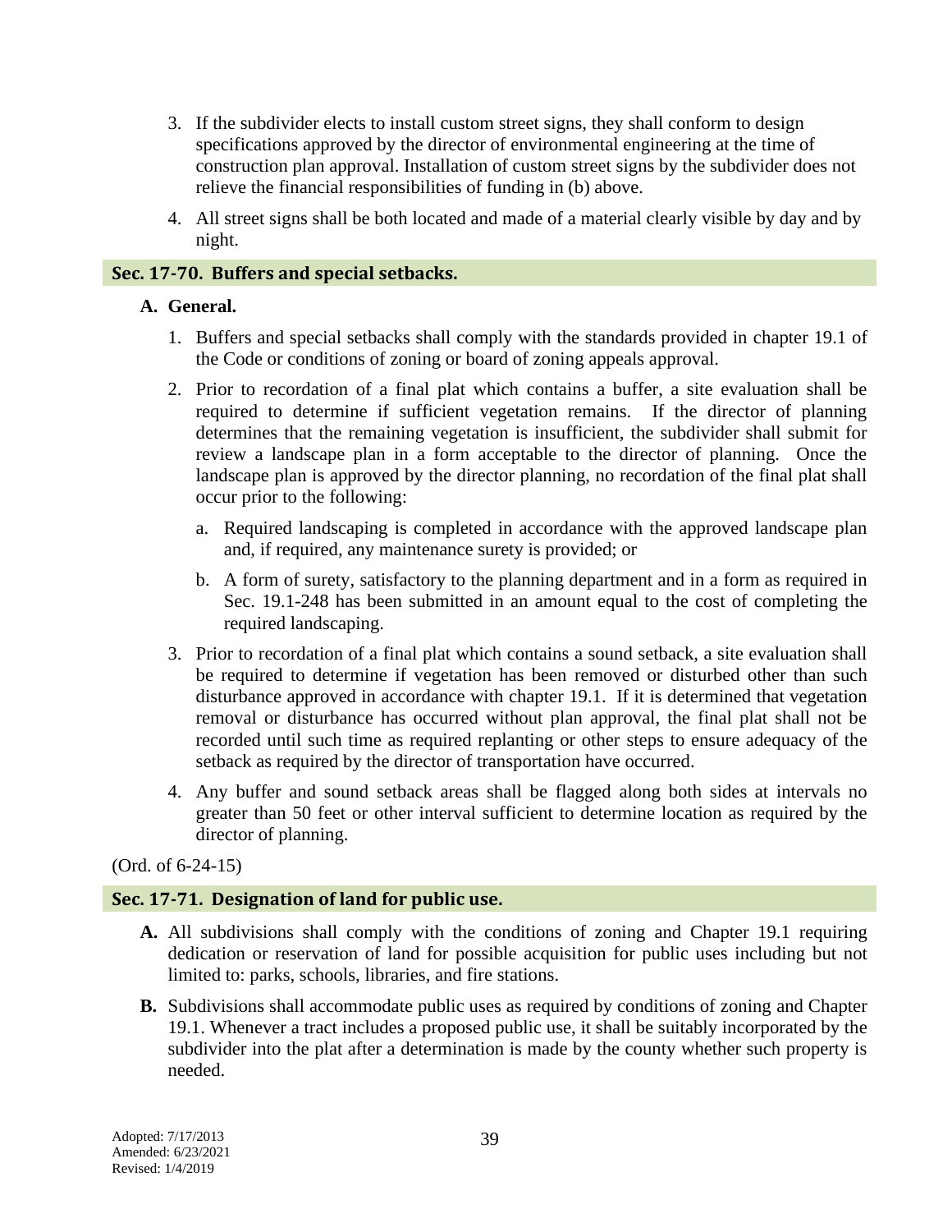3. If the subdivider elects to install custom street signs, they shall conform to design specifications approved by the director of environmental engineering at the time of construction plan approval. Installation of custom street signs by the subdivider does not relieve the financial responsibilities of funding in (b) above.

4. All street signs shall be both located and made of a material clearly visible by day and by night.

## Sec. 17-70. Buffers and special setbacks.

**A. General.**

1. Buffers and special setbacks shall comply with the standards provided in chapter 19.1 of the Code or conditions of zoning or board of zoning appeals approval.

2. Prior to recordation of a final plat which contains a buffer, a site evaluation shall be required to determine if sufficient vegetation remains. If the director of planning determines that the remaining vegetation is insufficient, the subdivider shall submit for review a landscape plan in a form acceptable to the director of planning. Once the landscape plan is approved by the director planning, no recordation of the final plat shall occur prior to the following:

   a. Required landscaping is completed in accordance with the approved landscape plan and, if required, any maintenance surety is provided; or

   b. A form of surety, satisfactory to the planning department and in a form as required in Sec. 19.1-248 has been submitted in an amount equal to the cost of completing the required landscaping.

3. Prior to recordation of a final plat which contains a sound setback, a site evaluation shall be required to determine if vegetation has been removed or disturbed other than such disturbance approved in accordance with chapter 19.1. If it is determined that vegetation removal or disturbance has occurred without plan approval, the final plat shall not be recorded until such time as required replanting or other steps to ensure adequacy of the setback as required by the director of transportation have occurred.

4. Any buffer and sound setback areas shall be flagged along both sides at intervals no greater than 50 feet or other interval sufficient to determine location as required by the director of planning.

(Ord. of 6-24-15)

## Sec. 17-71. Designation of land for public use.

**A.** All subdivisions shall comply with the conditions of zoning and Chapter 19.1 requiring dedication or reservation of land for possible acquisition for public uses including but not limited to: parks, schools, libraries, and fire stations.

**B.** Subdivisions shall accommodate public uses as required by conditions of zoning and Chapter 19.1. Whenever a tract includes a proposed public use, it shall be suitably incorporated by the subdivider into the plat after a determination is made by the county whether such property is needed.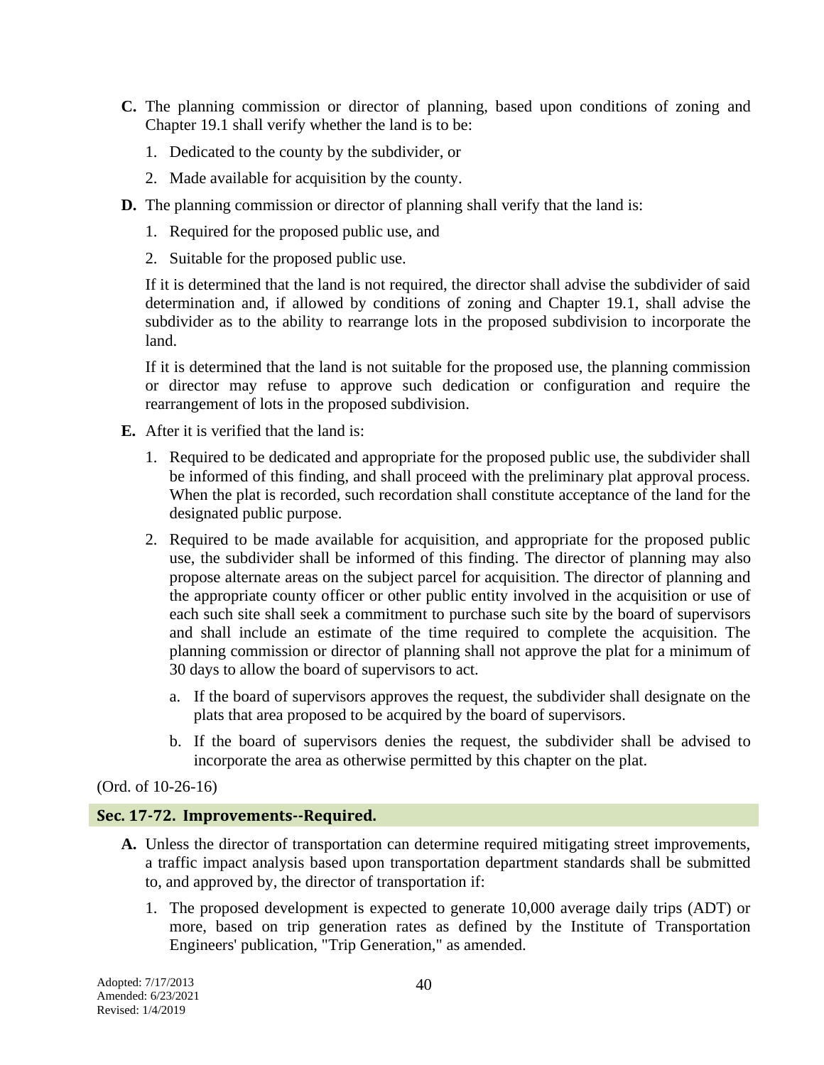**C.** The planning commission or director of planning, based upon conditions of zoning and Chapter 19.1 shall verify whether the land is to be:

1. Dedicated to the county by the subdivider, or
2. Made available for acquisition by the county.

**D.** The planning commission or director of planning shall verify that the land is:

1. Required for the proposed public use, and
2. Suitable for the proposed public use.

If it is determined that the land is not required, the director shall advise the subdivider of said determination and, if allowed by conditions of zoning and Chapter 19.1, shall advise the subdivider as to the ability to rearrange lots in the proposed subdivision to incorporate the land.

If it is determined that the land is not suitable for the proposed use, the planning commission or director may refuse to approve such dedication or configuration and require the rearrangement of lots in the proposed subdivision.

**E.** After it is verified that the land is:

1. Required to be dedicated and appropriate for the proposed public use, the subdivider shall be informed of this finding, and shall proceed with the preliminary plat approval process. When the plat is recorded, such recordation shall constitute acceptance of the land for the designated public purpose.
2. Required to be made available for acquisition, and appropriate for the proposed public use, the subdivider shall be informed of this finding. The director of planning may also propose alternate areas on the subject parcel for acquisition. The director of planning and the appropriate county officer or other public entity involved in the acquisition or use of each such site shall seek a commitment to purchase such site by the board of supervisors and shall include an estimate of the time required to complete the acquisition. The planning commission or director of planning shall not approve the plat for a minimum of 30 days to allow the board of supervisors to act.
   a. If the board of supervisors approves the request, the subdivider shall designate on the plats that area proposed to be acquired by the board of supervisors.
   b. If the board of supervisors denies the request, the subdivider shall be advised to incorporate the area as otherwise permitted by this chapter on the plat.

(Ord. of 10-26-16)

## Sec. 17-72. Improvements--Required.

**A.** Unless the director of transportation can determine required mitigating street improvements, a traffic impact analysis based upon transportation department standards shall be submitted to, and approved by, the director of transportation if:

1. The proposed development is expected to generate 10,000 average daily trips (ADT) or more, based on trip generation rates as defined by the Institute of Transportation Engineers' publication, "Trip Generation," as amended.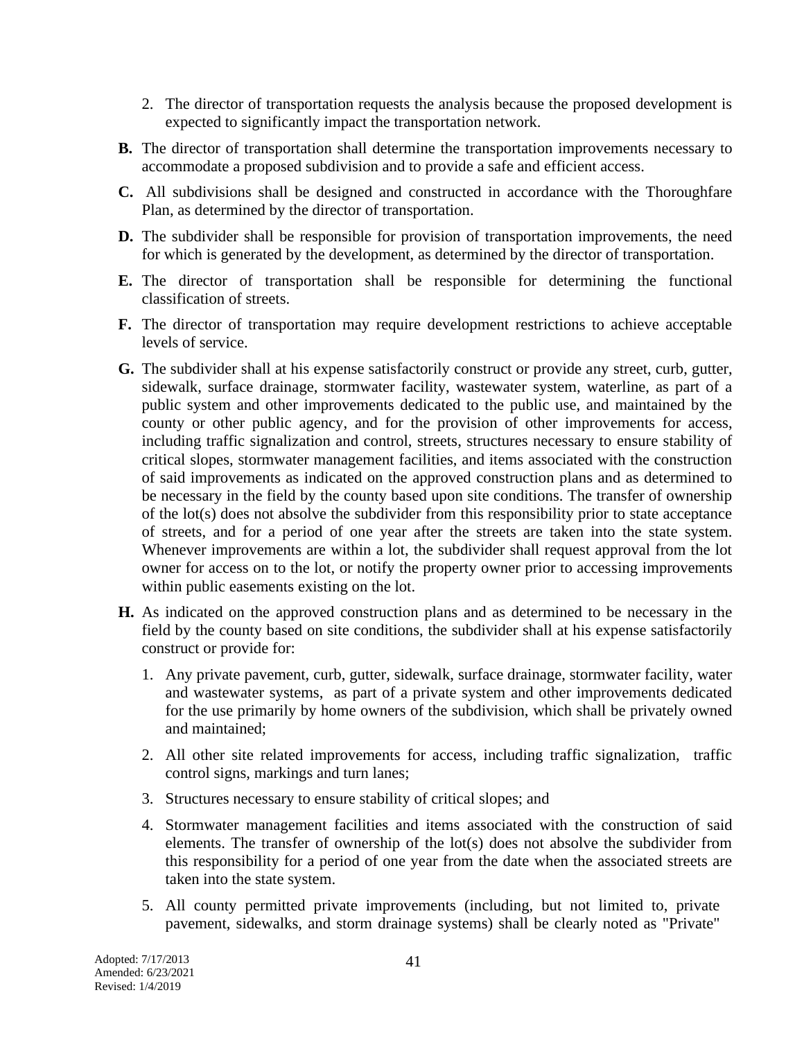2. The director of transportation requests the analysis because the proposed development is expected to significantly impact the transportation network.

**B.** The director of transportation shall determine the transportation improvements necessary to accommodate a proposed subdivision and to provide a safe and efficient access.

**C.** All subdivisions shall be designed and constructed in accordance with the Thoroughfare Plan, as determined by the director of transportation.

**D.** The subdivider shall be responsible for provision of transportation improvements, the need for which is generated by the development, as determined by the director of transportation.

**E.** The director of transportation shall be responsible for determining the functional classification of streets.

**F.** The director of transportation may require development restrictions to achieve acceptable levels of service.

**G.** The subdivider shall at his expense satisfactorily construct or provide any street, curb, gutter, sidewalk, surface drainage, stormwater facility, wastewater system, waterline, as part of a public system and other improvements dedicated to the public use, and maintained by the county or other public agency, and for the provision of other improvements for access, including traffic signalization and control, streets, structures necessary to ensure stability of critical slopes, stormwater management facilities, and items associated with the construction of said improvements as indicated on the approved construction plans and as determined to be necessary in the field by the county based upon site conditions. The transfer of ownership of the lot(s) does not absolve the subdivider from this responsibility prior to state acceptance of streets, and for a period of one year after the streets are taken into the state system. Whenever improvements are within a lot, the subdivider shall request approval from the lot owner for access on to the lot, or notify the property owner prior to accessing improvements within public easements existing on the lot.

**H.** As indicated on the approved construction plans and as determined to be necessary in the field by the county based on site conditions, the subdivider shall at his expense satisfactorily construct or provide for:

1. Any private pavement, curb, gutter, sidewalk, surface drainage, stormwater facility, water and wastewater systems, as part of a private system and other improvements dedicated for the use primarily by home owners of the subdivision, which shall be privately owned and maintained;
2. All other site related improvements for access, including traffic signalization, traffic control signs, markings and turn lanes;
3. Structures necessary to ensure stability of critical slopes; and
4. Stormwater management facilities and items associated with the construction of said elements. The transfer of ownership of the lot(s) does not absolve the subdivider from this responsibility for a period of one year from the date when the associated streets are taken into the state system.
5. All county permitted private improvements (including, but not limited to, private pavement, sidewalks, and storm drainage systems) shall be clearly noted as "Private"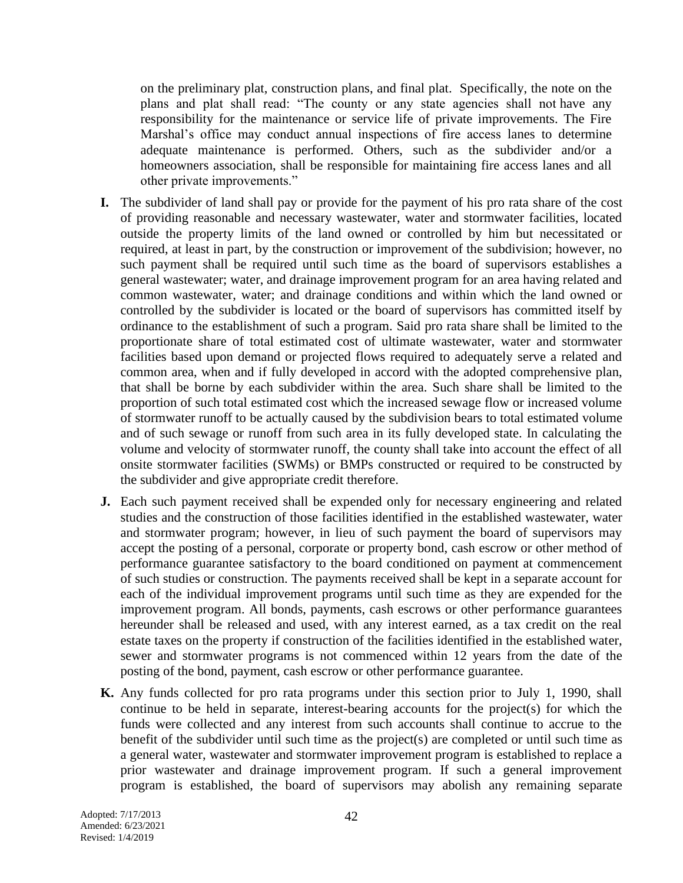on the preliminary plat, construction plans, and final plat. Specifically, the note on the plans and plat shall read: "The county or any state agencies shall not have any responsibility for the maintenance or service life of private improvements. The Fire Marshal's office may conduct annual inspections of fire access lanes to determine adequate maintenance is performed. Others, such as the subdivider and/or a homeowners association, shall be responsible for maintaining fire access lanes and all other private improvements."

**I.** The subdivider of land shall pay or provide for the payment of his pro rata share of the cost of providing reasonable and necessary wastewater, water and stormwater facilities, located outside the property limits of the land owned or controlled by him but necessitated or required, at least in part, by the construction or improvement of the subdivision; however, no such payment shall be required until such time as the board of supervisors establishes a general wastewater; water, and drainage improvement program for an area having related and common wastewater, water; and drainage conditions and within which the land owned or controlled by the subdivider is located or the board of supervisors has committed itself by ordinance to the establishment of such a program. Said pro rata share shall be limited to the proportionate share of total estimated cost of ultimate wastewater, water and stormwater facilities based upon demand or projected flows required to adequately serve a related and common area, when and if fully developed in accord with the adopted comprehensive plan, that shall be borne by each subdivider within the area. Such share shall be limited to the proportion of such total estimated cost which the increased sewage flow or increased volume of stormwater runoff to be actually caused by the subdivision bears to total estimated volume and of such sewage or runoff from such area in its fully developed state. In calculating the volume and velocity of stormwater runoff, the county shall take into account the effect of all onsite stormwater facilities (SWMs) or BMPs constructed or required to be constructed by the subdivider and give appropriate credit therefore.

**J.** Each such payment received shall be expended only for necessary engineering and related studies and the construction of those facilities identified in the established wastewater, water and stormwater program; however, in lieu of such payment the board of supervisors may accept the posting of a personal, corporate or property bond, cash escrow or other method of performance guarantee satisfactory to the board conditioned on payment at commencement of such studies or construction. The payments received shall be kept in a separate account for each of the individual improvement programs until such time as they are expended for the improvement program. All bonds, payments, cash escrows or other performance guarantees hereunder shall be released and used, with any interest earned, as a tax credit on the real estate taxes on the property if construction of the facilities identified in the established water, sewer and stormwater programs is not commenced within 12 years from the date of the posting of the bond, payment, cash escrow or other performance guarantee.

**K.** Any funds collected for pro rata programs under this section prior to July 1, 1990, shall continue to be held in separate, interest-bearing accounts for the project(s) for which the funds were collected and any interest from such accounts shall continue to accrue to the benefit of the subdivider until such time as the project(s) are completed or until such time as a general water, wastewater and stormwater improvement program is established to replace a prior wastewater and drainage improvement program. If such a general improvement program is established, the board of supervisors may abolish any remaining separate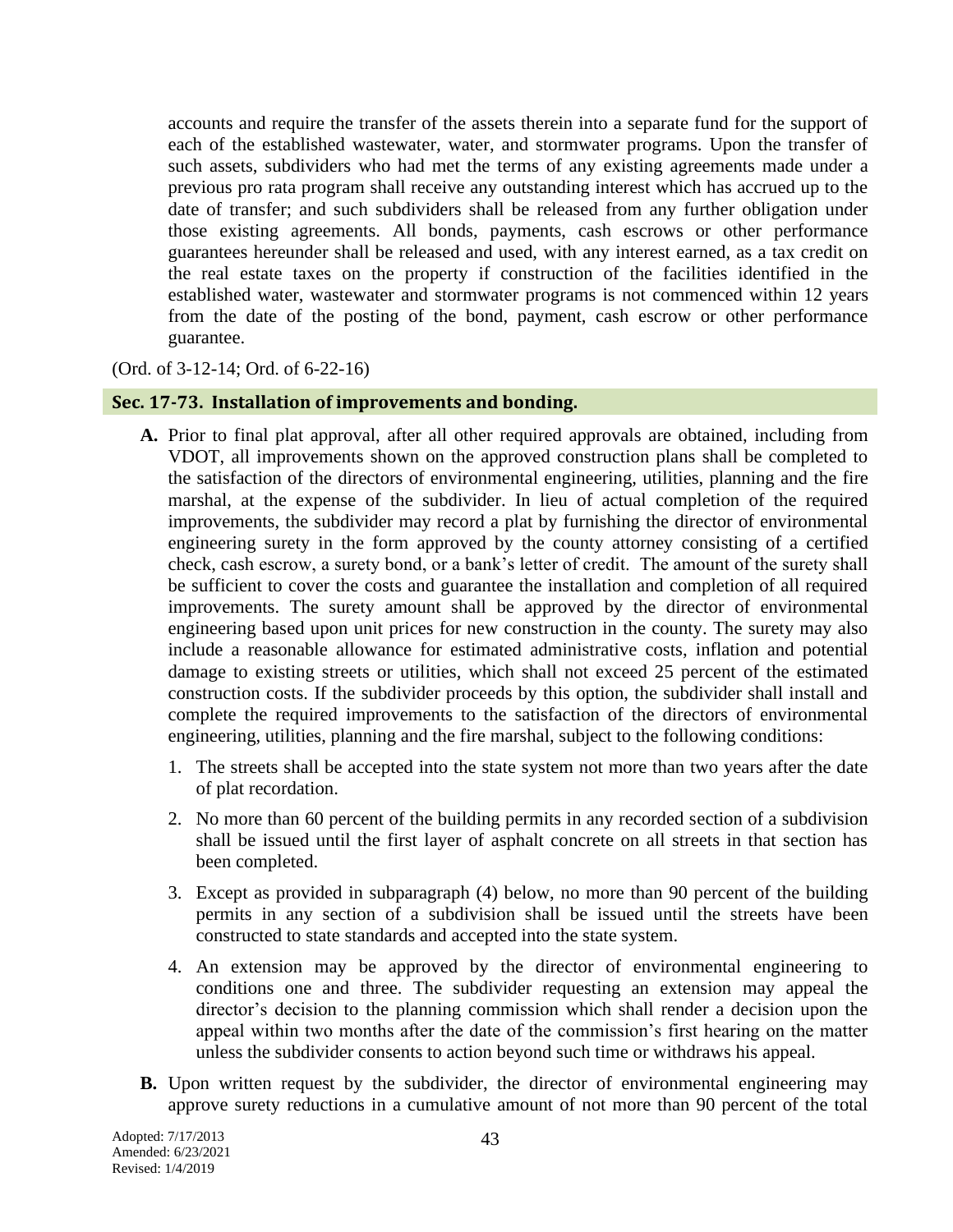accounts and require the transfer of the assets therein into a separate fund for the support of each of the established wastewater, water, and stormwater programs. Upon the transfer of such assets, subdividers who had met the terms of any existing agreements made under a previous pro rata program shall receive any outstanding interest which has accrued up to the date of transfer; and such subdividers shall be released from any further obligation under those existing agreements. All bonds, payments, cash escrows or other performance guarantees hereunder shall be released and used, with any interest earned, as a tax credit on the real estate taxes on the property if construction of the facilities identified in the established water, wastewater and stormwater programs is not commenced within 12 years from the date of the posting of the bond, payment, cash escrow or other performance guarantee.

(Ord. of 3-12-14; Ord. of 6-22-16)

## Sec. 17-73. Installation of improvements and bonding.

**A.** Prior to final plat approval, after all other required approvals are obtained, including from VDOT, all improvements shown on the approved construction plans shall be completed to the satisfaction of the directors of environmental engineering, utilities, planning and the fire marshal, at the expense of the subdivider. In lieu of actual completion of the required improvements, the subdivider may record a plat by furnishing the director of environmental engineering surety in the form approved by the county attorney consisting of a certified check, cash escrow, a surety bond, or a bank's letter of credit. The amount of the surety shall be sufficient to cover the costs and guarantee the installation and completion of all required improvements. The surety amount shall be approved by the director of environmental engineering based upon unit prices for new construction in the county. The surety may also include a reasonable allowance for estimated administrative costs, inflation and potential damage to existing streets or utilities, which shall not exceed 25 percent of the estimated construction costs. If the subdivider proceeds by this option, the subdivider shall install and complete the required improvements to the satisfaction of the directors of environmental engineering, utilities, planning and the fire marshal, subject to the following conditions:

1. The streets shall be accepted into the state system not more than two years after the date of plat recordation.
2. No more than 60 percent of the building permits in any recorded section of a subdivision shall be issued until the first layer of asphalt concrete on all streets in that section has been completed.
3. Except as provided in subparagraph (4) below, no more than 90 percent of the building permits in any section of a subdivision shall be issued until the streets have been constructed to state standards and accepted into the state system.
4. An extension may be approved by the director of environmental engineering to conditions one and three. The subdivider requesting an extension may appeal the director's decision to the planning commission which shall render a decision upon the appeal within two months after the date of the commission's first hearing on the matter unless the subdivider consents to action beyond such time or withdraws his appeal.

**B.** Upon written request by the subdivider, the director of environmental engineering may approve surety reductions in a cumulative amount of not more than 90 percent of the total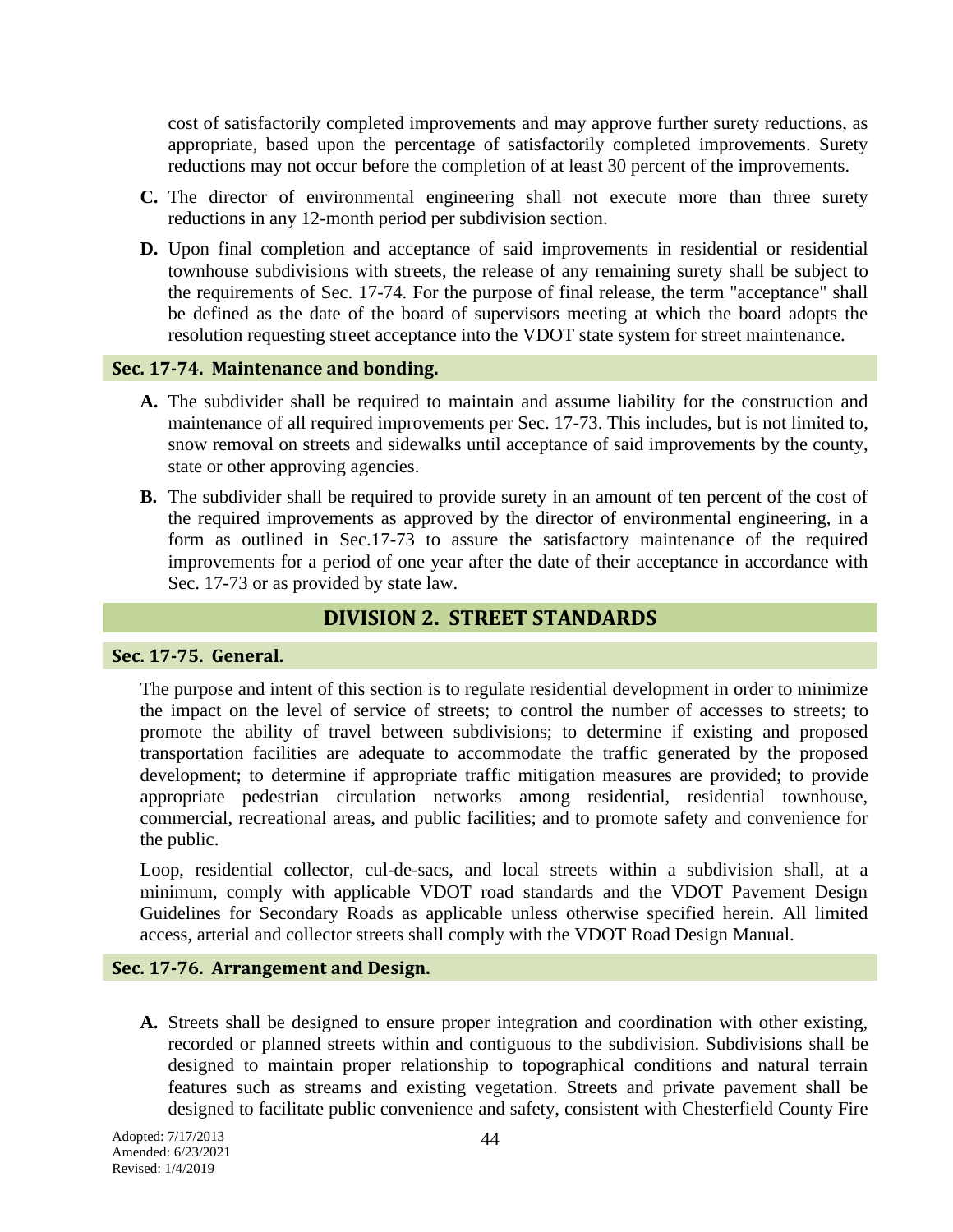cost of satisfactorily completed improvements and may approve further surety reductions, as appropriate, based upon the percentage of satisfactorily completed improvements. Surety reductions may not occur before the completion of at least 30 percent of the improvements.

**C.** The director of environmental engineering shall not execute more than three surety reductions in any 12-month period per subdivision section.

**D.** Upon final completion and acceptance of said improvements in residential or residential townhouse subdivisions with streets, the release of any remaining surety shall be subject to the requirements of Sec. 17-74. For the purpose of final release, the term "acceptance" shall be defined as the date of the board of supervisors meeting at which the board adopts the resolution requesting street acceptance into the VDOT state system for street maintenance.

### Sec. 17-74. Maintenance and bonding.

**A.** The subdivider shall be required to maintain and assume liability for the construction and maintenance of all required improvements per Sec. 17-73. This includes, but is not limited to, snow removal on streets and sidewalks until acceptance of said improvements by the county, state or other approving agencies.

**B.** The subdivider shall be required to provide surety in an amount of ten percent of the cost of the required improvements as approved by the director of environmental engineering, in a form as outlined in Sec.17-73 to assure the satisfactory maintenance of the required improvements for a period of one year after the date of their acceptance in accordance with Sec. 17-73 or as provided by state law.

## DIVISION 2. STREET STANDARDS

### Sec. 17-75. General.

The purpose and intent of this section is to regulate residential development in order to minimize the impact on the level of service of streets; to control the number of accesses to streets; to promote the ability of travel between subdivisions; to determine if existing and proposed transportation facilities are adequate to accommodate the traffic generated by the proposed development; to determine if appropriate traffic mitigation measures are provided; to provide appropriate pedestrian circulation networks among residential, residential townhouse, commercial, recreational areas, and public facilities; and to promote safety and convenience for the public.

Loop, residential collector, cul-de-sacs, and local streets within a subdivision shall, at a minimum, comply with applicable VDOT road standards and the VDOT Pavement Design Guidelines for Secondary Roads as applicable unless otherwise specified herein. All limited access, arterial and collector streets shall comply with the VDOT Road Design Manual.

### Sec. 17-76. Arrangement and Design.

**A.** Streets shall be designed to ensure proper integration and coordination with other existing, recorded or planned streets within and contiguous to the subdivision. Subdivisions shall be designed to maintain proper relationship to topographical conditions and natural terrain features such as streams and existing vegetation. Streets and private pavement shall be designed to facilitate public convenience and safety, consistent with Chesterfield County Fire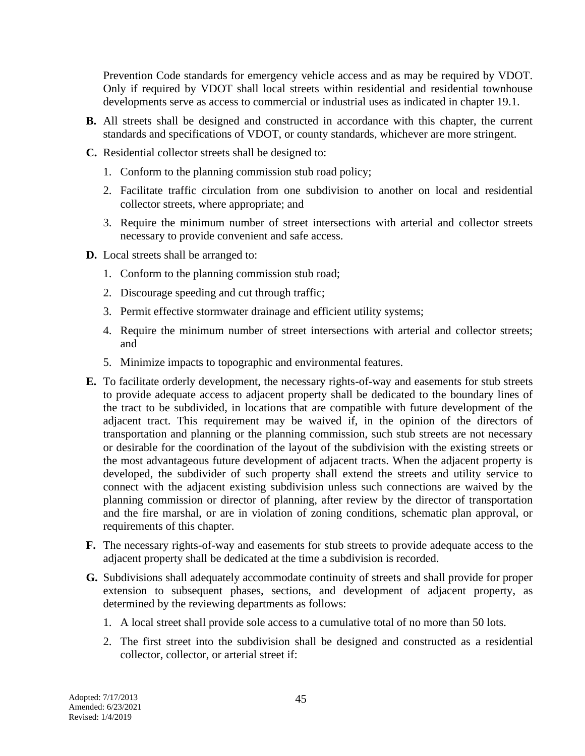Prevention Code standards for emergency vehicle access and as may be required by VDOT. Only if required by VDOT shall local streets within residential and residential townhouse developments serve as access to commercial or industrial uses as indicated in chapter 19.1.

**B.** All streets shall be designed and constructed in accordance with this chapter, the current standards and specifications of VDOT, or county standards, whichever are more stringent.

**C.** Residential collector streets shall be designed to:

1. Conform to the planning commission stub road policy;
2. Facilitate traffic circulation from one subdivision to another on local and residential collector streets, where appropriate; and
3. Require the minimum number of street intersections with arterial and collector streets necessary to provide convenient and safe access.

**D.** Local streets shall be arranged to:

1. Conform to the planning commission stub road;
2. Discourage speeding and cut through traffic;
3. Permit effective stormwater drainage and efficient utility systems;
4. Require the minimum number of street intersections with arterial and collector streets; and
5. Minimize impacts to topographic and environmental features.

**E.** To facilitate orderly development, the necessary rights-of-way and easements for stub streets to provide adequate access to adjacent property shall be dedicated to the boundary lines of the tract to be subdivided, in locations that are compatible with future development of the adjacent tract. This requirement may be waived if, in the opinion of the directors of transportation and planning or the planning commission, such stub streets are not necessary or desirable for the coordination of the layout of the subdivision with the existing streets or the most advantageous future development of adjacent tracts. When the adjacent property is developed, the subdivider of such property shall extend the streets and utility service to connect with the adjacent existing subdivision unless such connections are waived by the planning commission or director of planning, after review by the director of transportation and the fire marshal, or are in violation of zoning conditions, schematic plan approval, or requirements of this chapter.

**F.** The necessary rights-of-way and easements for stub streets to provide adequate access to the adjacent property shall be dedicated at the time a subdivision is recorded.

**G.** Subdivisions shall adequately accommodate continuity of streets and shall provide for proper extension to subsequent phases, sections, and development of adjacent property, as determined by the reviewing departments as follows:

1. A local street shall provide sole access to a cumulative total of no more than 50 lots.
2. The first street into the subdivision shall be designed and constructed as a residential collector, collector, or arterial street if: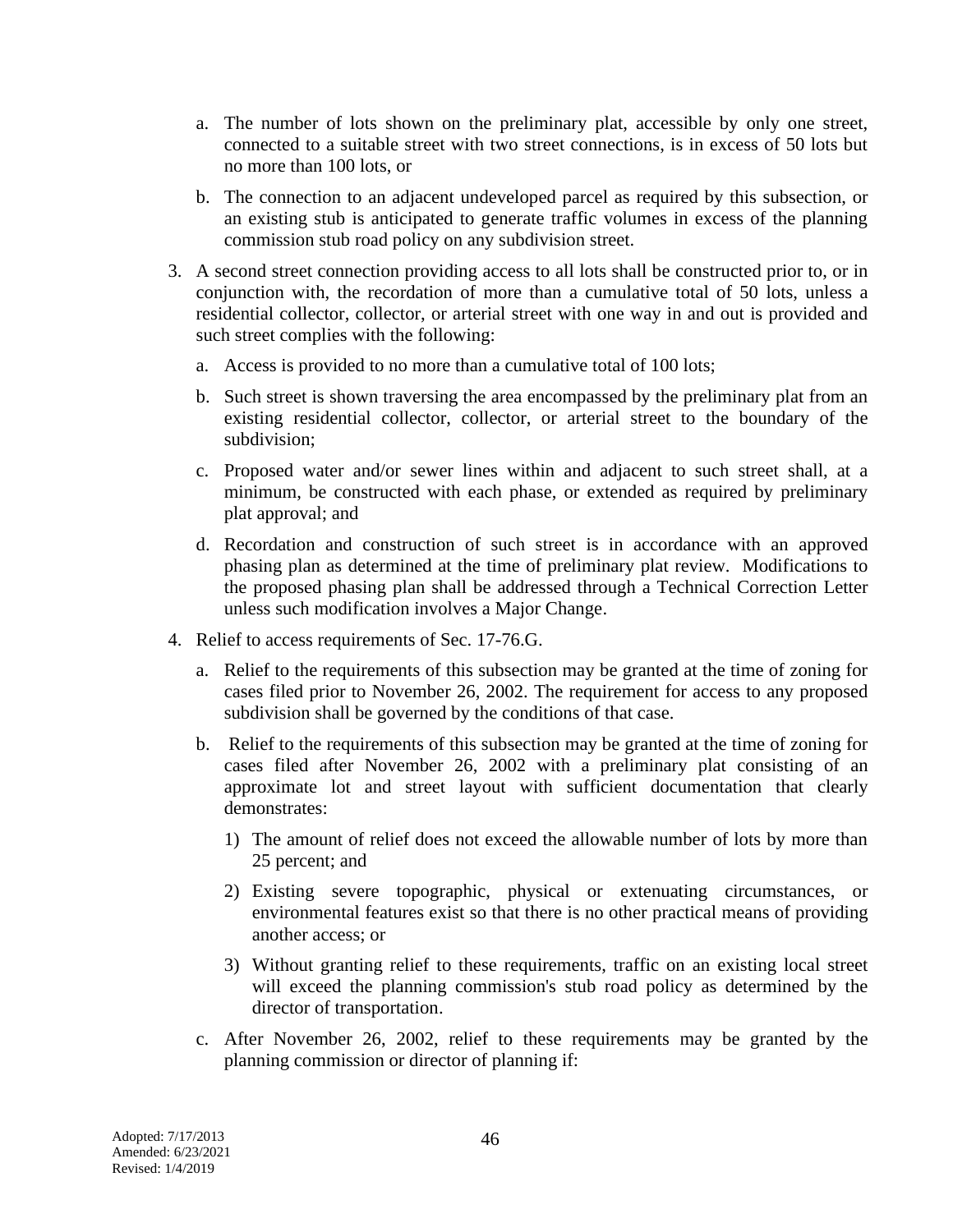a. The number of lots shown on the preliminary plat, accessible by only one street, connected to a suitable street with two street connections, is in excess of 50 lots but no more than 100 lots, or

b. The connection to an adjacent undeveloped parcel as required by this subsection, or an existing stub is anticipated to generate traffic volumes in excess of the planning commission stub road policy on any subdivision street.

3. A second street connection providing access to all lots shall be constructed prior to, or in conjunction with, the recordation of more than a cumulative total of 50 lots, unless a residential collector, collector, or arterial street with one way in and out is provided and such street complies with the following:

   a. Access is provided to no more than a cumulative total of 100 lots;

   b. Such street is shown traversing the area encompassed by the preliminary plat from an existing residential collector, collector, or arterial street to the boundary of the subdivision;

   c. Proposed water and/or sewer lines within and adjacent to such street shall, at a minimum, be constructed with each phase, or extended as required by preliminary plat approval; and

   d. Recordation and construction of such street is in accordance with an approved phasing plan as determined at the time of preliminary plat review. Modifications to the proposed phasing plan shall be addressed through a Technical Correction Letter unless such modification involves a Major Change.

4. Relief to access requirements of Sec. 17-76.G.

   a. Relief to the requirements of this subsection may be granted at the time of zoning for cases filed prior to November 26, 2002. The requirement for access to any proposed subdivision shall be governed by the conditions of that case.

   b. Relief to the requirements of this subsection may be granted at the time of zoning for cases filed after November 26, 2002 with a preliminary plat consisting of an approximate lot and street layout with sufficient documentation that clearly demonstrates:

      1) The amount of relief does not exceed the allowable number of lots by more than 25 percent; and

      2) Existing severe topographic, physical or extenuating circumstances, or environmental features exist so that there is no other practical means of providing another access; or

      3) Without granting relief to these requirements, traffic on an existing local street will exceed the planning commission's stub road policy as determined by the director of transportation.

   c. After November 26, 2002, relief to these requirements may be granted by the planning commission or director of planning if:

Adopted: 7/17/2013
Amended: 6/23/2021
Revised: 1/4/2019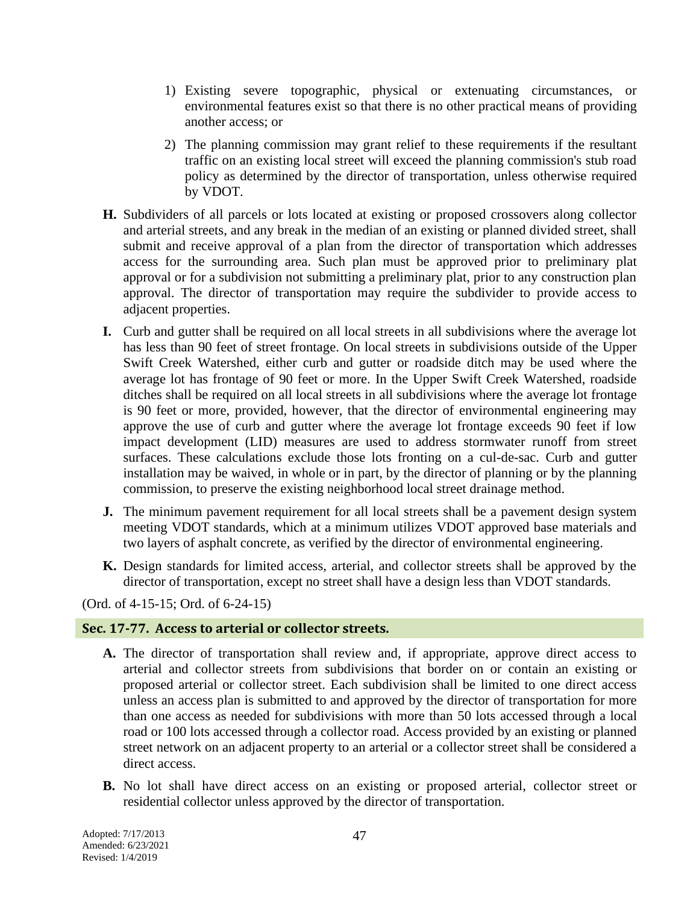1) Existing severe topographic, physical or extenuating circumstances, or environmental features exist so that there is no other practical means of providing another access; or

2) The planning commission may grant relief to these requirements if the resultant traffic on an existing local street will exceed the planning commission's stub road policy as determined by the director of transportation, unless otherwise required by VDOT.

**H.** Subdividers of all parcels or lots located at existing or proposed crossovers along collector and arterial streets, and any break in the median of an existing or planned divided street, shall submit and receive approval of a plan from the director of transportation which addresses access for the surrounding area. Such plan must be approved prior to preliminary plat approval or for a subdivision not submitting a preliminary plat, prior to any construction plan approval. The director of transportation may require the subdivider to provide access to adjacent properties.

**I.** Curb and gutter shall be required on all local streets in all subdivisions where the average lot has less than 90 feet of street frontage. On local streets in subdivisions outside of the Upper Swift Creek Watershed, either curb and gutter or roadside ditch may be used where the average lot has frontage of 90 feet or more. In the Upper Swift Creek Watershed, roadside ditches shall be required on all local streets in all subdivisions where the average lot frontage is 90 feet or more, provided, however, that the director of environmental engineering may approve the use of curb and gutter where the average lot frontage exceeds 90 feet if low impact development (LID) measures are used to address stormwater runoff from street surfaces. These calculations exclude those lots fronting on a cul-de-sac. Curb and gutter installation may be waived, in whole or in part, by the director of planning or by the planning commission, to preserve the existing neighborhood local street drainage method.

**J.** The minimum pavement requirement for all local streets shall be a pavement design system meeting VDOT standards, which at a minimum utilizes VDOT approved base materials and two layers of asphalt concrete, as verified by the director of environmental engineering.

**K.** Design standards for limited access, arterial, and collector streets shall be approved by the director of transportation, except no street shall have a design less than VDOT standards.

(Ord. of 4-15-15; Ord. of 6-24-15)

## Sec. 17-77. Access to arterial or collector streets.

**A.** The director of transportation shall review and, if appropriate, approve direct access to arterial and collector streets from subdivisions that border on or contain an existing or proposed arterial or collector street. Each subdivision shall be limited to one direct access unless an access plan is submitted to and approved by the director of transportation for more than one access as needed for subdivisions with more than 50 lots accessed through a local road or 100 lots accessed through a collector road. Access provided by an existing or planned street network on an adjacent property to an arterial or a collector street shall be considered a direct access.

**B.** No lot shall have direct access on an existing or proposed arterial, collector street or residential collector unless approved by the director of transportation.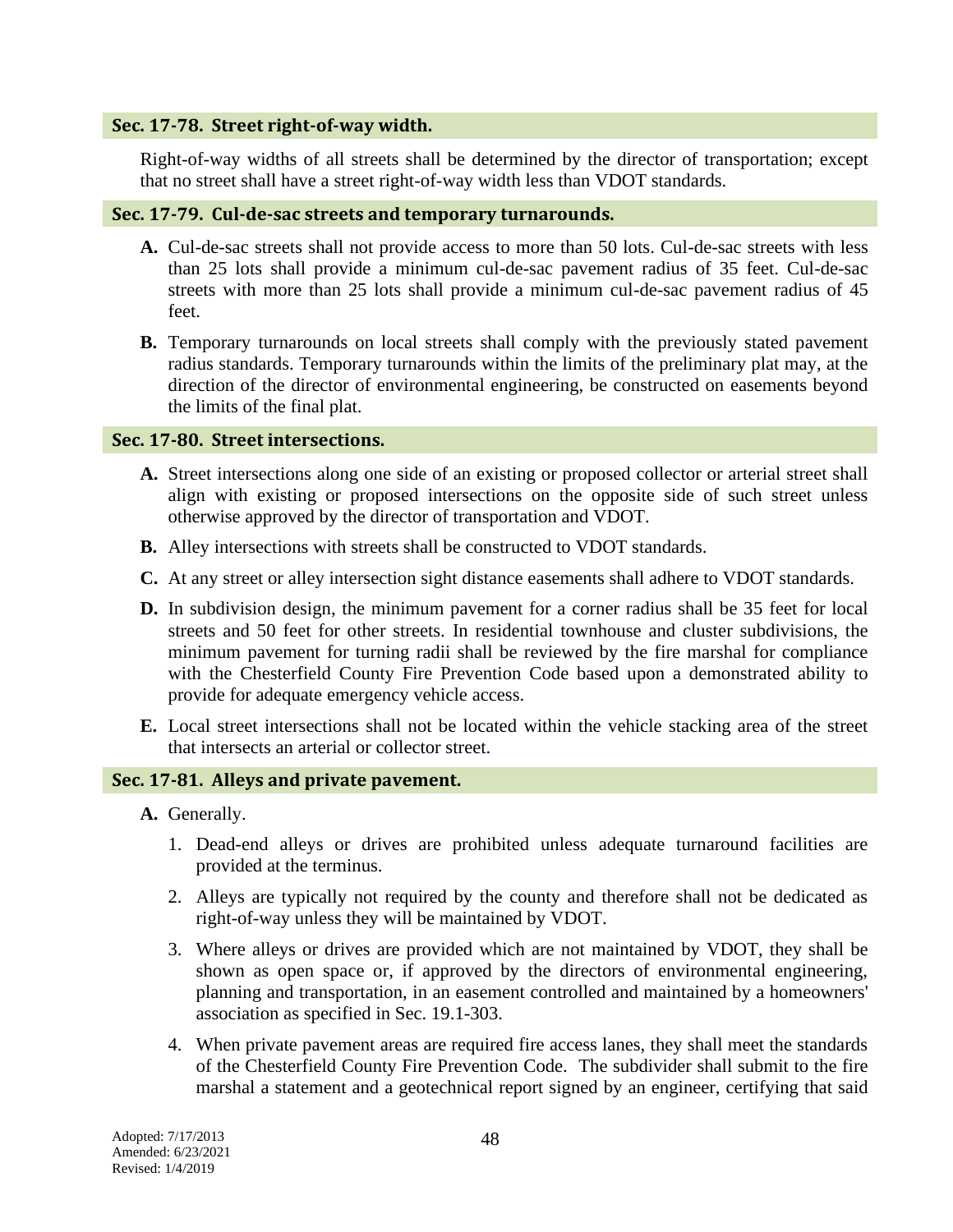### Sec. 17-78. Street right-of-way width.

Right-of-way widths of all streets shall be determined by the director of transportation; except that no street shall have a street right-of-way width less than VDOT standards.

### Sec. 17-79. Cul-de-sac streets and temporary turnarounds.

**A.** Cul-de-sac streets shall not provide access to more than 50 lots. Cul-de-sac streets with less than 25 lots shall provide a minimum cul-de-sac pavement radius of 35 feet. Cul-de-sac streets with more than 25 lots shall provide a minimum cul-de-sac pavement radius of 45 feet.

**B.** Temporary turnarounds on local streets shall comply with the previously stated pavement radius standards. Temporary turnarounds within the limits of the preliminary plat may, at the direction of the director of environmental engineering, be constructed on easements beyond the limits of the final plat.

### Sec. 17-80. Street intersections.

**A.** Street intersections along one side of an existing or proposed collector or arterial street shall align with existing or proposed intersections on the opposite side of such street unless otherwise approved by the director of transportation and VDOT.

**B.** Alley intersections with streets shall be constructed to VDOT standards.

**C.** At any street or alley intersection sight distance easements shall adhere to VDOT standards.

**D.** In subdivision design, the minimum pavement for a corner radius shall be 35 feet for local streets and 50 feet for other streets. In residential townhouse and cluster subdivisions, the minimum pavement for turning radii shall be reviewed by the fire marshal for compliance with the Chesterfield County Fire Prevention Code based upon a demonstrated ability to provide for adequate emergency vehicle access.

**E.** Local street intersections shall not be located within the vehicle stacking area of the street that intersects an arterial or collector street.

### Sec. 17-81. Alleys and private pavement.

**A.** Generally.

1. Dead-end alleys or drives are prohibited unless adequate turnaround facilities are provided at the terminus.
2. Alleys are typically not required by the county and therefore shall not be dedicated as right-of-way unless they will be maintained by VDOT.
3. Where alleys or drives are provided which are not maintained by VDOT, they shall be shown as open space or, if approved by the directors of environmental engineering, planning and transportation, in an easement controlled and maintained by a homeowners' association as specified in Sec. 19.1-303.
4. When private pavement areas are required fire access lanes, they shall meet the standards of the Chesterfield County Fire Prevention Code. The subdivider shall submit to the fire marshal a statement and a geotechnical report signed by an engineer, certifying that said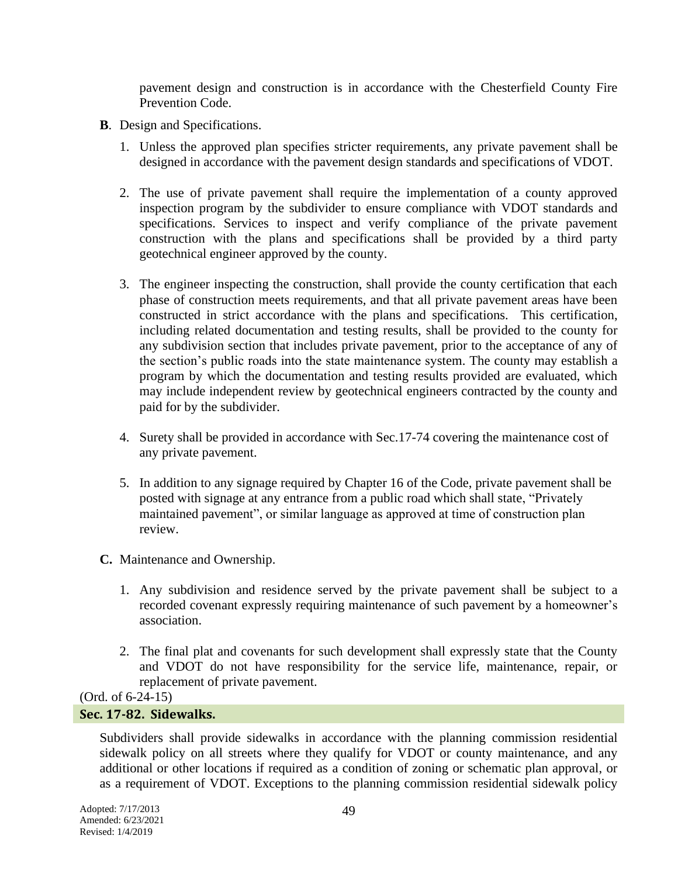pavement design and construction is in accordance with the Chesterfield County Fire Prevention Code.

**B**. Design and Specifications.

1. Unless the approved plan specifies stricter requirements, any private pavement shall be designed in accordance with the pavement design standards and specifications of VDOT.

2. The use of private pavement shall require the implementation of a county approved inspection program by the subdivider to ensure compliance with VDOT standards and specifications. Services to inspect and verify compliance of the private pavement construction with the plans and specifications shall be provided by a third party geotechnical engineer approved by the county.

3. The engineer inspecting the construction, shall provide the county certification that each phase of construction meets requirements, and that all private pavement areas have been constructed in strict accordance with the plans and specifications. This certification, including related documentation and testing results, shall be provided to the county for any subdivision section that includes private pavement, prior to the acceptance of any of the section's public roads into the state maintenance system. The county may establish a program by which the documentation and testing results provided are evaluated, which may include independent review by geotechnical engineers contracted by the county and paid for by the subdivider.

4. Surety shall be provided in accordance with Sec.17-74 covering the maintenance cost of any private pavement.

5. In addition to any signage required by Chapter 16 of the Code, private pavement shall be posted with signage at any entrance from a public road which shall state, "Privately maintained pavement", or similar language as approved at time of construction plan review.

**C.** Maintenance and Ownership.

1. Any subdivision and residence served by the private pavement shall be subject to a recorded covenant expressly requiring maintenance of such pavement by a homeowner's association.

2. The final plat and covenants for such development shall expressly state that the County and VDOT do not have responsibility for the service life, maintenance, repair, or replacement of private pavement.

(Ord. of 6-24-15)

## Sec. 17-82. Sidewalks.

Subdividers shall provide sidewalks in accordance with the planning commission residential sidewalk policy on all streets where they qualify for VDOT or county maintenance, and any additional or other locations if required as a condition of zoning or schematic plan approval, or as a requirement of VDOT. Exceptions to the planning commission residential sidewalk policy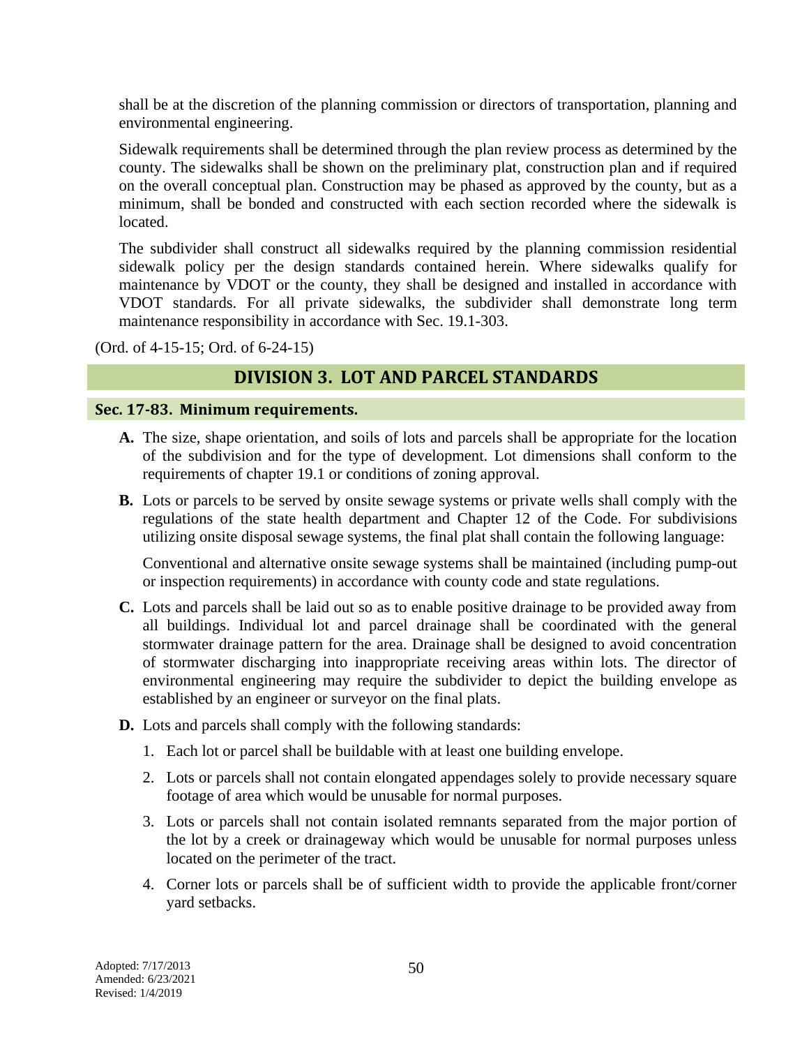shall be at the discretion of the planning commission or directors of transportation, planning and environmental engineering.

Sidewalk requirements shall be determined through the plan review process as determined by the county. The sidewalks shall be shown on the preliminary plat, construction plan and if required on the overall conceptual plan. Construction may be phased as approved by the county, but as a minimum, shall be bonded and constructed with each section recorded where the sidewalk is located.

The subdivider shall construct all sidewalks required by the planning commission residential sidewalk policy per the design standards contained herein. Where sidewalks qualify for maintenance by VDOT or the county, they shall be designed and installed in accordance with VDOT standards. For all private sidewalks, the subdivider shall demonstrate long term maintenance responsibility in accordance with Sec. 19.1-303.

(Ord. of 4-15-15; Ord. of 6-24-15)

## DIVISION 3. LOT AND PARCEL STANDARDS

### Sec. 17-83. Minimum requirements.

**A.** The size, shape orientation, and soils of lots and parcels shall be appropriate for the location of the subdivision and for the type of development. Lot dimensions shall conform to the requirements of chapter 19.1 or conditions of zoning approval.

**B.** Lots or parcels to be served by onsite sewage systems or private wells shall comply with the regulations of the state health department and Chapter 12 of the Code. For subdivisions utilizing onsite disposal sewage systems, the final plat shall contain the following language:

Conventional and alternative onsite sewage systems shall be maintained (including pump-out or inspection requirements) in accordance with county code and state regulations.

**C.** Lots and parcels shall be laid out so as to enable positive drainage to be provided away from all buildings. Individual lot and parcel drainage shall be coordinated with the general stormwater drainage pattern for the area. Drainage shall be designed to avoid concentration of stormwater discharging into inappropriate receiving areas within lots. The director of environmental engineering may require the subdivider to depict the building envelope as established by an engineer or surveyor on the final plats.

**D.** Lots and parcels shall comply with the following standards:

1. Each lot or parcel shall be buildable with at least one building envelope.
2. Lots or parcels shall not contain elongated appendages solely to provide necessary square footage of area which would be unusable for normal purposes.
3. Lots or parcels shall not contain isolated remnants separated from the major portion of the lot by a creek or drainageway which would be unusable for normal purposes unless located on the perimeter of the tract.
4. Corner lots or parcels shall be of sufficient width to provide the applicable front/corner yard setbacks.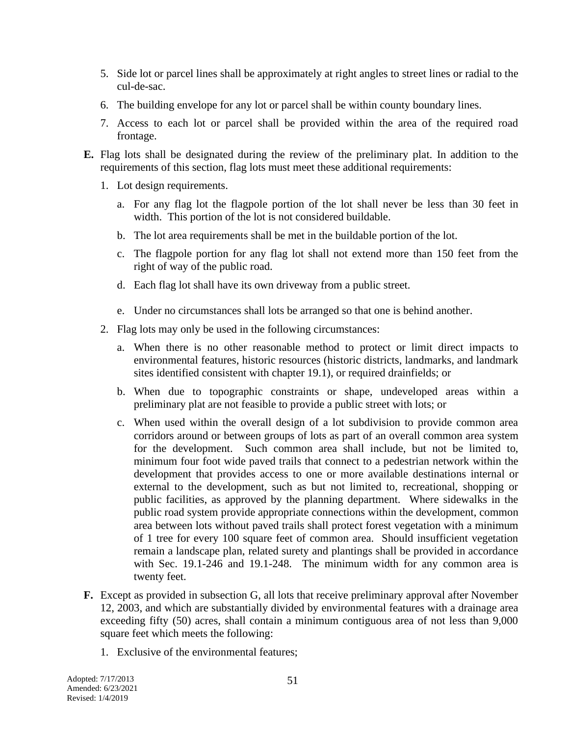5. Side lot or parcel lines shall be approximately at right angles to street lines or radial to the cul-de-sac.

6. The building envelope for any lot or parcel shall be within county boundary lines.

7. Access to each lot or parcel shall be provided within the area of the required road frontage.

**E.** Flag lots shall be designated during the review of the preliminary plat. In addition to the requirements of this section, flag lots must meet these additional requirements:

1. Lot design requirements.

   a. For any flag lot the flagpole portion of the lot shall never be less than 30 feet in width. This portion of the lot is not considered buildable.

   b. The lot area requirements shall be met in the buildable portion of the lot.

   c. The flagpole portion for any flag lot shall not extend more than 150 feet from the right of way of the public road.

   d. Each flag lot shall have its own driveway from a public street.

   e. Under no circumstances shall lots be arranged so that one is behind another.

2. Flag lots may only be used in the following circumstances:

   a. When there is no other reasonable method to protect or limit direct impacts to environmental features, historic resources (historic districts, landmarks, and landmark sites identified consistent with chapter 19.1), or required drainfields; or

   b. When due to topographic constraints or shape, undeveloped areas within a preliminary plat are not feasible to provide a public street with lots; or

   c. When used within the overall design of a lot subdivision to provide common area corridors around or between groups of lots as part of an overall common area system for the development. Such common area shall include, but not be limited to, minimum four foot wide paved trails that connect to a pedestrian network within the development that provides access to one or more available destinations internal or external to the development, such as but not limited to, recreational, shopping or public facilities, as approved by the planning department. Where sidewalks in the public road system provide appropriate connections within the development, common area between lots without paved trails shall protect forest vegetation with a minimum of 1 tree for every 100 square feet of common area. Should insufficient vegetation remain a landscape plan, related surety and plantings shall be provided in accordance with Sec. 19.1-246 and 19.1-248. The minimum width for any common area is twenty feet.

**F.** Except as provided in subsection G, all lots that receive preliminary approval after November 12, 2003, and which are substantially divided by environmental features with a drainage area exceeding fifty (50) acres, shall contain a minimum contiguous area of not less than 9,000 square feet which meets the following:

1. Exclusive of the environmental features;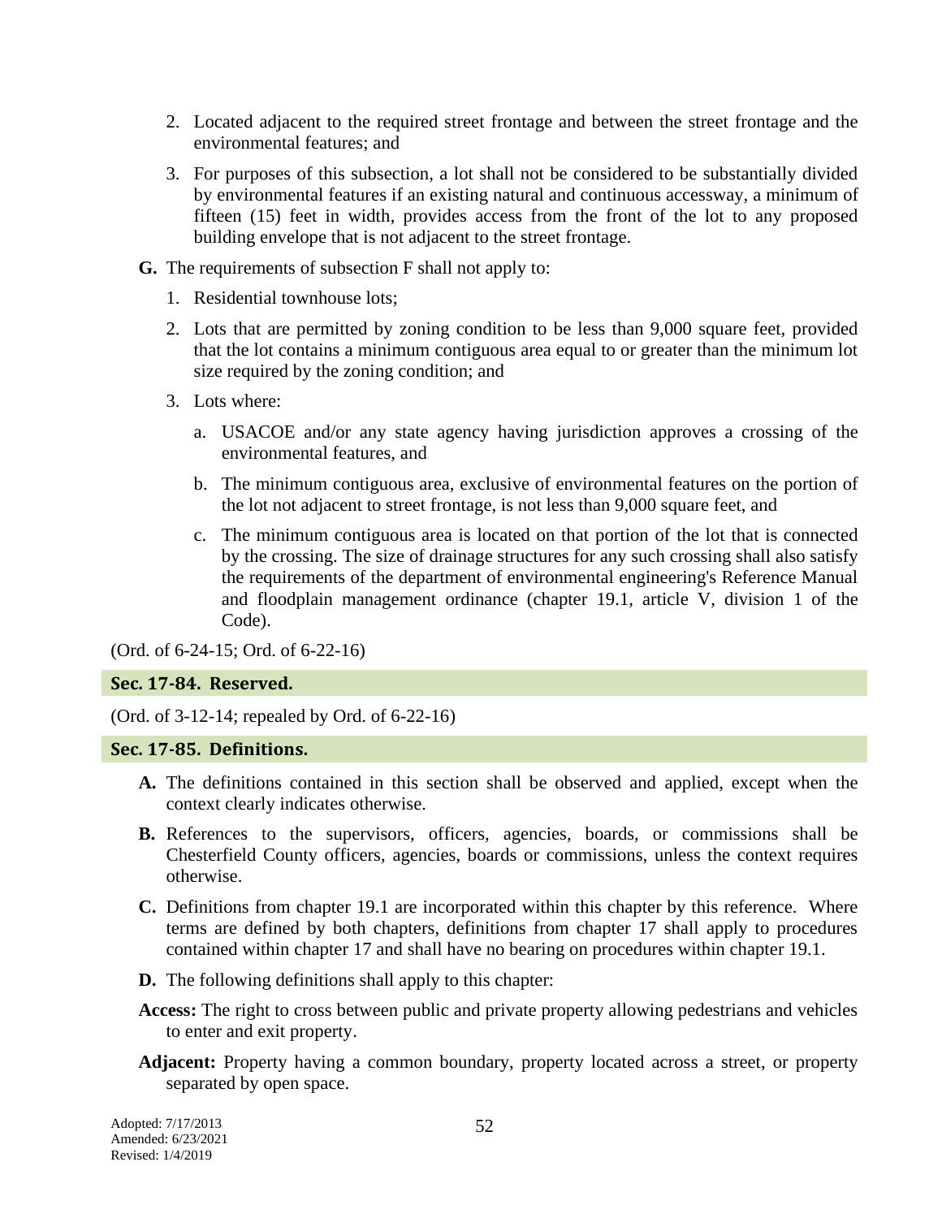2. Located adjacent to the required street frontage and between the street frontage and the environmental features; and

3. For purposes of this subsection, a lot shall not be considered to be substantially divided by environmental features if an existing natural and continuous accessway, a minimum of fifteen (15) feet in width, provides access from the front of the lot to any proposed building envelope that is not adjacent to the street frontage.

**G.** The requirements of subsection F shall not apply to:

1. Residential townhouse lots;

2. Lots that are permitted by zoning condition to be less than 9,000 square feet, provided that the lot contains a minimum contiguous area equal to or greater than the minimum lot size required by the zoning condition; and

3. Lots where:

   a. USACOE and/or any state agency having jurisdiction approves a crossing of the environmental features, and

   b. The minimum contiguous area, exclusive of environmental features on the portion of the lot not adjacent to street frontage, is not less than 9,000 square feet, and

   c. The minimum contiguous area is located on that portion of the lot that is connected by the crossing. The size of drainage structures for any such crossing shall also satisfy the requirements of the department of environmental engineering's Reference Manual and floodplain management ordinance (chapter 19.1, article V, division 1 of the Code).

(Ord. of 6-24-15; Ord. of 6-22-16)

## Sec. 17-84. Reserved.

(Ord. of 3-12-14; repealed by Ord. of 6-22-16)

## Sec. 17-85. Definitions.

**A.** The definitions contained in this section shall be observed and applied, except when the context clearly indicates otherwise.

**B.** References to the supervisors, officers, agencies, boards, or commissions shall be Chesterfield County officers, agencies, boards or commissions, unless the context requires otherwise.

**C.** Definitions from chapter 19.1 are incorporated within this chapter by this reference. Where terms are defined by both chapters, definitions from chapter 17 shall apply to procedures contained within chapter 17 and shall have no bearing on procedures within chapter 19.1.

**D.** The following definitions shall apply to this chapter:

**Access:** The right to cross between public and private property allowing pedestrians and vehicles to enter and exit property.

**Adjacent:** Property having a common boundary, property located across a street, or property separated by open space.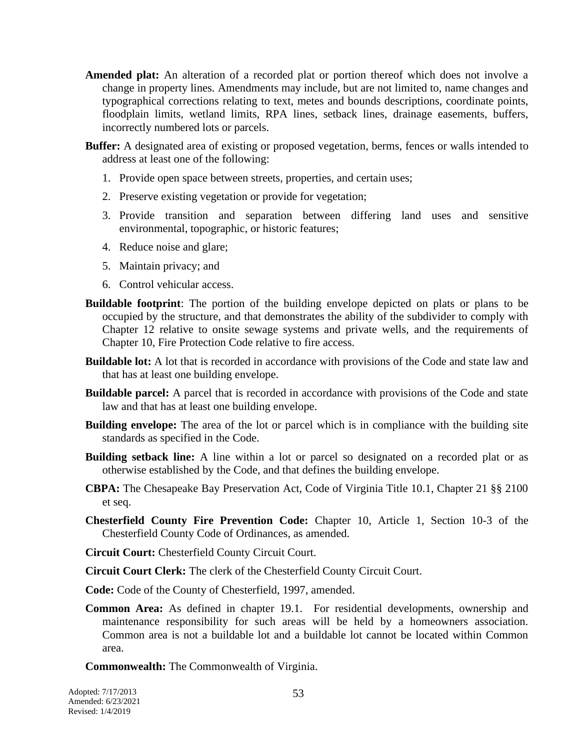**Amended plat:** An alteration of a recorded plat or portion thereof which does not involve a change in property lines. Amendments may include, but are not limited to, name changes and typographical corrections relating to text, metes and bounds descriptions, coordinate points, floodplain limits, wetland limits, RPA lines, setback lines, drainage easements, buffers, incorrectly numbered lots or parcels.

**Buffer:** A designated area of existing or proposed vegetation, berms, fences or walls intended to address at least one of the following:

1. Provide open space between streets, properties, and certain uses;
2. Preserve existing vegetation or provide for vegetation;
3. Provide transition and separation between differing land uses and sensitive environmental, topographic, or historic features;
4. Reduce noise and glare;
5. Maintain privacy; and
6. Control vehicular access.

**Buildable footprint**: The portion of the building envelope depicted on plats or plans to be occupied by the structure, and that demonstrates the ability of the subdivider to comply with Chapter 12 relative to onsite sewage systems and private wells, and the requirements of Chapter 10, Fire Protection Code relative to fire access.

**Buildable lot:** A lot that is recorded in accordance with provisions of the Code and state law and that has at least one building envelope.

**Buildable parcel:** A parcel that is recorded in accordance with provisions of the Code and state law and that has at least one building envelope.

**Building envelope:** The area of the lot or parcel which is in compliance with the building site standards as specified in the Code.

**Building setback line:** A line within a lot or parcel so designated on a recorded plat or as otherwise established by the Code, and that defines the building envelope.

**CBPA:** The Chesapeake Bay Preservation Act, Code of Virginia Title 10.1, Chapter 21 §§ 2100 et seq.

**Chesterfield County Fire Prevention Code:** Chapter 10, Article 1, Section 10-3 of the Chesterfield County Code of Ordinances, as amended.

**Circuit Court:** Chesterfield County Circuit Court.

**Circuit Court Clerk:** The clerk of the Chesterfield County Circuit Court.

**Code:** Code of the County of Chesterfield, 1997, amended.

**Common Area:** As defined in chapter 19.1. For residential developments, ownership and maintenance responsibility for such areas will be held by a homeowners association. Common area is not a buildable lot and a buildable lot cannot be located within Common area.

**Commonwealth:** The Commonwealth of Virginia.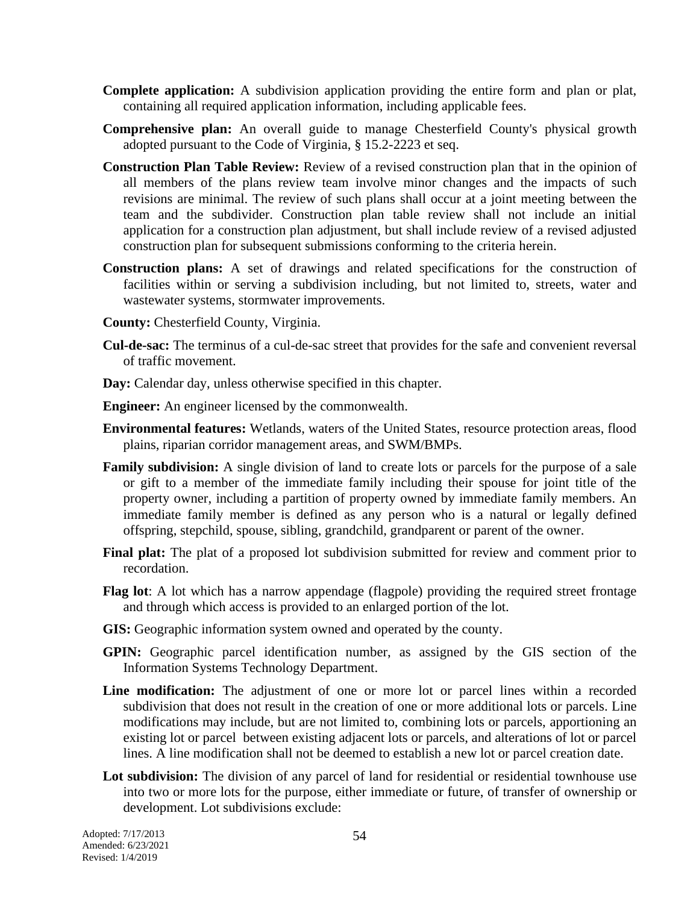**Complete application:** A subdivision application providing the entire form and plan or plat, containing all required application information, including applicable fees.

**Comprehensive plan:** An overall guide to manage Chesterfield County's physical growth adopted pursuant to the Code of Virginia, § 15.2-2223 et seq.

**Construction Plan Table Review:** Review of a revised construction plan that in the opinion of all members of the plans review team involve minor changes and the impacts of such revisions are minimal. The review of such plans shall occur at a joint meeting between the team and the subdivider. Construction plan table review shall not include an initial application for a construction plan adjustment, but shall include review of a revised adjusted construction plan for subsequent submissions conforming to the criteria herein.

**Construction plans:** A set of drawings and related specifications for the construction of facilities within or serving a subdivision including, but not limited to, streets, water and wastewater systems, stormwater improvements.

**County:** Chesterfield County, Virginia.

**Cul-de-sac:** The terminus of a cul-de-sac street that provides for the safe and convenient reversal of traffic movement.

**Day:** Calendar day, unless otherwise specified in this chapter.

**Engineer:** An engineer licensed by the commonwealth.

**Environmental features:** Wetlands, waters of the United States, resource protection areas, flood plains, riparian corridor management areas, and SWM/BMPs.

**Family subdivision:** A single division of land to create lots or parcels for the purpose of a sale or gift to a member of the immediate family including their spouse for joint title of the property owner, including a partition of property owned by immediate family members. An immediate family member is defined as any person who is a natural or legally defined offspring, stepchild, spouse, sibling, grandchild, grandparent or parent of the owner.

**Final plat:** The plat of a proposed lot subdivision submitted for review and comment prior to recordation.

**Flag lot**: A lot which has a narrow appendage (flagpole) providing the required street frontage and through which access is provided to an enlarged portion of the lot.

**GIS:** Geographic information system owned and operated by the county.

**GPIN:** Geographic parcel identification number, as assigned by the GIS section of the Information Systems Technology Department.

**Line modification:** The adjustment of one or more lot or parcel lines within a recorded subdivision that does not result in the creation of one or more additional lots or parcels. Line modifications may include, but are not limited to, combining lots or parcels, apportioning an existing lot or parcel between existing adjacent lots or parcels, and alterations of lot or parcel lines. A line modification shall not be deemed to establish a new lot or parcel creation date.

**Lot subdivision:** The division of any parcel of land for residential or residential townhouse use into two or more lots for the purpose, either immediate or future, of transfer of ownership or development. Lot subdivisions exclude:

Adopted: 7/17/2013
Amended: 6/23/2021
Revised: 1/4/2019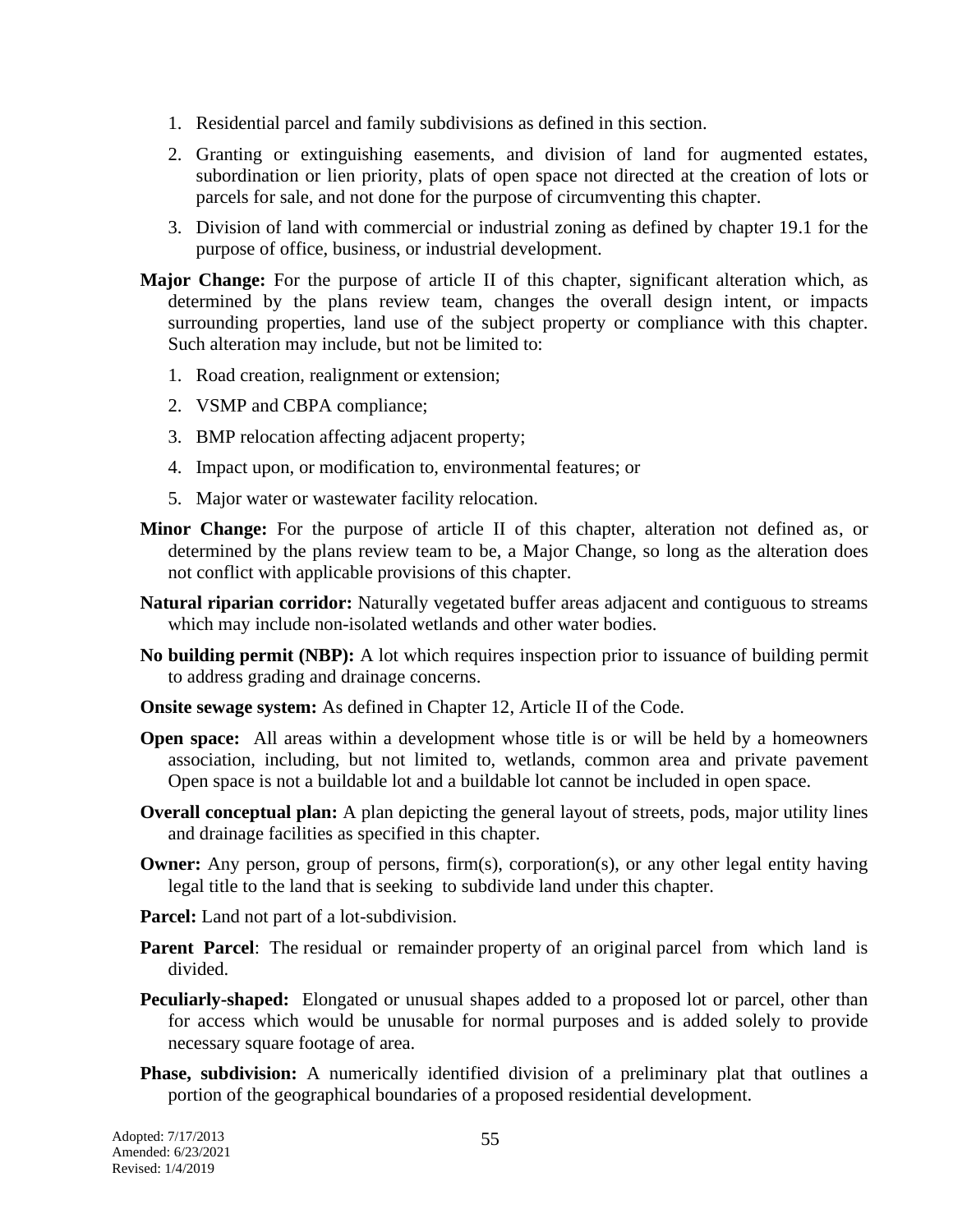1. Residential parcel and family subdivisions as defined in this section.
2. Granting or extinguishing easements, and division of land for augmented estates, subordination or lien priority, plats of open space not directed at the creation of lots or parcels for sale, and not done for the purpose of circumventing this chapter.
3. Division of land with commercial or industrial zoning as defined by chapter 19.1 for the purpose of office, business, or industrial development.

**Major Change:** For the purpose of article II of this chapter, significant alteration which, as determined by the plans review team, changes the overall design intent, or impacts surrounding properties, land use of the subject property or compliance with this chapter. Such alteration may include, but not be limited to:

1. Road creation, realignment or extension;
2. VSMP and CBPA compliance;
3. BMP relocation affecting adjacent property;
4. Impact upon, or modification to, environmental features; or
5. Major water or wastewater facility relocation.

**Minor Change:** For the purpose of article II of this chapter, alteration not defined as, or determined by the plans review team to be, a Major Change, so long as the alteration does not conflict with applicable provisions of this chapter.

**Natural riparian corridor:** Naturally vegetated buffer areas adjacent and contiguous to streams which may include non-isolated wetlands and other water bodies.

**No building permit (NBP):** A lot which requires inspection prior to issuance of building permit to address grading and drainage concerns.

**Onsite sewage system:** As defined in Chapter 12, Article II of the Code.

**Open space:** All areas within a development whose title is or will be held by a homeowners association, including, but not limited to, wetlands, common area and private pavement Open space is not a buildable lot and a buildable lot cannot be included in open space.

**Overall conceptual plan:** A plan depicting the general layout of streets, pods, major utility lines and drainage facilities as specified in this chapter.

**Owner:** Any person, group of persons, firm(s), corporation(s), or any other legal entity having legal title to the land that is seeking to subdivide land under this chapter.

**Parcel:** Land not part of a lot-subdivision.

**Parent Parcel**: The residual or remainder property of an original parcel from which land is divided.

**Peculiarly-shaped:** Elongated or unusual shapes added to a proposed lot or parcel, other than for access which would be unusable for normal purposes and is added solely to provide necessary square footage of area.

**Phase, subdivision:** A numerically identified division of a preliminary plat that outlines a portion of the geographical boundaries of a proposed residential development.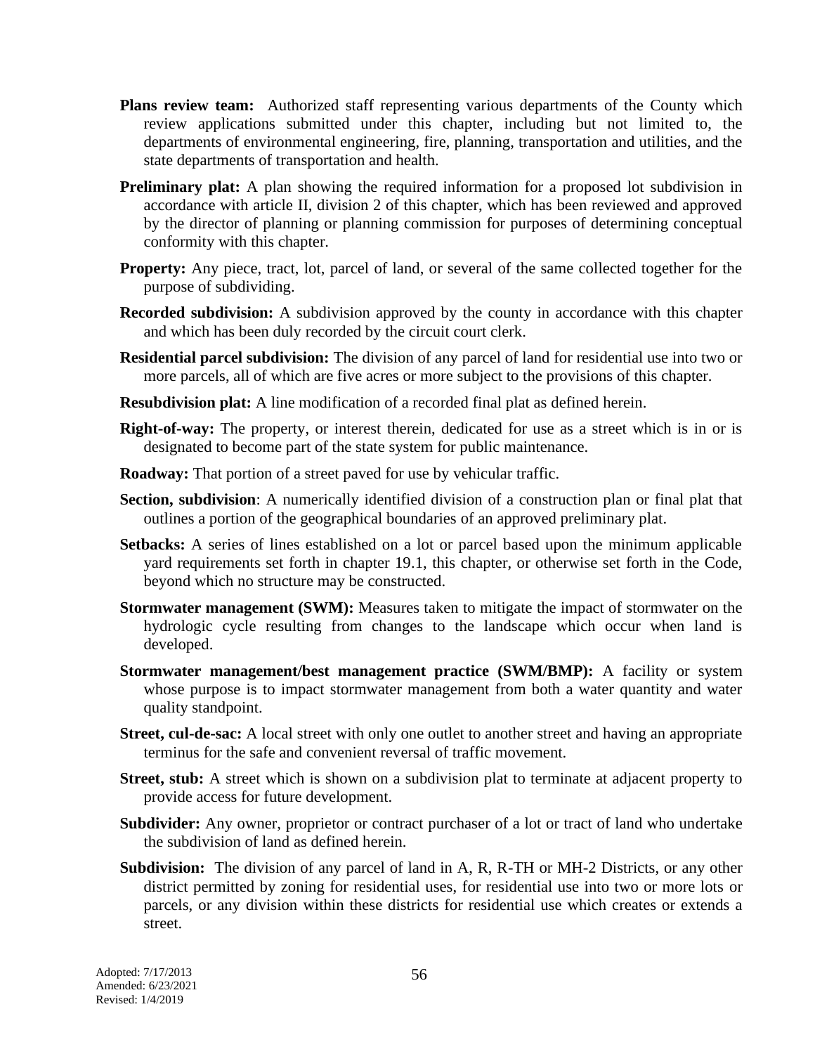**Plans review team:** Authorized staff representing various departments of the County which review applications submitted under this chapter, including but not limited to, the departments of environmental engineering, fire, planning, transportation and utilities, and the state departments of transportation and health.

**Preliminary plat:** A plan showing the required information for a proposed lot subdivision in accordance with article II, division 2 of this chapter, which has been reviewed and approved by the director of planning or planning commission for purposes of determining conceptual conformity with this chapter.

**Property:** Any piece, tract, lot, parcel of land, or several of the same collected together for the purpose of subdividing.

**Recorded subdivision:** A subdivision approved by the county in accordance with this chapter and which has been duly recorded by the circuit court clerk.

**Residential parcel subdivision:** The division of any parcel of land for residential use into two or more parcels, all of which are five acres or more subject to the provisions of this chapter.

**Resubdivision plat:** A line modification of a recorded final plat as defined herein.

**Right-of-way:** The property, or interest therein, dedicated for use as a street which is in or is designated to become part of the state system for public maintenance.

**Roadway:** That portion of a street paved for use by vehicular traffic.

**Section, subdivision**: A numerically identified division of a construction plan or final plat that outlines a portion of the geographical boundaries of an approved preliminary plat.

**Setbacks:** A series of lines established on a lot or parcel based upon the minimum applicable yard requirements set forth in chapter 19.1, this chapter, or otherwise set forth in the Code, beyond which no structure may be constructed.

**Stormwater management (SWM):** Measures taken to mitigate the impact of stormwater on the hydrologic cycle resulting from changes to the landscape which occur when land is developed.

**Stormwater management/best management practice (SWM/BMP):** A facility or system whose purpose is to impact stormwater management from both a water quantity and water quality standpoint.

**Street, cul-de-sac:** A local street with only one outlet to another street and having an appropriate terminus for the safe and convenient reversal of traffic movement.

**Street, stub:** A street which is shown on a subdivision plat to terminate at adjacent property to provide access for future development.

**Subdivider:** Any owner, proprietor or contract purchaser of a lot or tract of land who undertake the subdivision of land as defined herein.

**Subdivision:** The division of any parcel of land in A, R, R-TH or MH-2 Districts, or any other district permitted by zoning for residential uses, for residential use into two or more lots or parcels, or any division within these districts for residential use which creates or extends a street.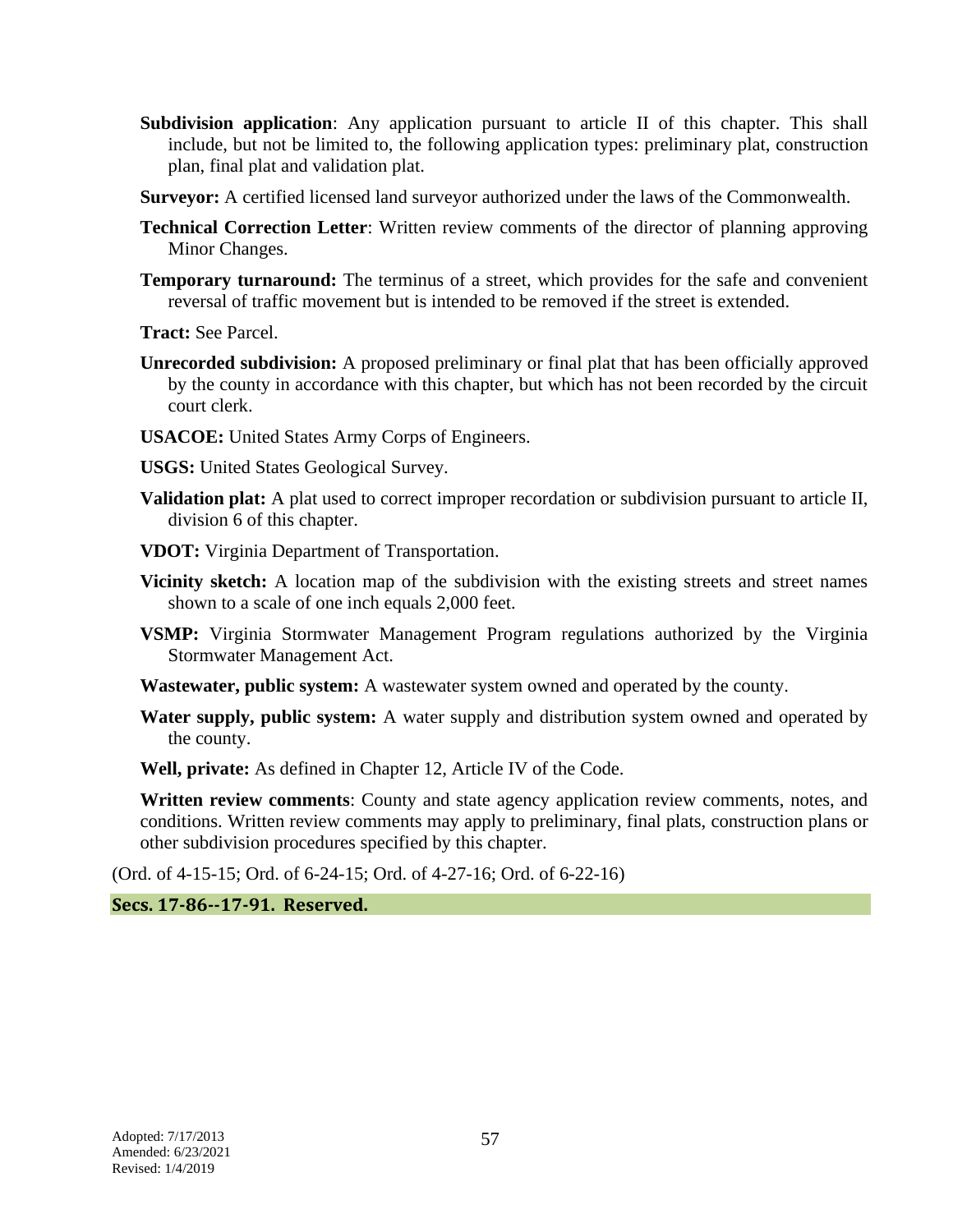**Subdivision application**: Any application pursuant to article II of this chapter. This shall include, but not be limited to, the following application types: preliminary plat, construction plan, final plat and validation plat.

**Surveyor:** A certified licensed land surveyor authorized under the laws of the Commonwealth.

**Technical Correction Letter**: Written review comments of the director of planning approving Minor Changes.

**Temporary turnaround:** The terminus of a street, which provides for the safe and convenient reversal of traffic movement but is intended to be removed if the street is extended.

**Tract:** See Parcel.

**Unrecorded subdivision:** A proposed preliminary or final plat that has been officially approved by the county in accordance with this chapter, but which has not been recorded by the circuit court clerk.

**USACOE:** United States Army Corps of Engineers.

**USGS:** United States Geological Survey.

**Validation plat:** A plat used to correct improper recordation or subdivision pursuant to article II, division 6 of this chapter.

**VDOT:** Virginia Department of Transportation.

**Vicinity sketch:** A location map of the subdivision with the existing streets and street names shown to a scale of one inch equals 2,000 feet.

**VSMP:** Virginia Stormwater Management Program regulations authorized by the Virginia Stormwater Management Act.

**Wastewater, public system:** A wastewater system owned and operated by the county.

**Water supply, public system:** A water supply and distribution system owned and operated by the county.

**Well, private:** As defined in Chapter 12, Article IV of the Code.

**Written review comments**: County and state agency application review comments, notes, and conditions. Written review comments may apply to preliminary, final plats, construction plans or other subdivision procedures specified by this chapter.

(Ord. of 4-15-15; Ord. of 6-24-15; Ord. of 4-27-16; Ord. of 6-22-16)

### Secs. 17-86--17-91. Reserved.

Adopted: 7/17/2013
Amended: 6/23/2021
Revised: 1/4/2019